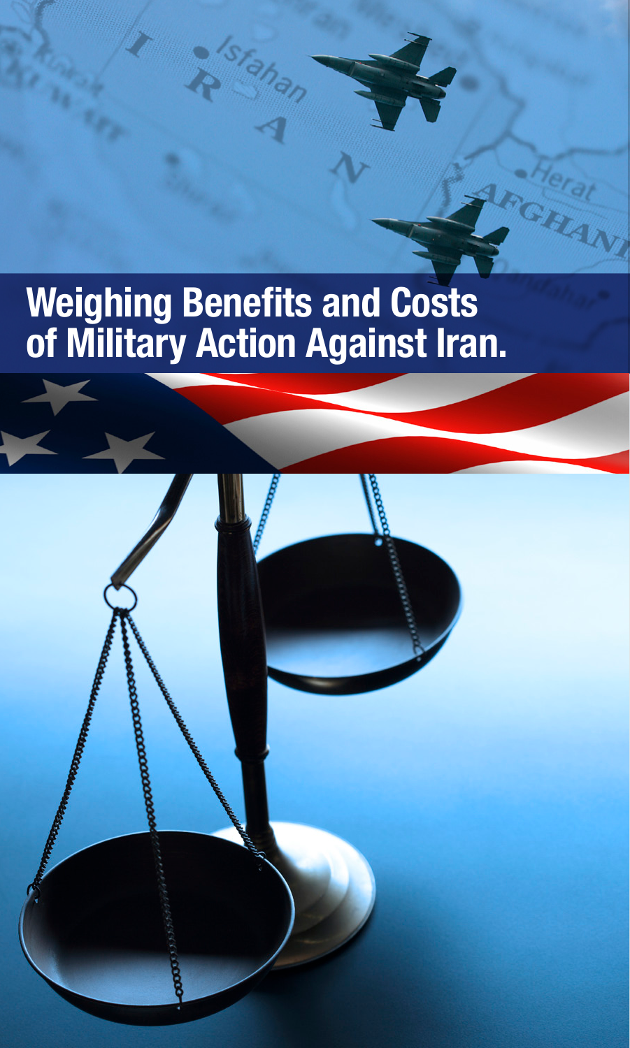# Weighing Benefits and Costs of Military Action Against Iran.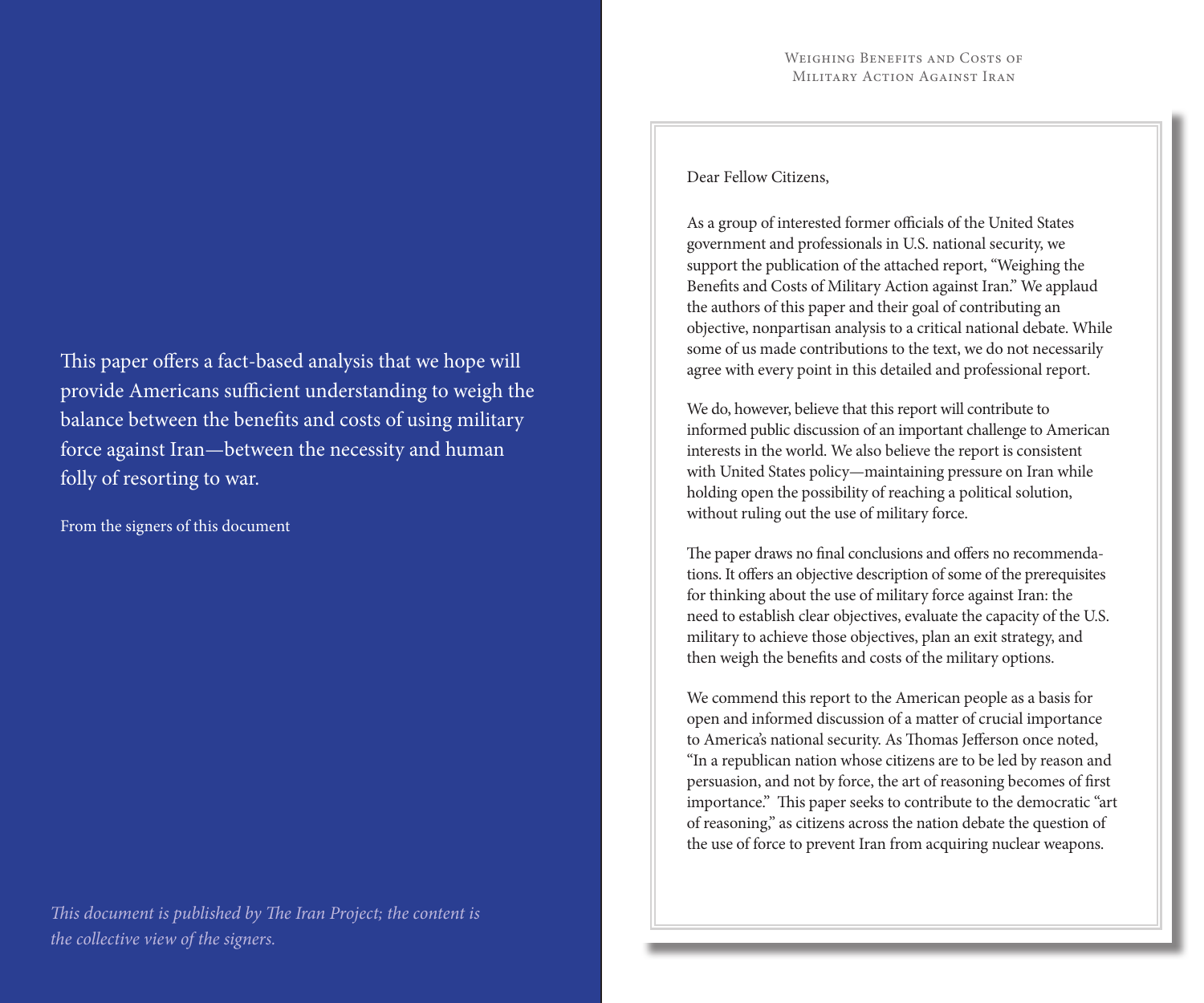This paper offers a fact-based analysis that we hope will provide Americans sufficient understanding to weigh the balance between the benefits and costs of using military force against Iran—between the necessity and human folly of resorting to war.

From the signers of this document

*This document is published by The Iran Project; the content is the collective view of the signers.*

Dear Fellow Citizens,

As a group of interested former officials of the United States government and professionals in U.S. national security, we support the publication of the attached report, "Weighing the Benefits and Costs of Military Action against Iran." We applaud the authors of this paper and their goal of contributing an objective, nonpartisan analysis to a critical national debate. While some of us made contributions to the text, we do not necessarily agree with every point in this detailed and professional report.

We do, however, believe that this report will contribute to informed public discussion of an important challenge to American interests in the world. We also believe the report is consistent with United States policy—maintaining pressure on Iran while holding open the possibility of reaching a political solution, without ruling out the use of military force.

The paper draws no final conclusions and offers no recommendations. It offers an objective description of some of the prerequisites for thinking about the use of military force against Iran: the need to establish clear objectives, evaluate the capacity of the U.S. military to achieve those objectives, plan an exit strategy, and then weigh the benefits and costs of the military options.

We commend this report to the American people as a basis for open and informed discussion of a matter of crucial importance to America's national security. As Thomas Jefferson once noted, "In a republican nation whose citizens are to be led by reason and persuasion, and not by force, the art of reasoning becomes of first importance." This paper seeks to contribute to the democratic "art of reasoning," as citizens across the nation debate the question of the use of force to prevent Iran from acquiring nuclear weapons.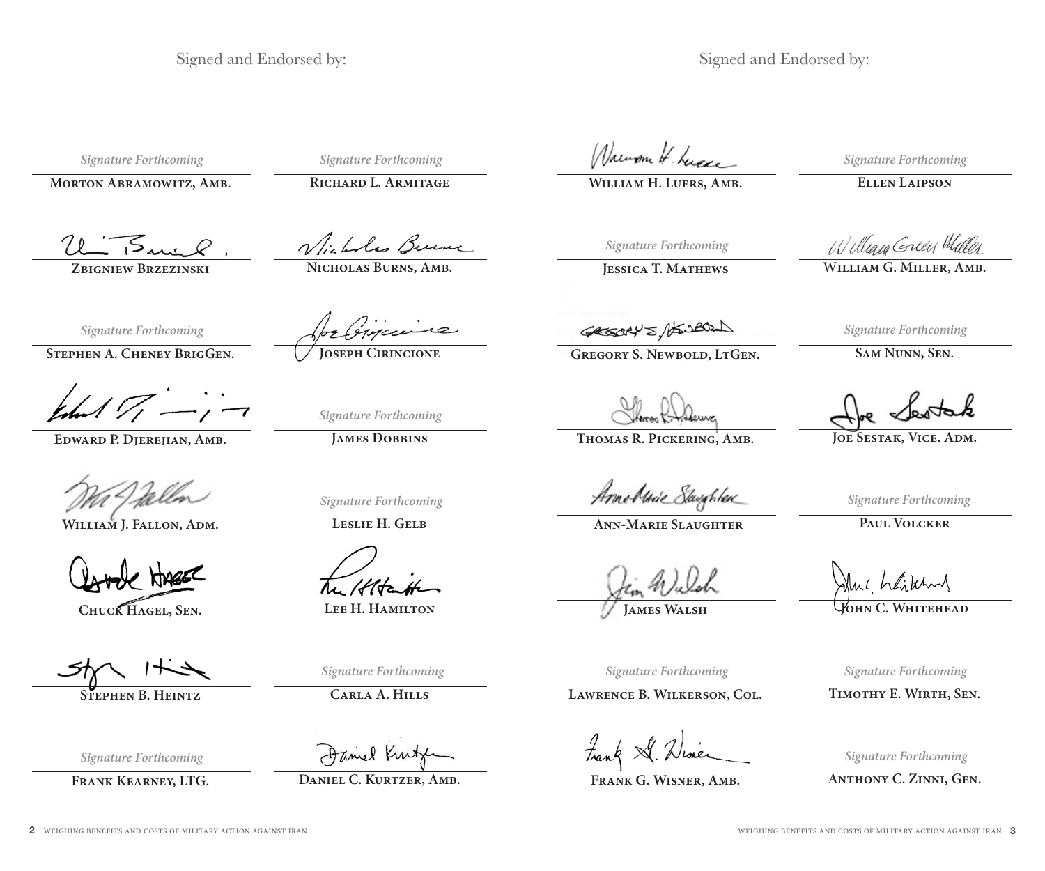Signed and Endorsed by:

*Signature Forthcoming*

**Morton Abramowitz, Amb.**

*Signature Forthcoming*

**Richard L. Armitage**

**Zbigniew Brzezinski**

**Nicholas Burns, Amb.**

*Signature Forthcoming*

**Stephen A. Cheney BrigGen.**

**Joseph Cirincione**

**Edward P. Djerejian, Amb.**

*Signature Forthcoming*

**James Dobbins**

**William J. Fallon, Adm.**

*Signature Forthcoming*

**Leslie H. Gelb**

**Chuck Hagel, Sen.**

**Lee H. Hamilton**

**Stephen B. Heintz**

*Signature Forthcoming*

**Carla A. Hills**

*Signature Forthcoming*

**Frank Kearney, LTG.**

**Daniel C. Kurtzer, Amb.**

Signed and Endorsed by:

**William H. Luers, Amb.**

*Signature Forthcoming*

**Ellen Laipson**

*Signature Forthcoming*

**Jessica T. Mathews**

**William G. Miller, Amb.**

**Gregory S. Newbold, LtGen.**

*Signature Forthcoming*

**Sam Nunn, Sen.**

**Thomas R. Pickering, Amb.**

**Joe Sestak, Vice. Adm.**

**Ann-Marie Slaughter**

*Signature Forthcoming*

**Paul Volcker**

**James Walsh**

**John C. Whitehead**

*Signature Forthcoming*

**Lawrence B. Wilkerson, Col.**

*Signature Forthcoming*

**Timothy E. Wirth, Sen.**

**Frank G. Wisner, Amb.**

*Signature Forthcoming*

**Anthony C. Zinni, Gen.**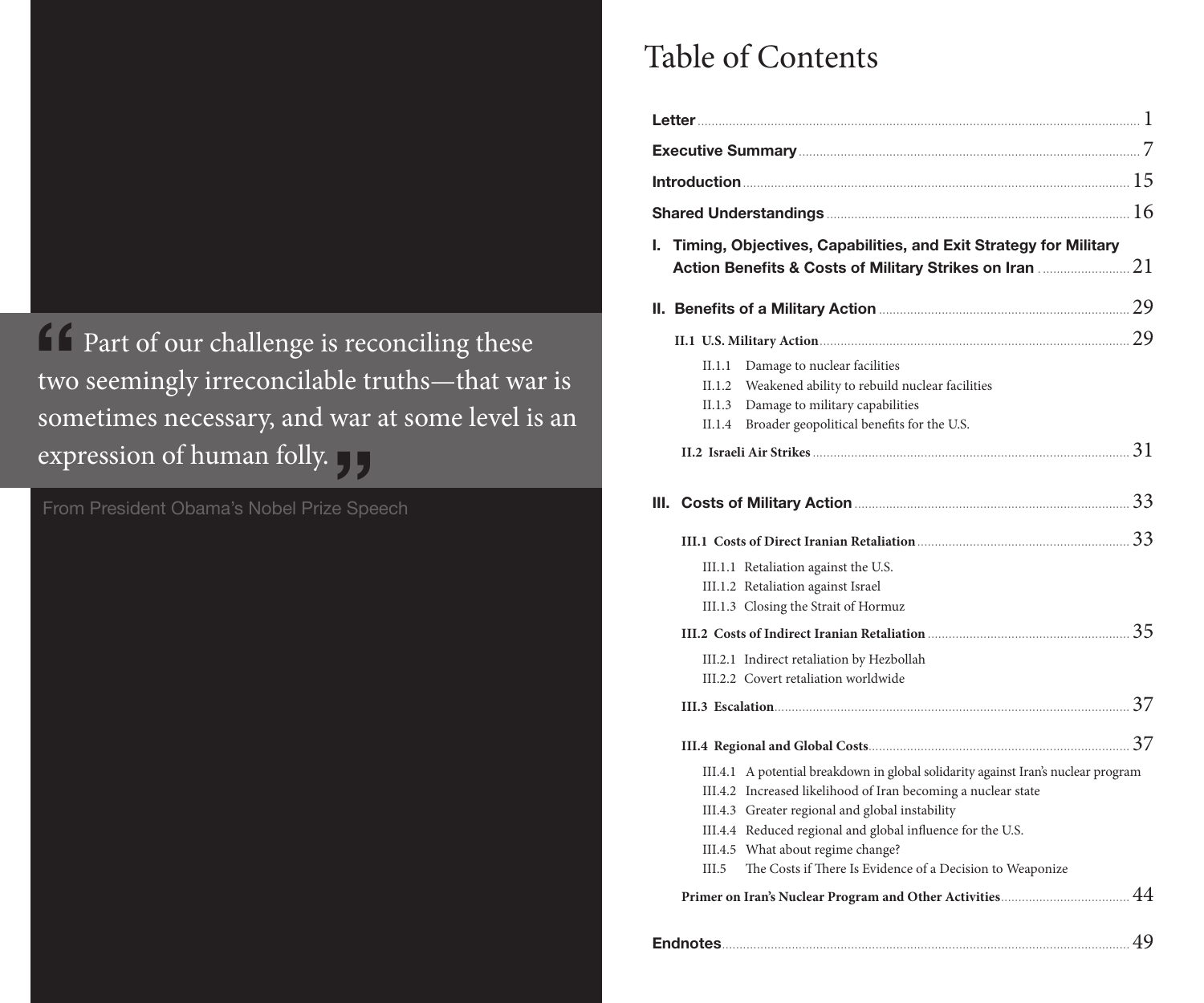> Part of our challenge is reconciling these two seemingly irreconcilable truths—that war is sometimes necessary, and war at some level is an expression of human folly.

From President Obama's Nobel Prize Speech

# Table of Contents

**Letter** .......... 1

**Executive Summary** .......... 7

**Introduction** .......... 15

**Shared Understandings** .......... 16

**I. Timing, Objectives, Capabilities, and Exit Strategy for Military Action Benefits & Costs of Military Strikes on Iran** .......... 21

**II. Benefits of a Military Action** .......... 29

- **II.1 U.S. Military Action** .......... 29
  - II.1.1 Damage to nuclear facilities
  - II.1.2 Weakened ability to rebuild nuclear facilities
  - II.1.3 Damage to military capabilities
  - II.1.4 Broader geopolitical benefits for the U.S.
- **II.2 Israeli Air Strikes** .......... 31

**III. Costs of Military Action** .......... 33

- **III.1 Costs of Direct Iranian Retaliation** .......... 33
  - III.1.1 Retaliation against the U.S.
  - III.1.2 Retaliation against Israel
  - III.1.3 Closing the Strait of Hormuz
- **III.2 Costs of Indirect Iranian Retaliation** .......... 35
  - III.2.1 Indirect retaliation by Hezbollah
  - III.2.2 Covert retaliation worldwide
- **III.3 Escalation** .......... 37
- **III.4 Regional and Global Costs** .......... 37
  - III.4.1 A potential breakdown in global solidarity against Iran's nuclear program
  - III.4.2 Increased likelihood of Iran becoming a nuclear state
  - III.4.3 Greater regional and global instability
  - III.4.4 Reduced regional and global influence for the U.S.
  - III.4.5 What about regime change?
  - III.5 The Costs if There Is Evidence of a Decision to Weaponize
- **Primer on Iran's Nuclear Program and Other Activities** .......... 44

**Endnotes** .......... 49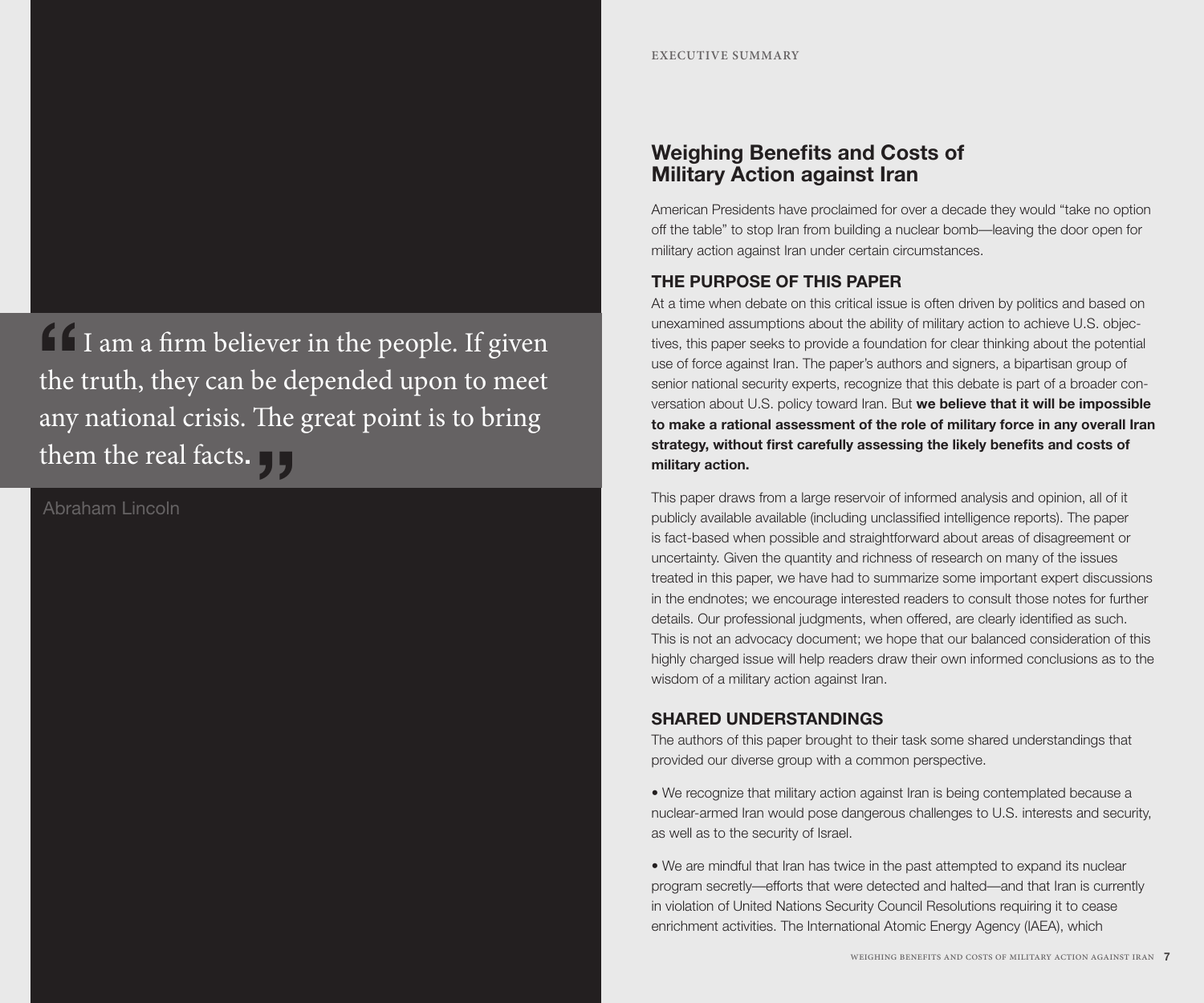> I am a firm believer in the people. If given the truth, they can be depended upon to meet any national crisis. The great point is to bring them the real facts.

Abraham Lincoln

EXECUTIVE SUMMARY

## Weighing Benefits and Costs of Military Action against Iran

American Presidents have proclaimed for over a decade they would "take no option off the table" to stop Iran from building a nuclear bomb—leaving the door open for military action against Iran under certain circumstances.

### THE PURPOSE OF THIS PAPER

At a time when debate on this critical issue is often driven by politics and based on unexamined assumptions about the ability of military action to achieve U.S. objectives, this paper seeks to provide a foundation for clear thinking about the potential use of force against Iran. The paper's authors and signers, a bipartisan group of senior national security experts, recognize that this debate is part of a broader conversation about U.S. policy toward Iran. But **we believe that it will be impossible to make a rational assessment of the role of military force in any overall Iran strategy, without first carefully assessing the likely benefits and costs of military action.**

This paper draws from a large reservoir of informed analysis and opinion, all of it publicly available available (including unclassified intelligence reports). The paper is fact-based when possible and straightforward about areas of disagreement or uncertainty. Given the quantity and richness of research on many of the issues treated in this paper, we have had to summarize some important expert discussions in the endnotes; we encourage interested readers to consult those notes for further details. Our professional judgments, when offered, are clearly identified as such. This is not an advocacy document; we hope that our balanced consideration of this highly charged issue will help readers draw their own informed conclusions as to the wisdom of a military action against Iran.

### SHARED UNDERSTANDINGS

The authors of this paper brought to their task some shared understandings that provided our diverse group with a common perspective.

- We recognize that military action against Iran is being contemplated because a nuclear-armed Iran would pose dangerous challenges to U.S. interests and security, as well as to the security of Israel.

- We are mindful that Iran has twice in the past attempted to expand its nuclear program secretly—efforts that were detected and halted—and that Iran is currently in violation of United Nations Security Council Resolutions requiring it to cease enrichment activities. The International Atomic Energy Agency (IAEA), which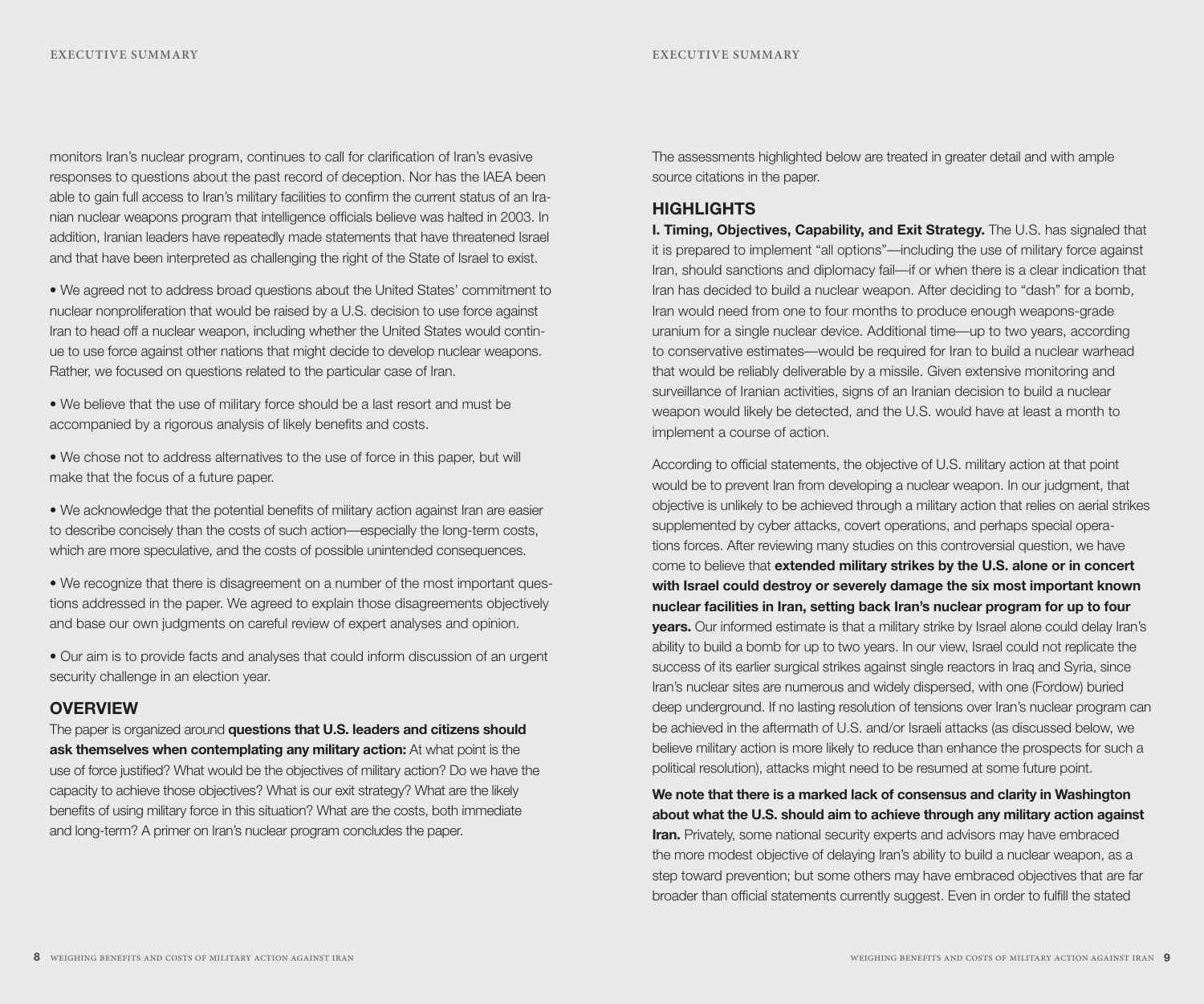monitors Iran's nuclear program, continues to call for clarification of Iran's evasive responses to questions about the past record of deception. Nor has the IAEA been able to gain full access to Iran's military facilities to confirm the current status of an Iranian nuclear weapons program that intelligence officials believe was halted in 2003. In addition, Iranian leaders have repeatedly made statements that have threatened Israel and that have been interpreted as challenging the right of the State of Israel to exist.

• We agreed not to address broad questions about the United States' commitment to nuclear nonproliferation that would be raised by a U.S. decision to use force against Iran to head off a nuclear weapon, including whether the United States would continue to use force against other nations that might decide to develop nuclear weapons. Rather, we focused on questions related to the particular case of Iran.

• We believe that the use of military force should be a last resort and must be accompanied by a rigorous analysis of likely benefits and costs.

• We chose not to address alternatives to the use of force in this paper, but will make that the focus of a future paper.

• We acknowledge that the potential benefits of military action against Iran are easier to describe concisely than the costs of such action—especially the long-term costs, which are more speculative, and the costs of possible unintended consequences.

• We recognize that there is disagreement on a number of the most important questions addressed in the paper. We agreed to explain those disagreements objectively and base our own judgments on careful review of expert analyses and opinion.

• Our aim is to provide facts and analyses that could inform discussion of an urgent security challenge in an election year.

## OVERVIEW

The paper is organized around **questions that U.S. leaders and citizens should ask themselves when contemplating any military action:** At what point is the use of force justified? What would be the objectives of military action? Do we have the capacity to achieve those objectives? What is our exit strategy? What are the likely benefits of using military force in this situation? What are the costs, both immediate and long-term? A primer on Iran's nuclear program concludes the paper.

The assessments highlighted below are treated in greater detail and with ample source citations in the paper.

## HIGHLIGHTS

**I. Timing, Objectives, Capability, and Exit Strategy.** The U.S. has signaled that it is prepared to implement "all options"—including the use of military force against Iran, should sanctions and diplomacy fail—if or when there is a clear indication that Iran has decided to build a nuclear weapon. After deciding to "dash" for a bomb, Iran would need from one to four months to produce enough weapons-grade uranium for a single nuclear device. Additional time—up to two years, according to conservative estimates—would be required for Iran to build a nuclear warhead that would be reliably deliverable by a missile. Given extensive monitoring and surveillance of Iranian activities, signs of an Iranian decision to build a nuclear weapon would likely be detected, and the U.S. would have at least a month to implement a course of action.

According to official statements, the objective of U.S. military action at that point would be to prevent Iran from developing a nuclear weapon. In our judgment, that objective is unlikely to be achieved through a military action that relies on aerial strikes supplemented by cyber attacks, covert operations, and perhaps special operations forces. After reviewing many studies on this controversial question, we have come to believe that **extended military strikes by the U.S. alone or in concert with Israel could destroy or severely damage the six most important known nuclear facilities in Iran, setting back Iran's nuclear program for up to four years.** Our informed estimate is that a military strike by Israel alone could delay Iran's ability to build a bomb for up to two years. In our view, Israel could not replicate the success of its earlier surgical strikes against single reactors in Iraq and Syria, since Iran's nuclear sites are numerous and widely dispersed, with one (Fordow) buried deep underground. If no lasting resolution of tensions over Iran's nuclear program can be achieved in the aftermath of U.S. and/or Israeli attacks (as discussed below, we believe military action is more likely to reduce than enhance the prospects for such a political resolution), attacks might need to be resumed at some future point.

**We note that there is a marked lack of consensus and clarity in Washington about what the U.S. should aim to achieve through any military action against Iran.** Privately, some national security experts and advisors may have embraced the more modest objective of delaying Iran's ability to build a nuclear weapon, as a step toward prevention; but some others may have embraced objectives that are far broader than official statements currently suggest. Even in order to fulfill the stated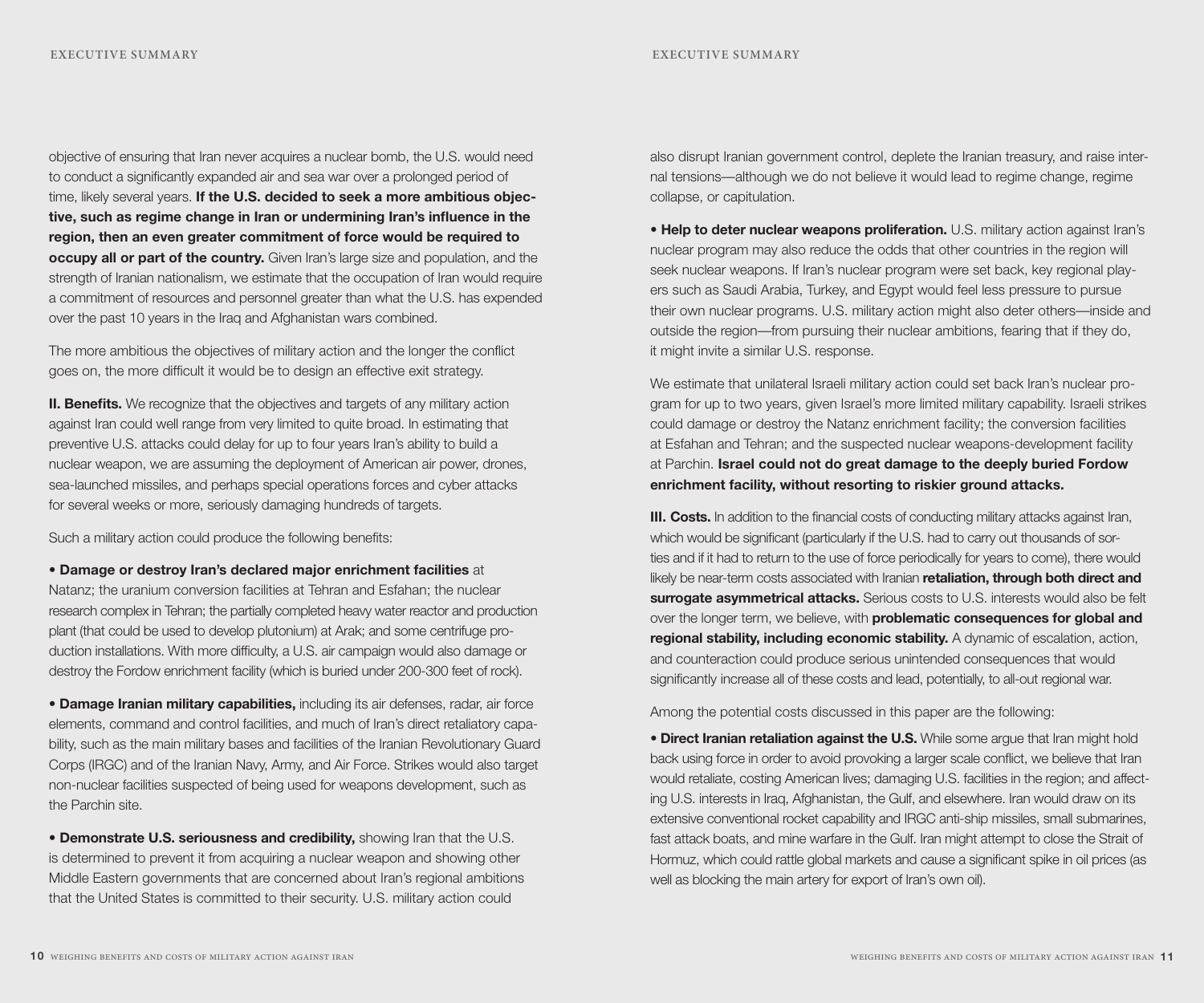objective of ensuring that Iran never acquires a nuclear bomb, the U.S. would need to conduct a significantly expanded air and sea war over a prolonged period of time, likely several years. **If the U.S. decided to seek a more ambitious objective, such as regime change in Iran or undermining Iran's influence in the region, then an even greater commitment of force would be required to occupy all or part of the country.** Given Iran's large size and population, and the strength of Iranian nationalism, we estimate that the occupation of Iran would require a commitment of resources and personnel greater than what the U.S. has expended over the past 10 years in the Iraq and Afghanistan wars combined.

The more ambitious the objectives of military action and the longer the conflict goes on, the more difficult it would be to design an effective exit strategy.

**II. Benefits.** We recognize that the objectives and targets of any military action against Iran could well range from very limited to quite broad. In estimating that preventive U.S. attacks could delay for up to four years Iran's ability to build a nuclear weapon, we are assuming the deployment of American air power, drones, sea-launched missiles, and perhaps special operations forces and cyber attacks for several weeks or more, seriously damaging hundreds of targets.

Such a military action could produce the following benefits:

• **Damage or destroy Iran's declared major enrichment facilities** at Natanz; the uranium conversion facilities at Tehran and Esfahan; the nuclear research complex in Tehran; the partially completed heavy water reactor and production plant (that could be used to develop plutonium) at Arak; and some centrifuge production installations. With more difficulty, a U.S. air campaign would also damage or destroy the Fordow enrichment facility (which is buried under 200-300 feet of rock).

• **Damage Iranian military capabilities,** including its air defenses, radar, air force elements, command and control facilities, and much of Iran's direct retaliatory capability, such as the main military bases and facilities of the Iranian Revolutionary Guard Corps (IRGC) and of the Iranian Navy, Army, and Air Force. Strikes would also target non-nuclear facilities suspected of being used for weapons development, such as the Parchin site.

• **Demonstrate U.S. seriousness and credibility,** showing Iran that the U.S. is determined to prevent it from acquiring a nuclear weapon and showing other Middle Eastern governments that are concerned about Iran's regional ambitions that the United States is committed to their security. U.S. military action could also disrupt Iranian government control, deplete the Iranian treasury, and raise internal tensions—although we do not believe it would lead to regime change, regime collapse, or capitulation.

• **Help to deter nuclear weapons proliferation.** U.S. military action against Iran's nuclear program may also reduce the odds that other countries in the region will seek nuclear weapons. If Iran's nuclear program were set back, key regional players such as Saudi Arabia, Turkey, and Egypt would feel less pressure to pursue their own nuclear programs. U.S. military action might also deter others—inside and outside the region—from pursuing their nuclear ambitions, fearing that if they do, it might invite a similar U.S. response.

We estimate that unilateral Israeli military action could set back Iran's nuclear program for up to two years, given Israel's more limited military capability. Israeli strikes could damage or destroy the Natanz enrichment facility; the conversion facilities at Esfahan and Tehran; and the suspected nuclear weapons-development facility at Parchin. **Israel could not do great damage to the deeply buried Fordow enrichment facility, without resorting to riskier ground attacks.**

**III. Costs.** In addition to the financial costs of conducting military attacks against Iran, which would be significant (particularly if the U.S. had to carry out thousands of sorties and if it had to return to the use of force periodically for years to come), there would likely be near-term costs associated with Iranian **retaliation, through both direct and surrogate asymmetrical attacks.** Serious costs to U.S. interests would also be felt over the longer term, we believe, with **problematic consequences for global and regional stability, including economic stability.** A dynamic of escalation, action, and counteraction could produce serious unintended consequences that would significantly increase all of these costs and lead, potentially, to all-out regional war.

Among the potential costs discussed in this paper are the following:

• **Direct Iranian retaliation against the U.S.** While some argue that Iran might hold back using force in order to avoid provoking a larger scale conflict, we believe that Iran would retaliate, costing American lives; damaging U.S. facilities in the region; and affecting U.S. interests in Iraq, Afghanistan, the Gulf, and elsewhere. Iran would draw on its extensive conventional rocket capability and IRGC anti-ship missiles, small submarines, fast attack boats, and mine warfare in the Gulf. Iran might attempt to close the Strait of Hormuz, which could rattle global markets and cause a significant spike in oil prices (as well as blocking the main artery for export of Iran's own oil).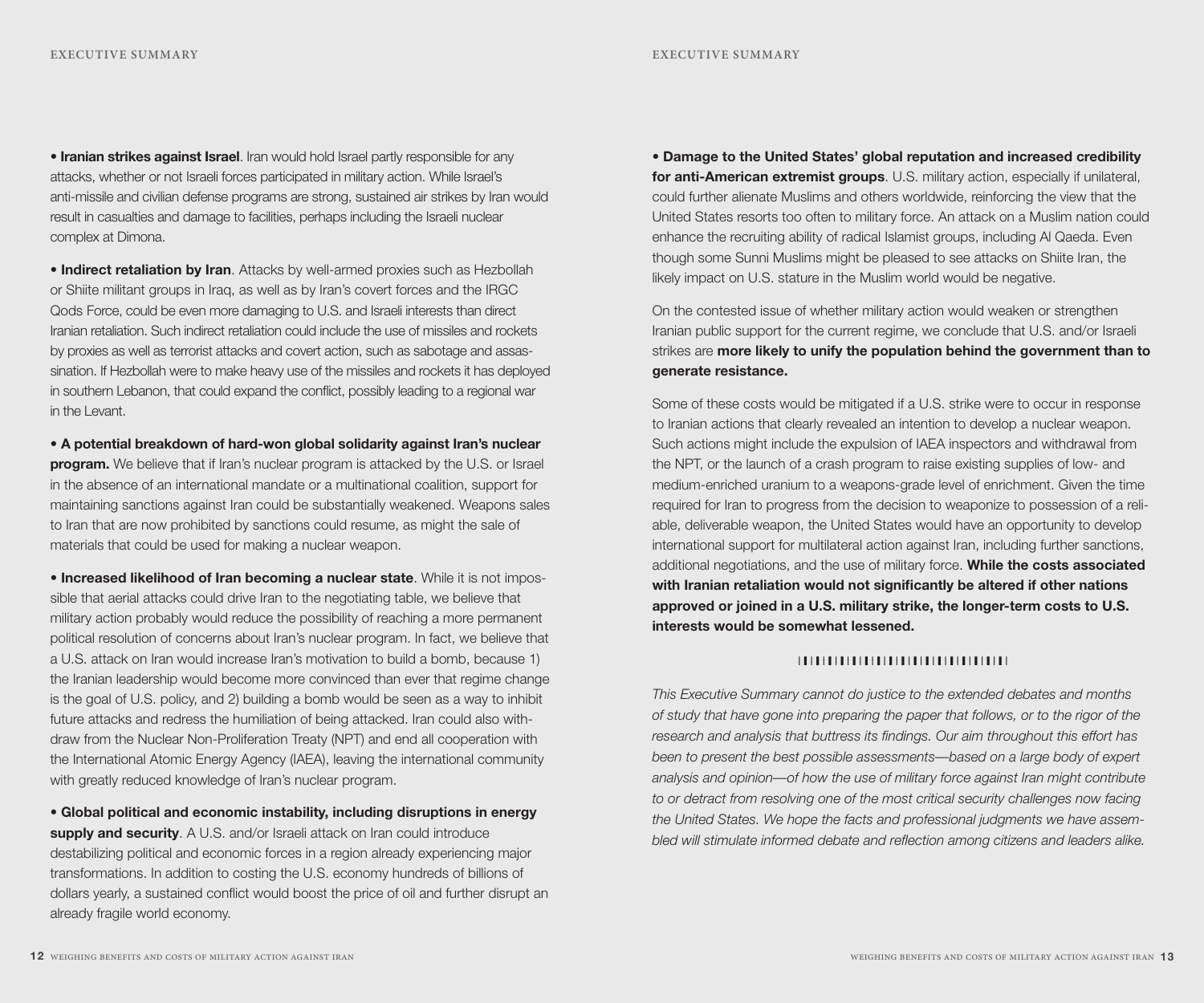• **Iranian strikes against Israel**. Iran would hold Israel partly responsible for any attacks, whether or not Israeli forces participated in military action. While Israel's anti-missile and civilian defense programs are strong, sustained air strikes by Iran would result in casualties and damage to facilities, perhaps including the Israeli nuclear complex at Dimona.

• **Indirect retaliation by Iran**. Attacks by well-armed proxies such as Hezbollah or Shiite militant groups in Iraq, as well as by Iran's covert forces and the IRGC Qods Force, could be even more damaging to U.S. and Israeli interests than direct Iranian retaliation. Such indirect retaliation could include the use of missiles and rockets by proxies as well as terrorist attacks and covert action, such as sabotage and assassination. If Hezbollah were to make heavy use of the missiles and rockets it has deployed in southern Lebanon, that could expand the conflict, possibly leading to a regional war in the Levant.

• **A potential breakdown of hard-won global solidarity against Iran's nuclear program.** We believe that if Iran's nuclear program is attacked by the U.S. or Israel in the absence of an international mandate or a multinational coalition, support for maintaining sanctions against Iran could be substantially weakened. Weapons sales to Iran that are now prohibited by sanctions could resume, as might the sale of materials that could be used for making a nuclear weapon.

• **Increased likelihood of Iran becoming a nuclear state**. While it is not impossible that aerial attacks could drive Iran to the negotiating table, we believe that military action probably would reduce the possibility of reaching a more permanent political resolution of concerns about Iran's nuclear program. In fact, we believe that a U.S. attack on Iran would increase Iran's motivation to build a bomb, because 1) the Iranian leadership would become more convinced than ever that regime change is the goal of U.S. policy, and 2) building a bomb would be seen as a way to inhibit future attacks and redress the humiliation of being attacked. Iran could also withdraw from the Nuclear Non-Proliferation Treaty (NPT) and end all cooperation with the International Atomic Energy Agency (IAEA), leaving the international community with greatly reduced knowledge of Iran's nuclear program.

• **Global political and economic instability, including disruptions in energy supply and security**. A U.S. and/or Israeli attack on Iran could introduce destabilizing political and economic forces in a region already experiencing major transformations. In addition to costing the U.S. economy hundreds of billions of dollars yearly, a sustained conflict would boost the price of oil and further disrupt an already fragile world economy.

• **Damage to the United States' global reputation and increased credibility for anti-American extremist groups**. U.S. military action, especially if unilateral, could further alienate Muslims and others worldwide, reinforcing the view that the United States resorts too often to military force. An attack on a Muslim nation could enhance the recruiting ability of radical Islamist groups, including Al Qaeda. Even though some Sunni Muslims might be pleased to see attacks on Shiite Iran, the likely impact on U.S. stature in the Muslim world would be negative.

On the contested issue of whether military action would weaken or strengthen Iranian public support for the current regime, we conclude that U.S. and/or Israeli strikes are **more likely to unify the population behind the government than to generate resistance.**

Some of these costs would be mitigated if a U.S. strike were to occur in response to Iranian actions that clearly revealed an intention to develop a nuclear weapon. Such actions might include the expulsion of IAEA inspectors and withdrawal from the NPT, or the launch of a crash program to raise existing supplies of low- and medium-enriched uranium to a weapons-grade level of enrichment. Given the time required for Iran to progress from the decision to weaponize to possession of a reliable, deliverable weapon, the United States would have an opportunity to develop international support for multilateral action against Iran, including further sanctions, additional negotiations, and the use of military force. **While the costs associated with Iranian retaliation would not significantly be altered if other nations approved or joined in a U.S. military strike, the longer-term costs to U.S. interests would be somewhat lessened.**

*This Executive Summary cannot do justice to the extended debates and months of study that have gone into preparing the paper that follows, or to the rigor of the research and analysis that buttress its findings. Our aim throughout this effort has been to present the best possible assessments—based on a large body of expert analysis and opinion—of how the use of military force against Iran might contribute to or detract from resolving one of the most critical security challenges now facing the United States. We hope the facts and professional judgments we have assembled will stimulate informed debate and reflection among citizens and leaders alike.*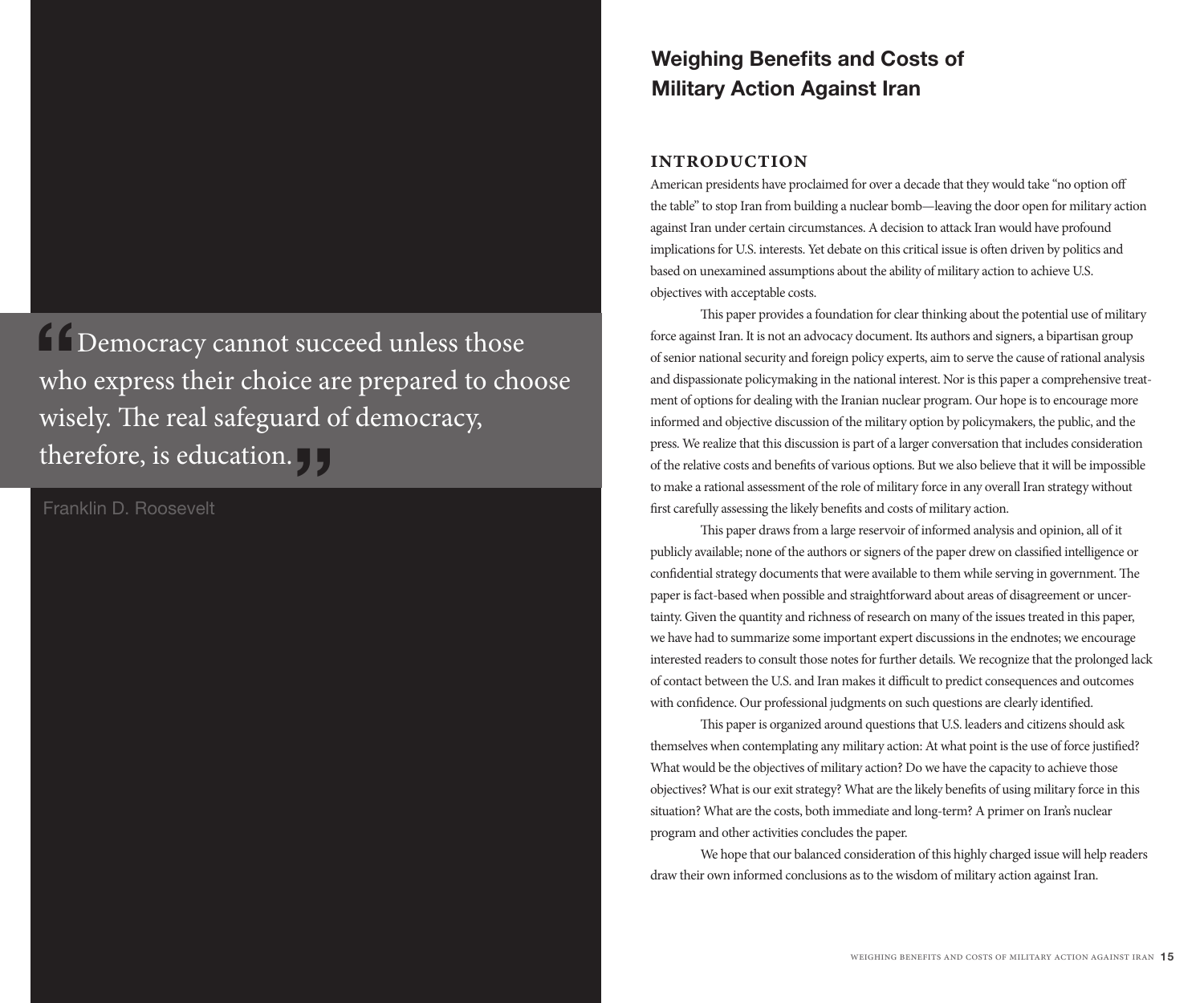> "Democracy cannot succeed unless those who express their choice are prepared to choose wisely. The real safeguard of democracy, therefore, is education."
>
> Franklin D. Roosevelt

# Weighing Benefits and Costs of Military Action Against Iran

## INTRODUCTION

American presidents have proclaimed for over a decade that they would take "no option off the table" to stop Iran from building a nuclear bomb—leaving the door open for military action against Iran under certain circumstances. A decision to attack Iran would have profound implications for U.S. interests. Yet debate on this critical issue is often driven by politics and based on unexamined assumptions about the ability of military action to achieve U.S. objectives with acceptable costs.

This paper provides a foundation for clear thinking about the potential use of military force against Iran. It is not an advocacy document. Its authors and signers, a bipartisan group of senior national security and foreign policy experts, aim to serve the cause of rational analysis and dispassionate policymaking in the national interest. Nor is this paper a comprehensive treatment of options for dealing with the Iranian nuclear program. Our hope is to encourage more informed and objective discussion of the military option by policymakers, the public, and the press. We realize that this discussion is part of a larger conversation that includes consideration of the relative costs and benefits of various options. But we also believe that it will be impossible to make a rational assessment of the role of military force in any overall Iran strategy without first carefully assessing the likely benefits and costs of military action.

This paper draws from a large reservoir of informed analysis and opinion, all of it publicly available; none of the authors or signers of the paper drew on classified intelligence or confidential strategy documents that were available to them while serving in government. The paper is fact-based when possible and straightforward about areas of disagreement or uncertainty. Given the quantity and richness of research on many of the issues treated in this paper, we have had to summarize some important expert discussions in the endnotes; we encourage interested readers to consult those notes for further details. We recognize that the prolonged lack of contact between the U.S. and Iran makes it difficult to predict consequences and outcomes with confidence. Our professional judgments on such questions are clearly identified.

This paper is organized around questions that U.S. leaders and citizens should ask themselves when contemplating any military action: At what point is the use of force justified? What would be the objectives of military action? Do we have the capacity to achieve those objectives? What is our exit strategy? What are the likely benefits of using military force in this situation? What are the costs, both immediate and long-term? A primer on Iran's nuclear program and other activities concludes the paper.

We hope that our balanced consideration of this highly charged issue will help readers draw their own informed conclusions as to the wisdom of military action against Iran.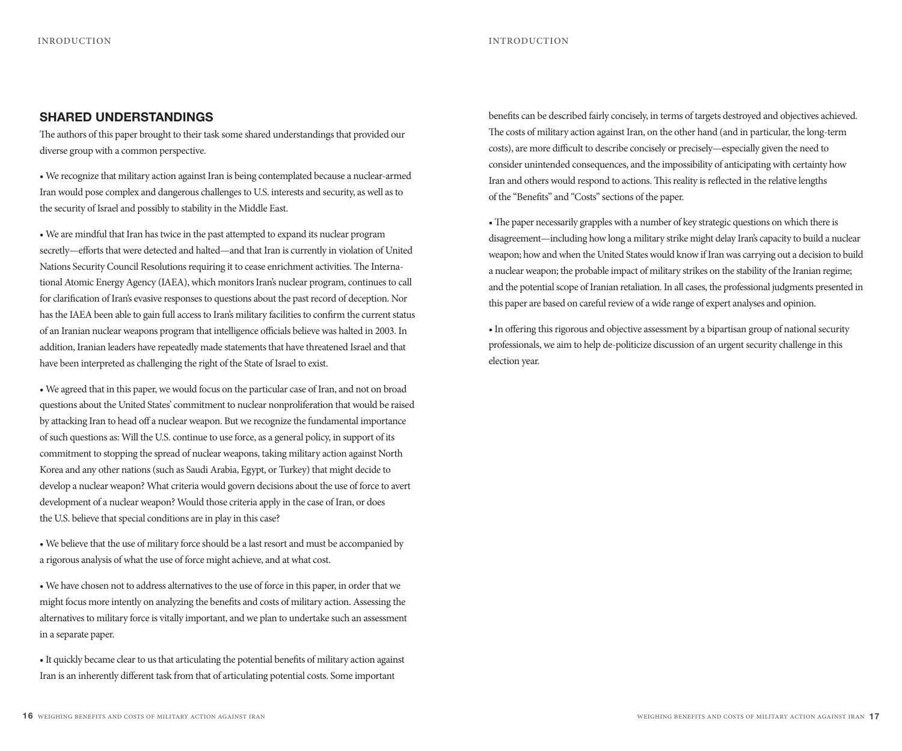## SHARED UNDERSTANDINGS

The authors of this paper brought to their task some shared understandings that provided our diverse group with a common perspective.

- We recognize that military action against Iran is being contemplated because a nuclear-armed Iran would pose complex and dangerous challenges to U.S. interests and security, as well as to the security of Israel and possibly to stability in the Middle East.

- We are mindful that Iran has twice in the past attempted to expand its nuclear program secretly—efforts that were detected and halted—and that Iran is currently in violation of United Nations Security Council Resolutions requiring it to cease enrichment activities. The International Atomic Energy Agency (IAEA), which monitors Iran's nuclear program, continues to call for clarification of Iran's evasive responses to questions about the past record of deception. Nor has the IAEA been able to gain full access to Iran's military facilities to confirm the current status of an Iranian nuclear weapons program that intelligence officials believe was halted in 2003. In addition, Iranian leaders have repeatedly made statements that have threatened Israel and that have been interpreted as challenging the right of the State of Israel to exist.

- We agreed that in this paper, we would focus on the particular case of Iran, and not on broad questions about the United States' commitment to nuclear nonproliferation that would be raised by attacking Iran to head off a nuclear weapon. But we recognize the fundamental importance of such questions as: Will the U.S. continue to use force, as a general policy, in support of its commitment to stopping the spread of nuclear weapons, taking military action against North Korea and any other nations (such as Saudi Arabia, Egypt, or Turkey) that might decide to develop a nuclear weapon? What criteria would govern decisions about the use of force to avert development of a nuclear weapon? Would those criteria apply in the case of Iran, or does the U.S. believe that special conditions are in play in this case?

- We believe that the use of military force should be a last resort and must be accompanied by a rigorous analysis of what the use of force might achieve, and at what cost.

- We have chosen not to address alternatives to the use of force in this paper, in order that we might focus more intently on analyzing the benefits and costs of military action. Assessing the alternatives to military force is vitally important, and we plan to undertake such an assessment in a separate paper.

- It quickly became clear to us that articulating the potential benefits of military action against Iran is an inherently different task from that of articulating potential costs. Some important benefits can be described fairly concisely, in terms of targets destroyed and objectives achieved. The costs of military action against Iran, on the other hand (and in particular, the long-term costs), are more difficult to describe concisely or precisely—especially given the need to consider unintended consequences, and the impossibility of anticipating with certainty how Iran and others would respond to actions. This reality is reflected in the relative lengths of the "Benefits" and "Costs" sections of the paper.

- The paper necessarily grapples with a number of key strategic questions on which there is disagreement—including how long a military strike might delay Iran's capacity to build a nuclear weapon; how and when the United States would know if Iran was carrying out a decision to build a nuclear weapon; the probable impact of military strikes on the stability of the Iranian regime; and the potential scope of Iranian retaliation. In all cases, the professional judgments presented in this paper are based on careful review of a wide range of expert analyses and opinion.

- In offering this rigorous and objective assessment by a bipartisan group of national security professionals, we aim to help de-politicize discussion of an urgent security challenge in this election year.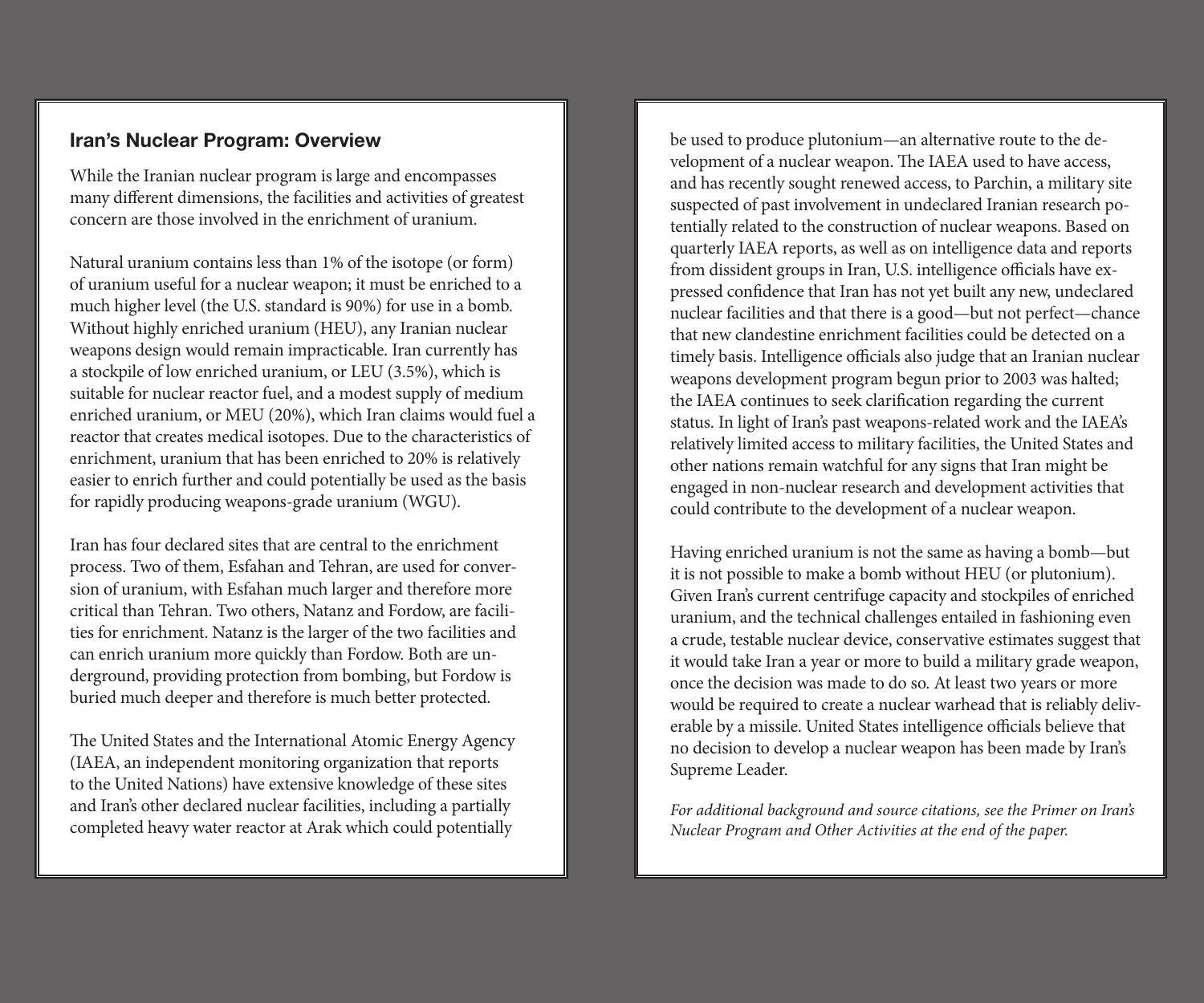## Iran's Nuclear Program: Overview

While the Iranian nuclear program is large and encompasses many different dimensions, the facilities and activities of greatest concern are those involved in the enrichment of uranium.

Natural uranium contains less than 1% of the isotope (or form) of uranium useful for a nuclear weapon; it must be enriched to a much higher level (the U.S. standard is 90%) for use in a bomb. Without highly enriched uranium (HEU), any Iranian nuclear weapons design would remain impracticable. Iran currently has a stockpile of low enriched uranium, or LEU (3.5%), which is suitable for nuclear reactor fuel, and a modest supply of medium enriched uranium, or MEU (20%), which Iran claims would fuel a reactor that creates medical isotopes. Due to the characteristics of enrichment, uranium that has been enriched to 20% is relatively easier to enrich further and could potentially be used as the basis for rapidly producing weapons-grade uranium (WGU).

Iran has four declared sites that are central to the enrichment process. Two of them, Esfahan and Tehran, are used for conversion of uranium, with Esfahan much larger and therefore more critical than Tehran. Two others, Natanz and Fordow, are facilities for enrichment. Natanz is the larger of the two facilities and can enrich uranium more quickly than Fordow. Both are underground, providing protection from bombing, but Fordow is buried much deeper and therefore is much better protected.

The United States and the International Atomic Energy Agency (IAEA, an independent monitoring organization that reports to the United Nations) have extensive knowledge of these sites and Iran's other declared nuclear facilities, including a partially completed heavy water reactor at Arak which could potentially be used to produce plutonium—an alternative route to the development of a nuclear weapon. The IAEA used to have access, and has recently sought renewed access, to Parchin, a military site suspected of past involvement in undeclared Iranian research potentially related to the construction of nuclear weapons. Based on quarterly IAEA reports, as well as on intelligence data and reports from dissident groups in Iran, U.S. intelligence officials have expressed confidence that Iran has not yet built any new, undeclared nuclear facilities and that there is a good—but not perfect—chance that new clandestine enrichment facilities could be detected on a timely basis. Intelligence officials also judge that an Iranian nuclear weapons development program begun prior to 2003 was halted; the IAEA continues to seek clarification regarding the current status. In light of Iran's past weapons-related work and the IAEA's relatively limited access to military facilities, the United States and other nations remain watchful for any signs that Iran might be engaged in non-nuclear research and development activities that could contribute to the development of a nuclear weapon.

Having enriched uranium is not the same as having a bomb—but it is not possible to make a bomb without HEU (or plutonium). Given Iran's current centrifuge capacity and stockpiles of enriched uranium, and the technical challenges entailed in fashioning even a crude, testable nuclear device, conservative estimates suggest that it would take Iran a year or more to build a military grade weapon, once the decision was made to do so. At least two years or more would be required to create a nuclear warhead that is reliably deliverable by a missile. United States intelligence officials believe that no decision to develop a nuclear weapon has been made by Iran's Supreme Leader.

*For additional background and source citations, see the Primer on Iran's Nuclear Program and Other Activities at the end of the paper.*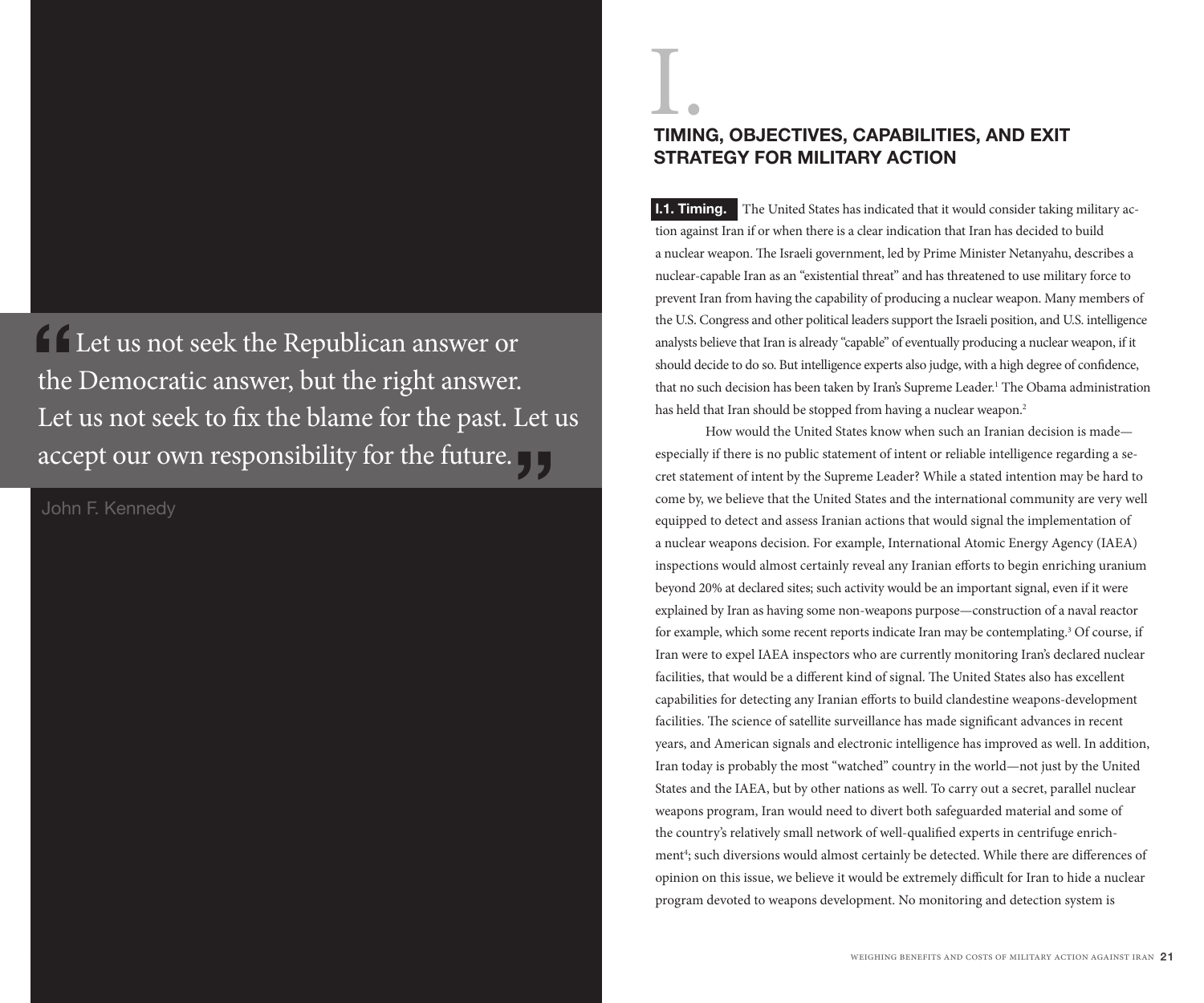> Let us not seek the Republican answer or the Democratic answer, but the right answer. Let us not seek to fix the blame for the past. Let us accept our own responsibility for the future.

John F. Kennedy

# I.

## TIMING, OBJECTIVES, CAPABILITIES, AND EXIT STRATEGY FOR MILITARY ACTION

**I.1. Timing.** The United States has indicated that it would consider taking military action against Iran if or when there is a clear indication that Iran has decided to build a nuclear weapon. The Israeli government, led by Prime Minister Netanyahu, describes a nuclear-capable Iran as an "existential threat" and has threatened to use military force to prevent Iran from having the capability of producing a nuclear weapon. Many members of the U.S. Congress and other political leaders support the Israeli position, and U.S. intelligence analysts believe that Iran is already "capable" of eventually producing a nuclear weapon, if it should decide to do so. But intelligence experts also judge, with a high degree of confidence, that no such decision has been taken by Iran's Supreme Leader.[1] The Obama administration has held that Iran should be stopped from having a nuclear weapon.[2]

How would the United States know when such an Iranian decision is made—especially if there is no public statement of intent or reliable intelligence regarding a secret statement of intent by the Supreme Leader? While a stated intention may be hard to come by, we believe that the United States and the international community are very well equipped to detect and assess Iranian actions that would signal the implementation of a nuclear weapons decision. For example, International Atomic Energy Agency (IAEA) inspections would almost certainly reveal any Iranian efforts to begin enriching uranium beyond 20% at declared sites; such activity would be an important signal, even if it were explained by Iran as having some non-weapons purpose—construction of a naval reactor for example, which some recent reports indicate Iran may be contemplating.[3] Of course, if Iran were to expel IAEA inspectors who are currently monitoring Iran's declared nuclear facilities, that would be a different kind of signal. The United States also has excellent capabilities for detecting any Iranian efforts to build clandestine weapons-development facilities. The science of satellite surveillance has made significant advances in recent years, and American signals and electronic intelligence has improved as well. In addition, Iran today is probably the most "watched" country in the world—not just by the United States and the IAEA, but by other nations as well. To carry out a secret, parallel nuclear weapons program, Iran would need to divert both safeguarded material and some of the country's relatively small network of well-qualified experts in centrifuge enrichment[4]; such diversions would almost certainly be detected. While there are differences of opinion on this issue, we believe it would be extremely difficult for Iran to hide a nuclear program devoted to weapons development. No monitoring and detection system is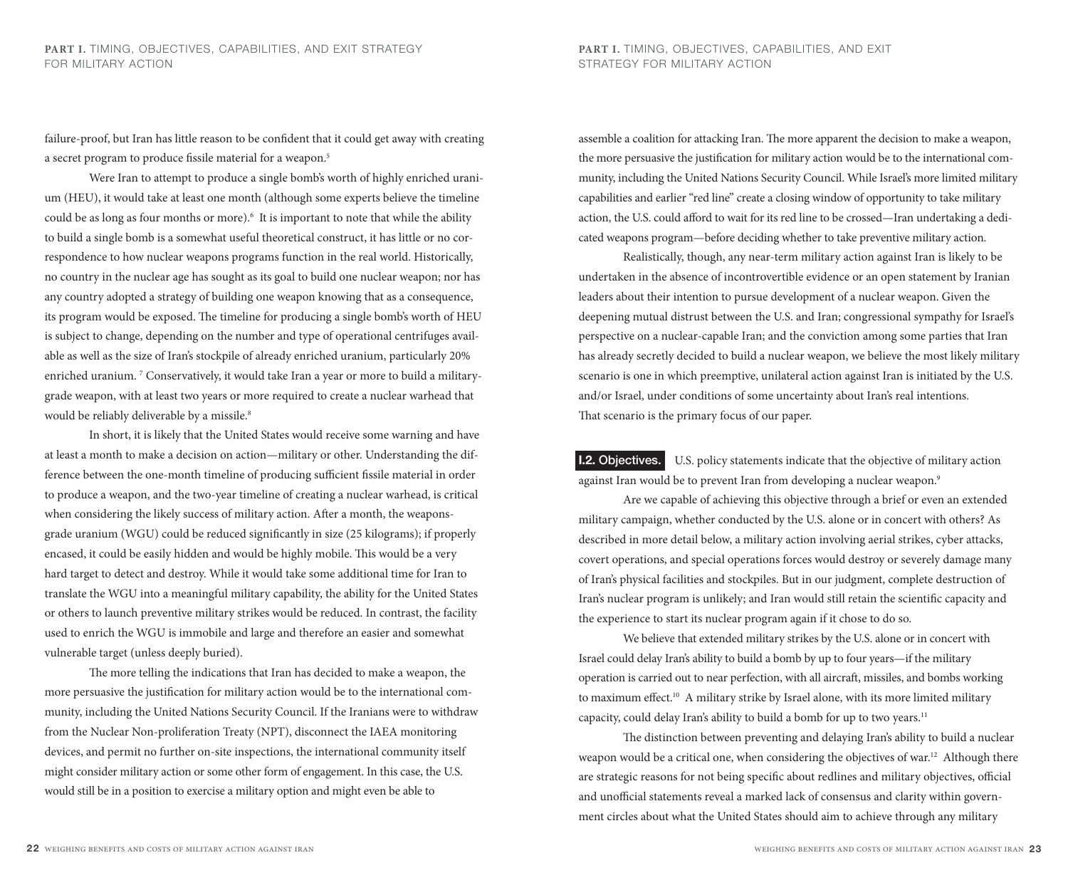failure-proof, but Iran has little reason to be confident that it could get away with creating a secret program to produce fissile material for a weapon.[5]

Were Iran to attempt to produce a single bomb's worth of highly enriched uranium (HEU), it would take at least one month (although some experts believe the timeline could be as long as four months or more).[6] It is important to note that while the ability to build a single bomb is a somewhat useful theoretical construct, it has little or no correspondence to how nuclear weapons programs function in the real world. Historically, no country in the nuclear age has sought as its goal to build one nuclear weapon; nor has any country adopted a strategy of building one weapon knowing that as a consequence, its program would be exposed. The timeline for producing a single bomb's worth of HEU is subject to change, depending on the number and type of operational centrifuges available as well as the size of Iran's stockpile of already enriched uranium, particularly 20% enriched uranium.[7] Conservatively, it would take Iran a year or more to build a military-grade weapon, with at least two years or more required to create a nuclear warhead that would be reliably deliverable by a missile.[8]

In short, it is likely that the United States would receive some warning and have at least a month to make a decision on action—military or other. Understanding the difference between the one-month timeline of producing sufficient fissile material in order to produce a weapon, and the two-year timeline of creating a nuclear warhead, is critical when considering the likely success of military action. After a month, the weapons-grade uranium (WGU) could be reduced significantly in size (25 kilograms); if properly encased, it could be easily hidden and would be highly mobile. This would be a very hard target to detect and destroy. While it would take some additional time for Iran to translate the WGU into a meaningful military capability, the ability for the United States or others to launch preventive military strikes would be reduced. In contrast, the facility used to enrich the WGU is immobile and large and therefore an easier and somewhat vulnerable target (unless deeply buried).

The more telling the indications that Iran has decided to make a weapon, the more persuasive the justification for military action would be to the international community, including the United Nations Security Council. If the Iranians were to withdraw from the Nuclear Non-proliferation Treaty (NPT), disconnect the IAEA monitoring devices, and permit no further on-site inspections, the international community itself might consider military action or some other form of engagement. In this case, the U.S. would still be in a position to exercise a military option and might even be able to assemble a coalition for attacking Iran. The more apparent the decision to make a weapon, the more persuasive the justification for military action would be to the international community, including the United Nations Security Council. While Israel's more limited military capabilities and earlier "red line" create a closing window of opportunity to take military action, the U.S. could afford to wait for its red line to be crossed—Iran undertaking a dedicated weapons program—before deciding whether to take preventive military action.

Realistically, though, any near-term military action against Iran is likely to be undertaken in the absence of incontrovertible evidence or an open statement by Iranian leaders about their intention to pursue development of a nuclear weapon. Given the deepening mutual distrust between the U.S. and Iran; congressional sympathy for Israel's perspective on a nuclear-capable Iran; and the conviction among some parties that Iran has already secretly decided to build a nuclear weapon, we believe the most likely military scenario is one in which preemptive, unilateral action against Iran is initiated by the U.S. and/or Israel, under conditions of some uncertainty about Iran's real intentions. That scenario is the primary focus of our paper.

**I.2. Objectives.** U.S. policy statements indicate that the objective of military action against Iran would be to prevent Iran from developing a nuclear weapon.[9]

Are we capable of achieving this objective through a brief or even an extended military campaign, whether conducted by the U.S. alone or in concert with others? As described in more detail below, a military action involving aerial strikes, cyber attacks, covert operations, and special operations forces would destroy or severely damage many of Iran's physical facilities and stockpiles. But in our judgment, complete destruction of Iran's nuclear program is unlikely; and Iran would still retain the scientific capacity and the experience to start its nuclear program again if it chose to do so.

We believe that extended military strikes by the U.S. alone or in concert with Israel could delay Iran's ability to build a bomb by up to four years—if the military operation is carried out to near perfection, with all aircraft, missiles, and bombs working to maximum effect.[10] A military strike by Israel alone, with its more limited military capacity, could delay Iran's ability to build a bomb for up to two years.[11]

The distinction between preventing and delaying Iran's ability to build a nuclear weapon would be a critical one, when considering the objectives of war.[12] Although there are strategic reasons for not being specific about redlines and military objectives, official and unofficial statements reveal a marked lack of consensus and clarity within government circles about what the United States should aim to achieve through any military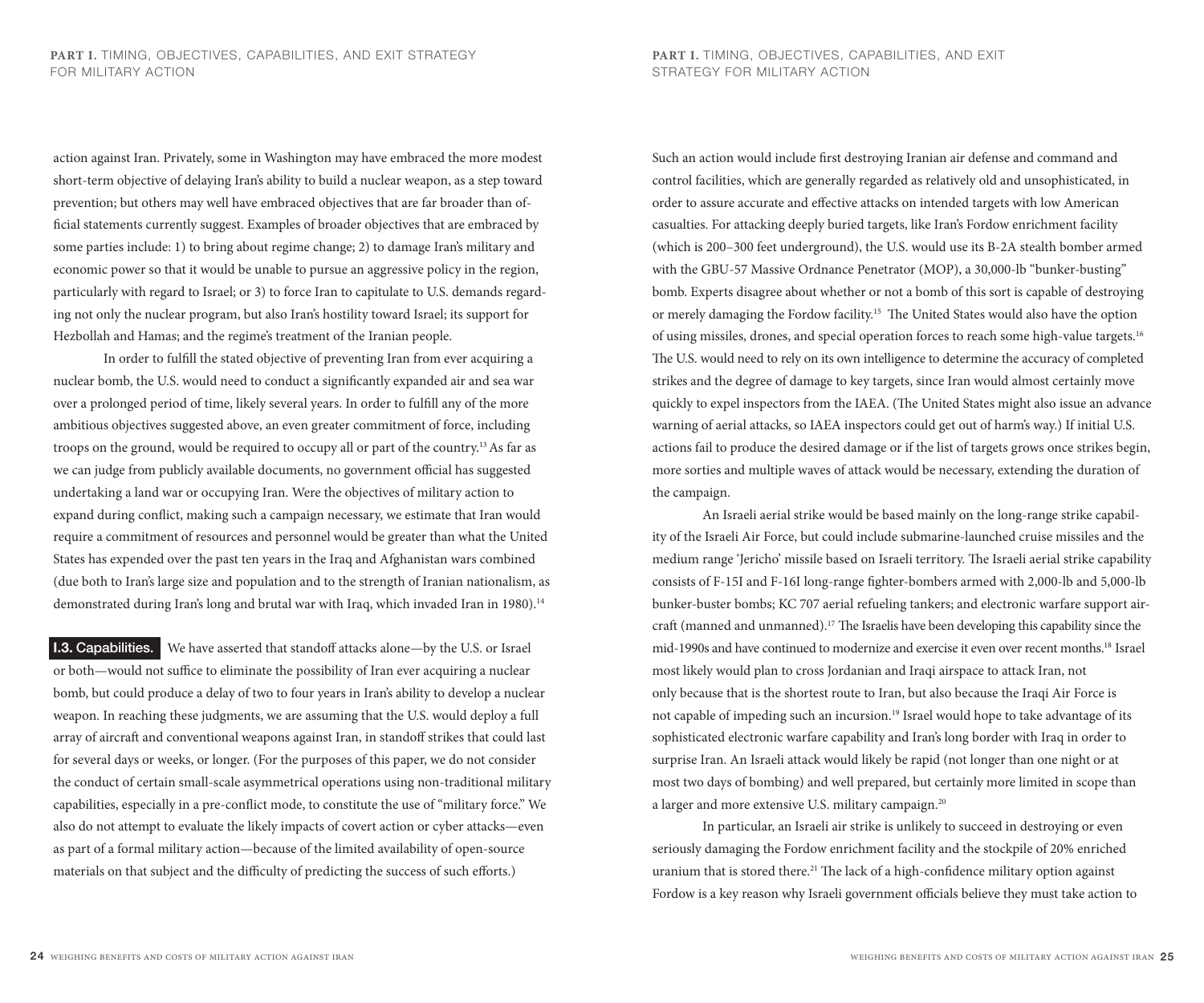action against Iran. Privately, some in Washington may have embraced the more modest short-term objective of delaying Iran's ability to build a nuclear weapon, as a step toward prevention; but others may well have embraced objectives that are far broader than official statements currently suggest. Examples of broader objectives that are embraced by some parties include: 1) to bring about regime change; 2) to damage Iran's military and economic power so that it would be unable to pursue an aggressive policy in the region, particularly with regard to Israel; or 3) to force Iran to capitulate to U.S. demands regarding not only the nuclear program, but also Iran's hostility toward Israel; its support for Hezbollah and Hamas; and the regime's treatment of the Iranian people.

In order to fulfill the stated objective of preventing Iran from ever acquiring a nuclear bomb, the U.S. would need to conduct a significantly expanded air and sea war over a prolonged period of time, likely several years. In order to fulfill any of the more ambitious objectives suggested above, an even greater commitment of force, including troops on the ground, would be required to occupy all or part of the country.[13] As far as we can judge from publicly available documents, no government official has suggested undertaking a land war or occupying Iran. Were the objectives of military action to expand during conflict, making such a campaign necessary, we estimate that Iran would require a commitment of resources and personnel would be greater than what the United States has expended over the past ten years in the Iraq and Afghanistan wars combined (due both to Iran's large size and population and to the strength of Iranian nationalism, as demonstrated during Iran's long and brutal war with Iraq, which invaded Iran in 1980).[14]

**I.3. Capabilities.** We have asserted that standoff attacks alone—by the U.S. or Israel or both—would not suffice to eliminate the possibility of Iran ever acquiring a nuclear bomb, but could produce a delay of two to four years in Iran's ability to develop a nuclear weapon. In reaching these judgments, we are assuming that the U.S. would deploy a full array of aircraft and conventional weapons against Iran, in standoff strikes that could last for several days or weeks, or longer. (For the purposes of this paper, we do not consider the conduct of certain small-scale asymmetrical operations using non-traditional military capabilities, especially in a pre-conflict mode, to constitute the use of "military force." We also do not attempt to evaluate the likely impacts of covert action or cyber attacks—even as part of a formal military action—because of the limited availability of open-source materials on that subject and the difficulty of predicting the success of such efforts.)

Such an action would include first destroying Iranian air defense and command and control facilities, which are generally regarded as relatively old and unsophisticated, in order to assure accurate and effective attacks on intended targets with low American casualties. For attacking deeply buried targets, like Iran's Fordow enrichment facility (which is 200–300 feet underground), the U.S. would use its B-2A stealth bomber armed with the GBU-57 Massive Ordnance Penetrator (MOP), a 30,000-lb "bunker-busting" bomb. Experts disagree about whether or not a bomb of this sort is capable of destroying or merely damaging the Fordow facility.[15] The United States would also have the option of using missiles, drones, and special operation forces to reach some high-value targets.[16] The U.S. would need to rely on its own intelligence to determine the accuracy of completed strikes and the degree of damage to key targets, since Iran would almost certainly move quickly to expel inspectors from the IAEA. (The United States might also issue an advance warning of aerial attacks, so IAEA inspectors could get out of harm's way.) If initial U.S. actions fail to produce the desired damage or if the list of targets grows once strikes begin, more sorties and multiple waves of attack would be necessary, extending the duration of the campaign.

An Israeli aerial strike would be based mainly on the long-range strike capability of the Israeli Air Force, but could include submarine-launched cruise missiles and the medium range 'Jericho' missile based on Israeli territory. The Israeli aerial strike capability consists of F-15I and F-16I long-range fighter-bombers armed with 2,000-lb and 5,000-lb bunker-buster bombs; KC 707 aerial refueling tankers; and electronic warfare support aircraft (manned and unmanned).[17] The Israelis have been developing this capability since the mid-1990s and have continued to modernize and exercise it even over recent months.[18] Israel most likely would plan to cross Jordanian and Iraqi airspace to attack Iran, not only because that is the shortest route to Iran, but also because the Iraqi Air Force is not capable of impeding such an incursion.[19] Israel would hope to take advantage of its sophisticated electronic warfare capability and Iran's long border with Iraq in order to surprise Iran. An Israeli attack would likely be rapid (not longer than one night or at most two days of bombing) and well prepared, but certainly more limited in scope than a larger and more extensive U.S. military campaign.[20]

In particular, an Israeli air strike is unlikely to succeed in destroying or even seriously damaging the Fordow enrichment facility and the stockpile of 20% enriched uranium that is stored there.[21] The lack of a high-confidence military option against Fordow is a key reason why Israeli government officials believe they must take action to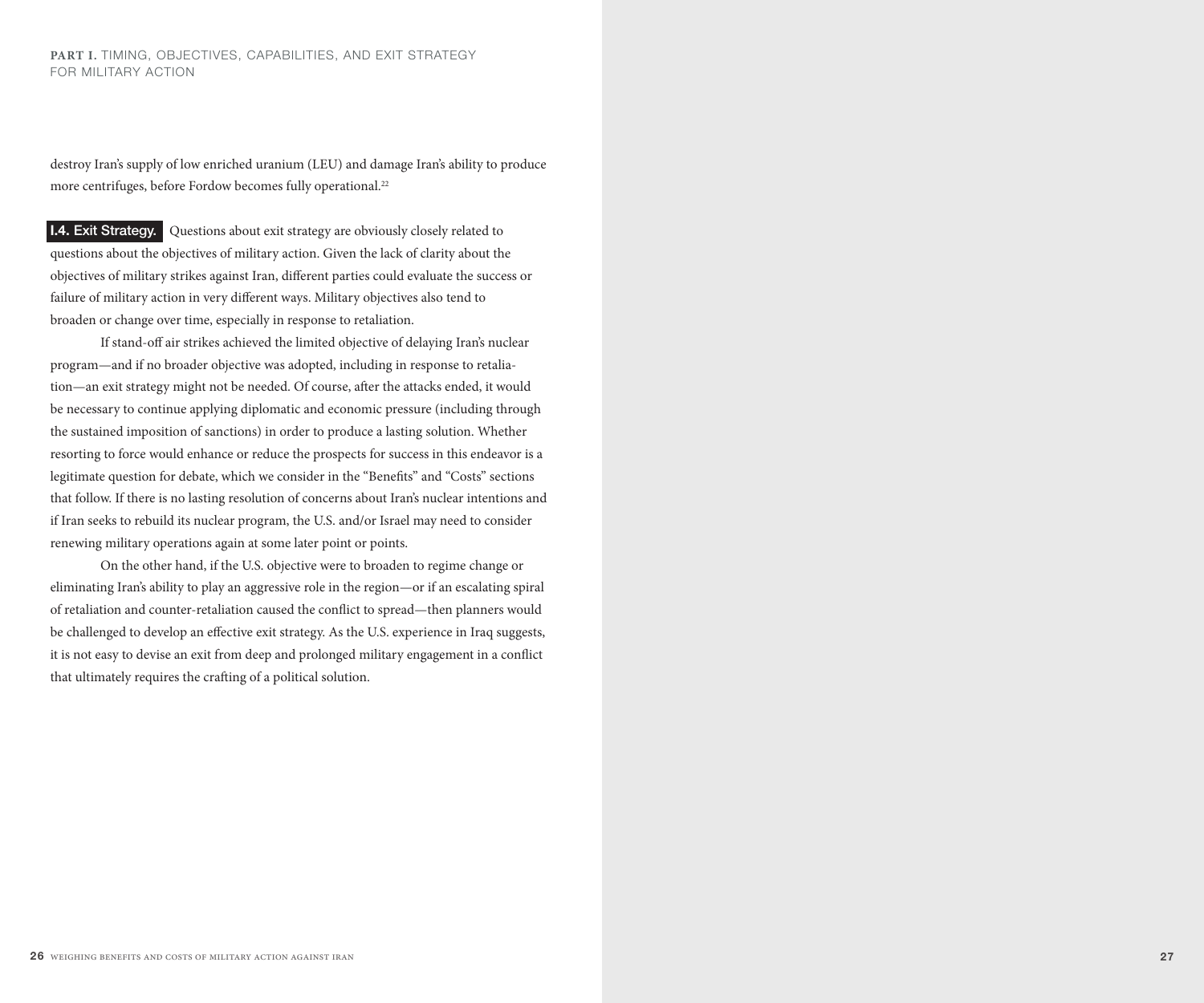destroy Iran's supply of low enriched uranium (LEU) and damage Iran's ability to produce more centrifuges, before Fordow becomes fully operational.[22]

**I.4. Exit Strategy.** Questions about exit strategy are obviously closely related to questions about the objectives of military action. Given the lack of clarity about the objectives of military strikes against Iran, different parties could evaluate the success or failure of military action in very different ways. Military objectives also tend to broaden or change over time, especially in response to retaliation.

If stand-off air strikes achieved the limited objective of delaying Iran's nuclear program—and if no broader objective was adopted, including in response to retaliation—an exit strategy might not be needed. Of course, after the attacks ended, it would be necessary to continue applying diplomatic and economic pressure (including through the sustained imposition of sanctions) in order to produce a lasting solution. Whether resorting to force would enhance or reduce the prospects for success in this endeavor is a legitimate question for debate, which we consider in the "Benefits" and "Costs" sections that follow. If there is no lasting resolution of concerns about Iran's nuclear intentions and if Iran seeks to rebuild its nuclear program, the U.S. and/or Israel may need to consider renewing military operations again at some later point or points.

On the other hand, if the U.S. objective were to broaden to regime change or eliminating Iran's ability to play an aggressive role in the region—or if an escalating spiral of retaliation and counter-retaliation caused the conflict to spread—then planners would be challenged to develop an effective exit strategy. As the U.S. experience in Iraq suggests, it is not easy to devise an exit from deep and prolonged military engagement in a conflict that ultimately requires the crafting of a political solution.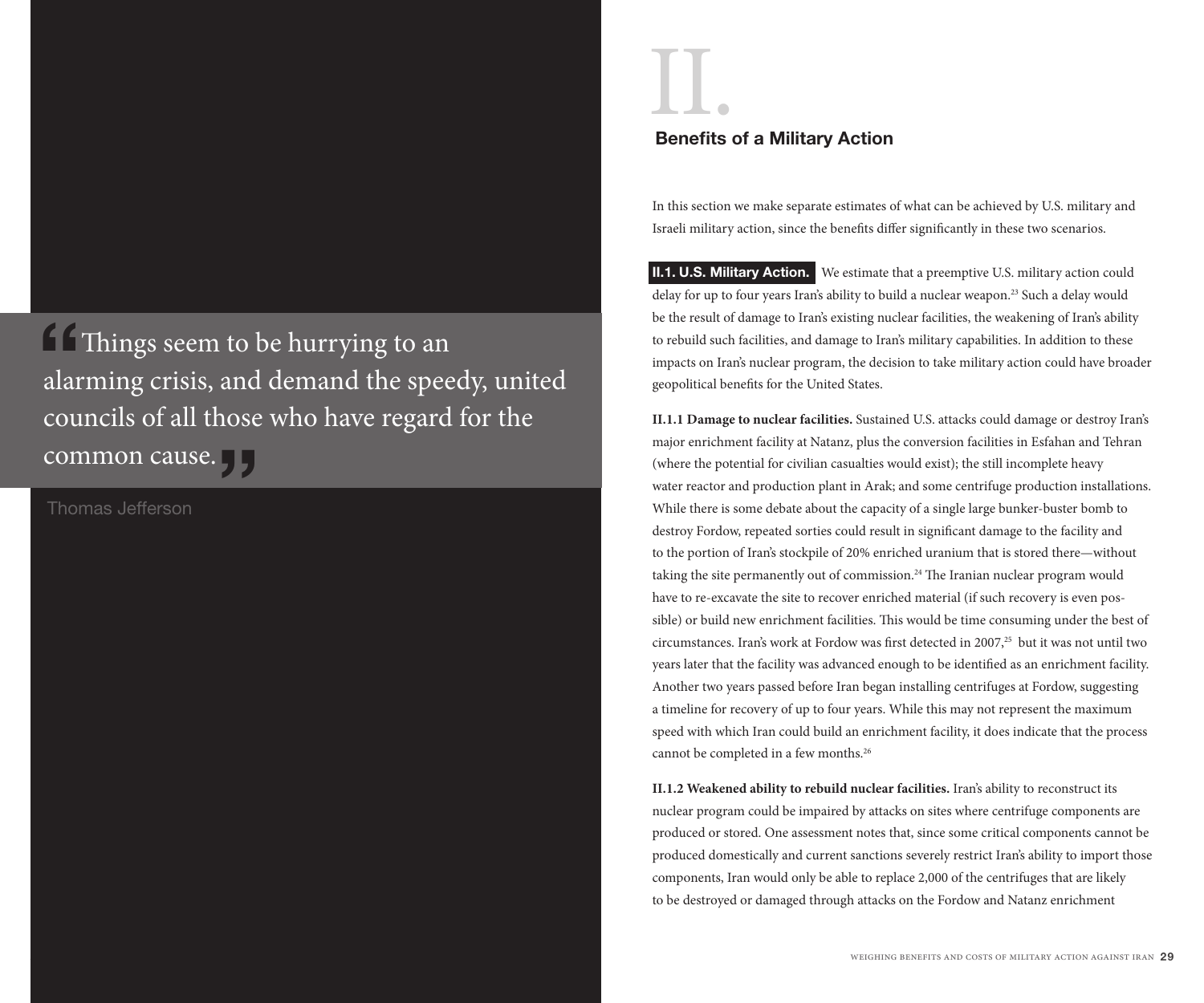> "Things seem to be hurrying to an alarming crisis, and demand the speedy, united councils of all those who have regard for the common cause."
>
> Thomas Jefferson

# II.

## Benefits of a Military Action

In this section we make separate estimates of what can be achieved by U.S. military and Israeli military action, since the benefits differ significantly in these two scenarios.

**II.1. U.S. Military Action.** We estimate that a preemptive U.S. military action could delay for up to four years Iran's ability to build a nuclear weapon.[23] Such a delay would be the result of damage to Iran's existing nuclear facilities, the weakening of Iran's ability to rebuild such facilities, and damage to Iran's military capabilities. In addition to these impacts on Iran's nuclear program, the decision to take military action could have broader geopolitical benefits for the United States.

**II.1.1 Damage to nuclear facilities.** Sustained U.S. attacks could damage or destroy Iran's major enrichment facility at Natanz, plus the conversion facilities in Esfahan and Tehran (where the potential for civilian casualties would exist); the still incomplete heavy water reactor and production plant in Arak; and some centrifuge production installations. While there is some debate about the capacity of a single large bunker-buster bomb to destroy Fordow, repeated sorties could result in significant damage to the facility and to the portion of Iran's stockpile of 20% enriched uranium that is stored there—without taking the site permanently out of commission.[24] The Iranian nuclear program would have to re-excavate the site to recover enriched material (if such recovery is even possible) or build new enrichment facilities. This would be time consuming under the best of circumstances. Iran's work at Fordow was first detected in 2007,[25] but it was not until two years later that the facility was advanced enough to be identified as an enrichment facility. Another two years passed before Iran began installing centrifuges at Fordow, suggesting a timeline for recovery of up to four years. While this may not represent the maximum speed with which Iran could build an enrichment facility, it does indicate that the process cannot be completed in a few months.[26]

**II.1.2 Weakened ability to rebuild nuclear facilities.** Iran's ability to reconstruct its nuclear program could be impaired by attacks on sites where centrifuge components are produced or stored. One assessment notes that, since some critical components cannot be produced domestically and current sanctions severely restrict Iran's ability to import those components, Iran would only be able to replace 2,000 of the centrifuges that are likely to be destroyed or damaged through attacks on the Fordow and Natanz enrichment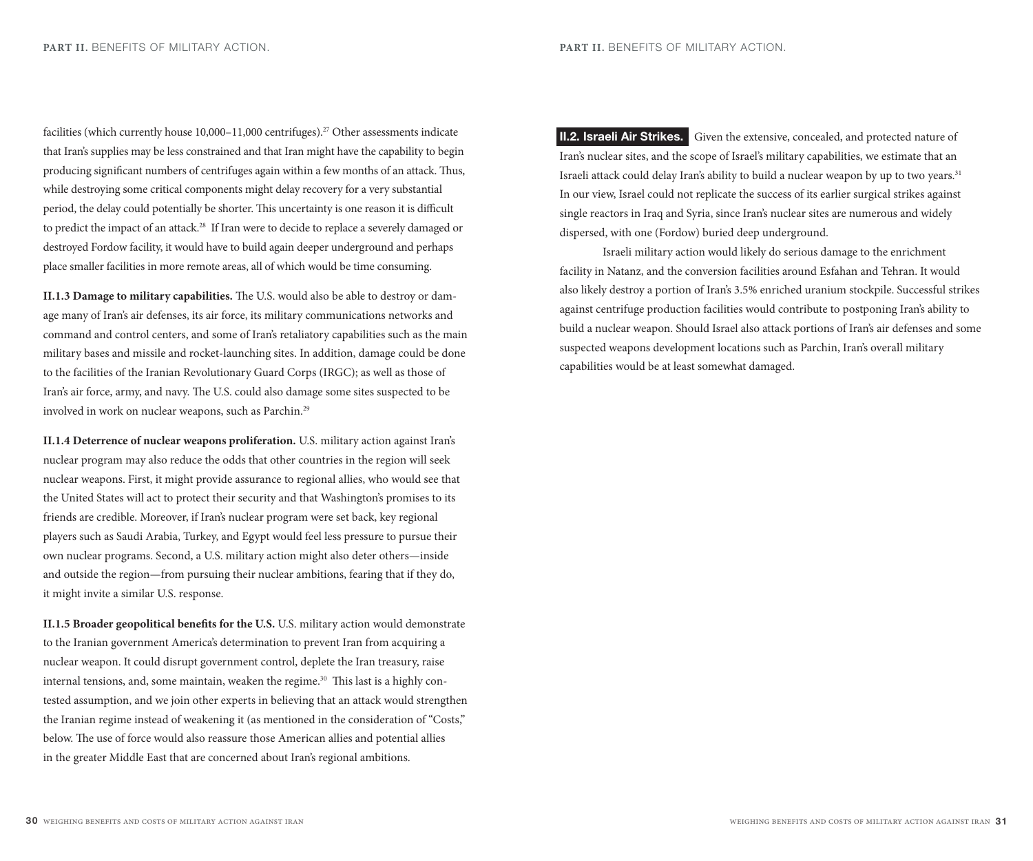facilities (which currently house 10,000–11,000 centrifuges).[27] Other assessments indicate that Iran's supplies may be less constrained and that Iran might have the capability to begin producing significant numbers of centrifuges again within a few months of an attack. Thus, while destroying some critical components might delay recovery for a very substantial period, the delay could potentially be shorter. This uncertainty is one reason it is difficult to predict the impact of an attack.[28] If Iran were to decide to replace a severely damaged or destroyed Fordow facility, it would have to build again deeper underground and perhaps place smaller facilities in more remote areas, all of which would be time consuming.

**II.1.3 Damage to military capabilities.** The U.S. would also be able to destroy or damage many of Iran's air defenses, its air force, its military communications networks and command and control centers, and some of Iran's retaliatory capabilities such as the main military bases and missile and rocket-launching sites. In addition, damage could be done to the facilities of the Iranian Revolutionary Guard Corps (IRGC); as well as those of Iran's air force, army, and navy. The U.S. could also damage some sites suspected to be involved in work on nuclear weapons, such as Parchin.[29]

**II.1.4 Deterrence of nuclear weapons proliferation.** U.S. military action against Iran's nuclear program may also reduce the odds that other countries in the region will seek nuclear weapons. First, it might provide assurance to regional allies, who would see that the United States will act to protect their security and that Washington's promises to its friends are credible. Moreover, if Iran's nuclear program were set back, key regional players such as Saudi Arabia, Turkey, and Egypt would feel less pressure to pursue their own nuclear programs. Second, a U.S. military action might also deter others—inside and outside the region—from pursuing their nuclear ambitions, fearing that if they do, it might invite a similar U.S. response.

**II.1.5 Broader geopolitical benefits for the U.S.** U.S. military action would demonstrate to the Iranian government America's determination to prevent Iran from acquiring a nuclear weapon. It could disrupt government control, deplete the Iran treasury, raise internal tensions, and, some maintain, weaken the regime.[30] This last is a highly contested assumption, and we join other experts in believing that an attack would strengthen the Iranian regime instead of weakening it (as mentioned in the consideration of "Costs," below. The use of force would also reassure those American allies and potential allies in the greater Middle East that are concerned about Iran's regional ambitions.

**II.2. Israeli Air Strikes.** Given the extensive, concealed, and protected nature of Iran's nuclear sites, and the scope of Israel's military capabilities, we estimate that an Israeli attack could delay Iran's ability to build a nuclear weapon by up to two years.[31] In our view, Israel could not replicate the success of its earlier surgical strikes against single reactors in Iraq and Syria, since Iran's nuclear sites are numerous and widely dispersed, with one (Fordow) buried deep underground.

Israeli military action would likely do serious damage to the enrichment facility in Natanz, and the conversion facilities around Esfahan and Tehran. It would also likely destroy a portion of Iran's 3.5% enriched uranium stockpile. Successful strikes against centrifuge production facilities would contribute to postponing Iran's ability to build a nuclear weapon. Should Israel also attack portions of Iran's air defenses and some suspected weapons development locations such as Parchin, Iran's overall military capabilities would be at least somewhat damaged.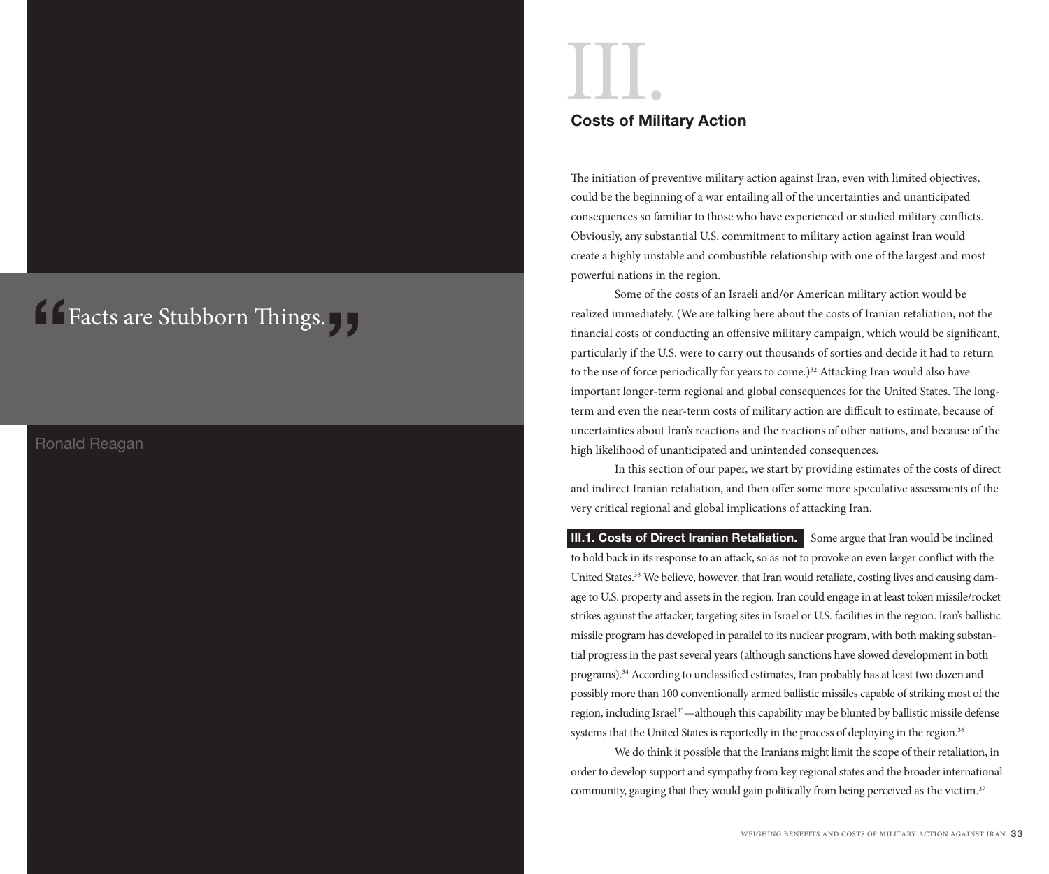> "Facts are Stubborn Things."
>
> Ronald Reagan

# III.

## Costs of Military Action

The initiation of preventive military action against Iran, even with limited objectives, could be the beginning of a war entailing all of the uncertainties and unanticipated consequences so familiar to those who have experienced or studied military conflicts. Obviously, any substantial U.S. commitment to military action against Iran would create a highly unstable and combustible relationship with one of the largest and most powerful nations in the region.

Some of the costs of an Israeli and/or American military action would be realized immediately. (We are talking here about the costs of Iranian retaliation, not the financial costs of conducting an offensive military campaign, which would be significant, particularly if the U.S. were to carry out thousands of sorties and decide it had to return to the use of force periodically for years to come.)[32] Attacking Iran would also have important longer-term regional and global consequences for the United States. The long-term and even the near-term costs of military action are difficult to estimate, because of uncertainties about Iran's reactions and the reactions of other nations, and because of the high likelihood of unanticipated and unintended consequences.

In this section of our paper, we start by providing estimates of the costs of direct and indirect Iranian retaliation, and then offer some more speculative assessments of the very critical regional and global implications of attacking Iran.

**III.1. Costs of Direct Iranian Retaliation.** Some argue that Iran would be inclined to hold back in its response to an attack, so as not to provoke an even larger conflict with the United States.[33] We believe, however, that Iran would retaliate, costing lives and causing damage to U.S. property and assets in the region. Iran could engage in at least token missile/rocket strikes against the attacker, targeting sites in Israel or U.S. facilities in the region. Iran's ballistic missile program has developed in parallel to its nuclear program, with both making substantial progress in the past several years (although sanctions have slowed development in both programs).[34] According to unclassified estimates, Iran probably has at least two dozen and possibly more than 100 conventionally armed ballistic missiles capable of striking most of the region, including Israel[35]—although this capability may be blunted by ballistic missile defense systems that the United States is reportedly in the process of deploying in the region.[36]

We do think it possible that the Iranians might limit the scope of their retaliation, in order to develop support and sympathy from key regional states and the broader international community, gauging that they would gain politically from being perceived as the victim.[37]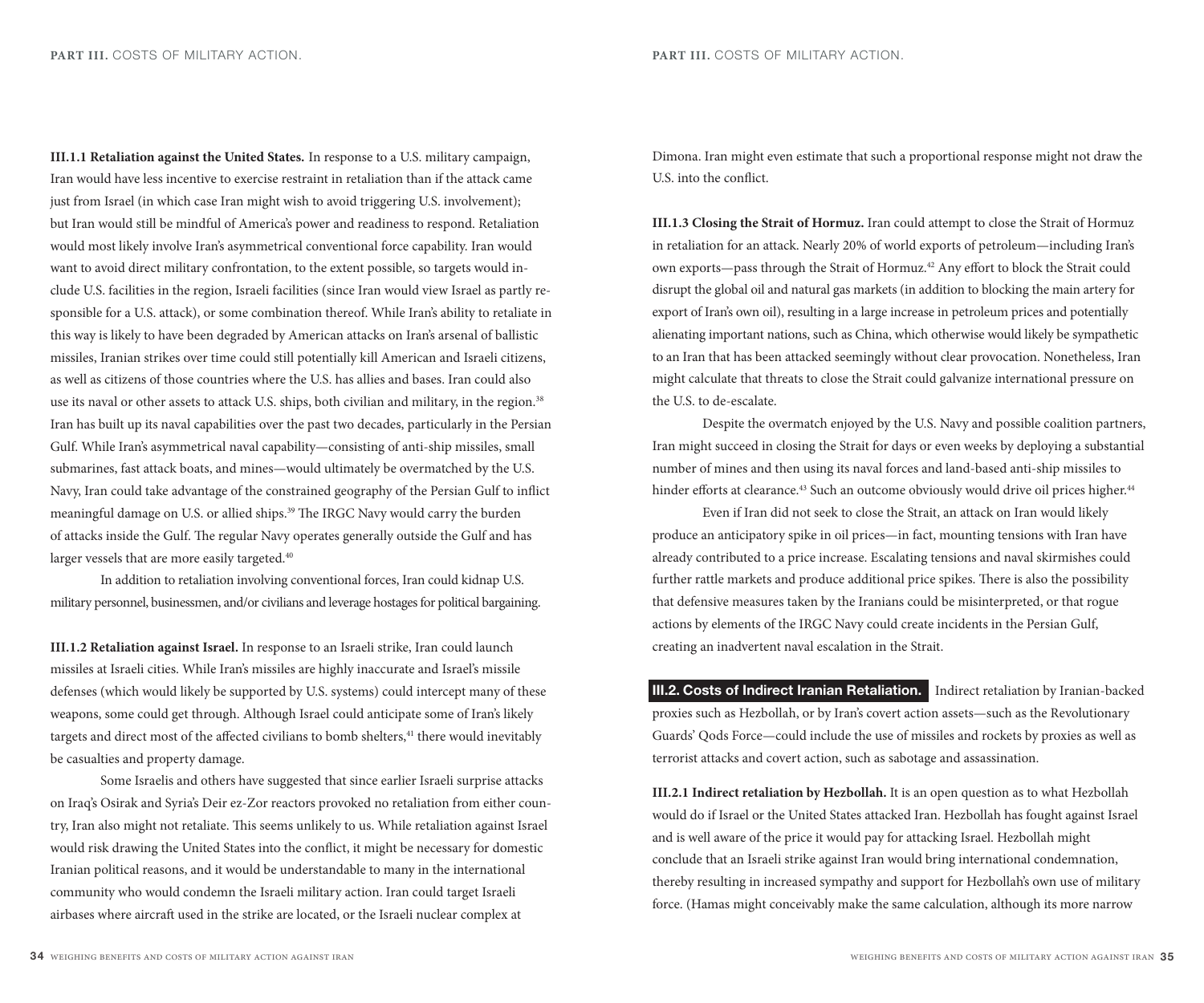**III.1.1 Retaliation against the United States.** In response to a U.S. military campaign, Iran would have less incentive to exercise restraint in retaliation than if the attack came just from Israel (in which case Iran might wish to avoid triggering U.S. involvement); but Iran would still be mindful of America's power and readiness to respond. Retaliation would most likely involve Iran's asymmetrical conventional force capability. Iran would want to avoid direct military confrontation, to the extent possible, so targets would include U.S. facilities in the region, Israeli facilities (since Iran would view Israel as partly responsible for a U.S. attack), or some combination thereof. While Iran's ability to retaliate in this way is likely to have been degraded by American attacks on Iran's arsenal of ballistic missiles, Iranian strikes over time could still potentially kill American and Israeli citizens, as well as citizens of those countries where the U.S. has allies and bases. Iran could also use its naval or other assets to attack U.S. ships, both civilian and military, in the region.[38] Iran has built up its naval capabilities over the past two decades, particularly in the Persian Gulf. While Iran's asymmetrical naval capability—consisting of anti-ship missiles, small submarines, fast attack boats, and mines—would ultimately be overmatched by the U.S. Navy, Iran could take advantage of the constrained geography of the Persian Gulf to inflict meaningful damage on U.S. or allied ships.[39] The IRGC Navy would carry the burden of attacks inside the Gulf. The regular Navy operates generally outside the Gulf and has larger vessels that are more easily targeted.[40]

In addition to retaliation involving conventional forces, Iran could kidnap U.S. military personnel, businessmen, and/or civilians and leverage hostages for political bargaining.

**III.1.2 Retaliation against Israel.** In response to an Israeli strike, Iran could launch missiles at Israeli cities. While Iran's missiles are highly inaccurate and Israel's missile defenses (which would likely be supported by U.S. systems) could intercept many of these weapons, some could get through. Although Israel could anticipate some of Iran's likely targets and direct most of the affected civilians to bomb shelters,[41] there would inevitably be casualties and property damage.

Some Israelis and others have suggested that since earlier Israeli surprise attacks on Iraq's Osirak and Syria's Deir ez-Zor reactors provoked no retaliation from either country, Iran also might not retaliate. This seems unlikely to us. While retaliation against Israel would risk drawing the United States into the conflict, it might be necessary for domestic Iranian political reasons, and it would be understandable to many in the international community who would condemn the Israeli military action. Iran could target Israeli airbases where aircraft used in the strike are located, or the Israeli nuclear complex at Dimona. Iran might even estimate that such a proportional response might not draw the U.S. into the conflict.

**III.1.3 Closing the Strait of Hormuz.** Iran could attempt to close the Strait of Hormuz in retaliation for an attack. Nearly 20% of world exports of petroleum—including Iran's own exports—pass through the Strait of Hormuz.[42] Any effort to block the Strait could disrupt the global oil and natural gas markets (in addition to blocking the main artery for export of Iran's own oil), resulting in a large increase in petroleum prices and potentially alienating important nations, such as China, which otherwise would likely be sympathetic to an Iran that has been attacked seemingly without clear provocation. Nonetheless, Iran might calculate that threats to close the Strait could galvanize international pressure on the U.S. to de-escalate.

Despite the overmatch enjoyed by the U.S. Navy and possible coalition partners, Iran might succeed in closing the Strait for days or even weeks by deploying a substantial number of mines and then using its naval forces and land-based anti-ship missiles to hinder efforts at clearance.[43] Such an outcome obviously would drive oil prices higher.[44]

Even if Iran did not seek to close the Strait, an attack on Iran would likely produce an anticipatory spike in oil prices—in fact, mounting tensions with Iran have already contributed to a price increase. Escalating tensions and naval skirmishes could further rattle markets and produce additional price spikes. There is also the possibility that defensive measures taken by the Iranians could be misinterpreted, or that rogue actions by elements of the IRGC Navy could create incidents in the Persian Gulf, creating an inadvertent naval escalation in the Strait.

## III.2. Costs of Indirect Iranian Retaliation.

Indirect retaliation by Iranian-backed proxies such as Hezbollah, or by Iran's covert action assets—such as the Revolutionary Guards' Qods Force—could include the use of missiles and rockets by proxies as well as terrorist attacks and covert action, such as sabotage and assassination.

**III.2.1 Indirect retaliation by Hezbollah.** It is an open question as to what Hezbollah would do if Israel or the United States attacked Iran. Hezbollah has fought against Israel and is well aware of the price it would pay for attacking Israel. Hezbollah might conclude that an Israeli strike against Iran would bring international condemnation, thereby resulting in increased sympathy and support for Hezbollah's own use of military force. (Hamas might conceivably make the same calculation, although its more narrow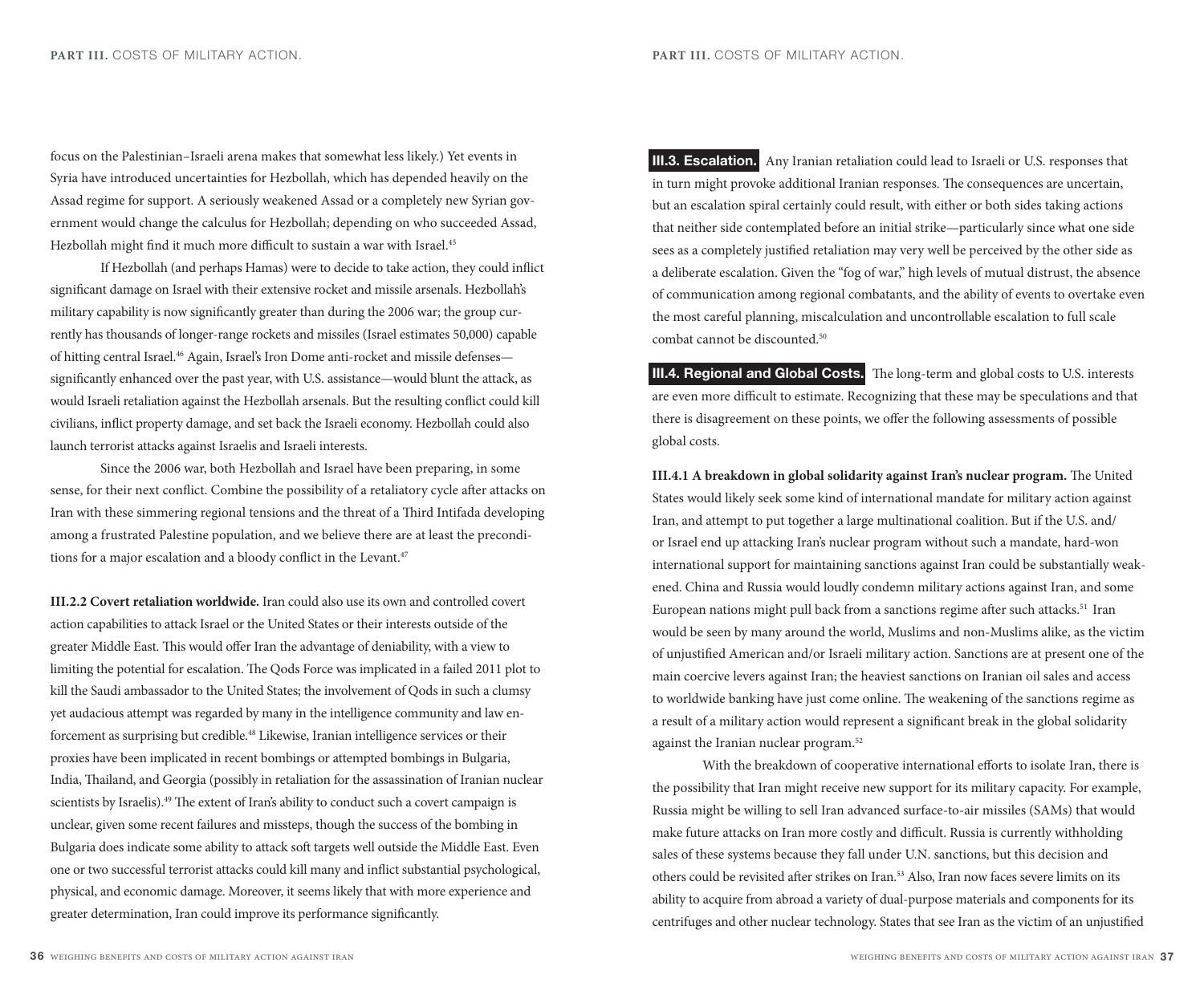focus on the Palestinian–Israeli arena makes that somewhat less likely.) Yet events in Syria have introduced uncertainties for Hezbollah, which has depended heavily on the Assad regime for support. A seriously weakened Assad or a completely new Syrian government would change the calculus for Hezbollah; depending on who succeeded Assad, Hezbollah might find it much more difficult to sustain a war with Israel.[45]

If Hezbollah (and perhaps Hamas) were to decide to take action, they could inflict significant damage on Israel with their extensive rocket and missile arsenals. Hezbollah's military capability is now significantly greater than during the 2006 war; the group currently has thousands of longer-range rockets and missiles (Israel estimates 50,000) capable of hitting central Israel.[46] Again, Israel's Iron Dome anti-rocket and missile defenses—significantly enhanced over the past year, with U.S. assistance—would blunt the attack, as would Israeli retaliation against the Hezbollah arsenals. But the resulting conflict could kill civilians, inflict property damage, and set back the Israeli economy. Hezbollah could also launch terrorist attacks against Israelis and Israeli interests.

Since the 2006 war, both Hezbollah and Israel have been preparing, in some sense, for their next conflict. Combine the possibility of a retaliatory cycle after attacks on Iran with these simmering regional tensions and the threat of a Third Intifada developing among a frustrated Palestine population, and we believe there are at least the preconditions for a major escalation and a bloody conflict in the Levant.[47]

**III.2.2 Covert retaliation worldwide.** Iran could also use its own and controlled covert action capabilities to attack Israel or the United States or their interests outside of the greater Middle East. This would offer Iran the advantage of deniability, with a view to limiting the potential for escalation. The Qods Force was implicated in a failed 2011 plot to kill the Saudi ambassador to the United States; the involvement of Qods in such a clumsy yet audacious attempt was regarded by many in the intelligence community and law enforcement as surprising but credible.[48] Likewise, Iranian intelligence services or their proxies have been implicated in recent bombings or attempted bombings in Bulgaria, India, Thailand, and Georgia (possibly in retaliation for the assassination of Iranian nuclear scientists by Israelis).[49] The extent of Iran's ability to conduct such a covert campaign is unclear, given some recent failures and missteps, though the success of the bombing in Bulgaria does indicate some ability to attack soft targets well outside the Middle East. Even one or two successful terrorist attacks could kill many and inflict substantial psychological, physical, and economic damage. Moreover, it seems likely that with more experience and greater determination, Iran could improve its performance significantly.

## III.3. Escalation.

Any Iranian retaliation could lead to Israeli or U.S. responses that in turn might provoke additional Iranian responses. The consequences are uncertain, but an escalation spiral certainly could result, with either or both sides taking actions that neither side contemplated before an initial strike—particularly since what one side sees as a completely justified retaliation may very well be perceived by the other side as a deliberate escalation. Given the "fog of war," high levels of mutual distrust, the absence of communication among regional combatants, and the ability of events to overtake even the most careful planning, miscalculation and uncontrollable escalation to full scale combat cannot be discounted.[50]

## III.4. Regional and Global Costs.

The long-term and global costs to U.S. interests are even more difficult to estimate. Recognizing that these may be speculations and that there is disagreement on these points, we offer the following assessments of possible global costs.

**III.4.1 A breakdown in global solidarity against Iran's nuclear program.** The United States would likely seek some kind of international mandate for military action against Iran, and attempt to put together a large multinational coalition. But if the U.S. and/or Israel end up attacking Iran's nuclear program without such a mandate, hard-won international support for maintaining sanctions against Iran could be substantially weakened. China and Russia would loudly condemn military actions against Iran, and some European nations might pull back from a sanctions regime after such attacks.[51] Iran would be seen by many around the world, Muslims and non-Muslims alike, as the victim of unjustified American and/or Israeli military action. Sanctions are at present one of the main coercive levers against Iran; the heaviest sanctions on Iranian oil sales and access to worldwide banking have just come online. The weakening of the sanctions regime as a result of a military action would represent a significant break in the global solidarity against the Iranian nuclear program.[52]

With the breakdown of cooperative international efforts to isolate Iran, there is the possibility that Iran might receive new support for its military capacity. For example, Russia might be willing to sell Iran advanced surface-to-air missiles (SAMs) that would make future attacks on Iran more costly and difficult. Russia is currently withholding sales of these systems because they fall under U.N. sanctions, but this decision and others could be revisited after strikes on Iran.[53] Also, Iran now faces severe limits on its ability to acquire from abroad a variety of dual-purpose materials and components for its centrifuges and other nuclear technology. States that see Iran as the victim of an unjustified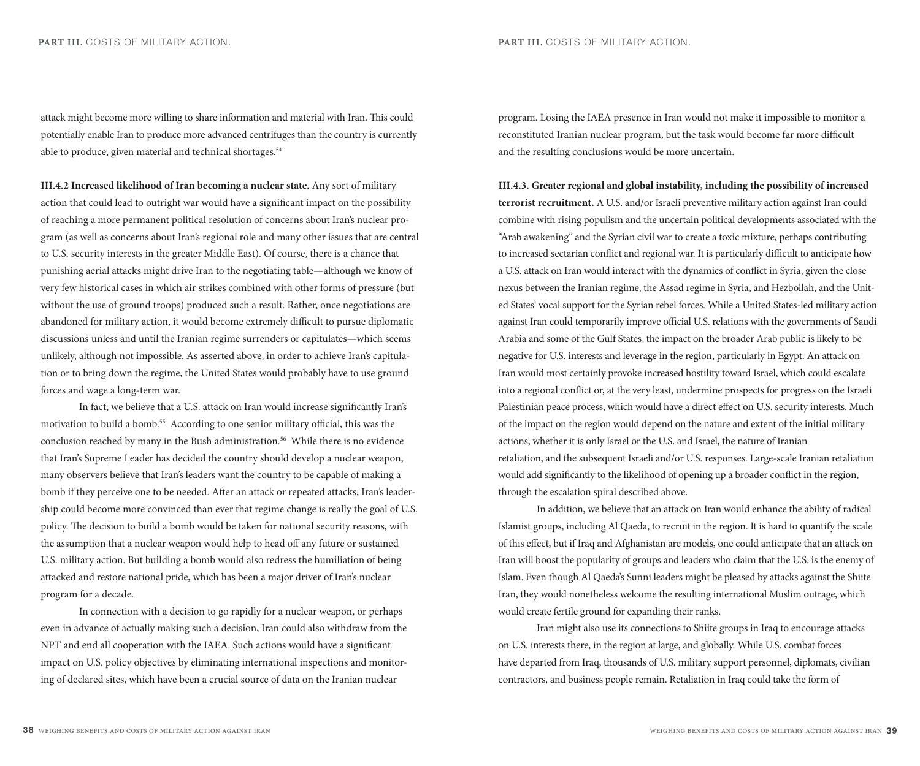attack might become more willing to share information and material with Iran. This could potentially enable Iran to produce more advanced centrifuges than the country is currently able to produce, given material and technical shortages.[54]

**III.4.2 Increased likelihood of Iran becoming a nuclear state.** Any sort of military action that could lead to outright war would have a significant impact on the possibility of reaching a more permanent political resolution of concerns about Iran's nuclear program (as well as concerns about Iran's regional role and many other issues that are central to U.S. security interests in the greater Middle East). Of course, there is a chance that punishing aerial attacks might drive Iran to the negotiating table—although we know of very few historical cases in which air strikes combined with other forms of pressure (but without the use of ground troops) produced such a result. Rather, once negotiations are abandoned for military action, it would become extremely difficult to pursue diplomatic discussions unless and until the Iranian regime surrenders or capitulates—which seems unlikely, although not impossible. As asserted above, in order to achieve Iran's capitulation or to bring down the regime, the United States would probably have to use ground forces and wage a long-term war.

In fact, we believe that a U.S. attack on Iran would increase significantly Iran's motivation to build a bomb.[55] According to one senior military official, this was the conclusion reached by many in the Bush administration.[56] While there is no evidence that Iran's Supreme Leader has decided the country should develop a nuclear weapon, many observers believe that Iran's leaders want the country to be capable of making a bomb if they perceive one to be needed. After an attack or repeated attacks, Iran's leadership could become more convinced than ever that regime change is really the goal of U.S. policy. The decision to build a bomb would be taken for national security reasons, with the assumption that a nuclear weapon would help to head off any future or sustained U.S. military action. But building a bomb would also redress the humiliation of being attacked and restore national pride, which has been a major driver of Iran's nuclear program for a decade.

In connection with a decision to go rapidly for a nuclear weapon, or perhaps even in advance of actually making such a decision, Iran could also withdraw from the NPT and end all cooperation with the IAEA. Such actions would have a significant impact on U.S. policy objectives by eliminating international inspections and monitoring of declared sites, which have been a crucial source of data on the Iranian nuclear program. Losing the IAEA presence in Iran would not make it impossible to monitor a reconstituted Iranian nuclear program, but the task would become far more difficult and the resulting conclusions would be more uncertain.

**III.4.3. Greater regional and global instability, including the possibility of increased terrorist recruitment.** A U.S. and/or Israeli preventive military action against Iran could combine with rising populism and the uncertain political developments associated with the "Arab awakening" and the Syrian civil war to create a toxic mixture, perhaps contributing to increased sectarian conflict and regional war. It is particularly difficult to anticipate how a U.S. attack on Iran would interact with the dynamics of conflict in Syria, given the close nexus between the Iranian regime, the Assad regime in Syria, and Hezbollah, and the United States' vocal support for the Syrian rebel forces. While a United States-led military action against Iran could temporarily improve official U.S. relations with the governments of Saudi Arabia and some of the Gulf States, the impact on the broader Arab public is likely to be negative for U.S. interests and leverage in the region, particularly in Egypt. An attack on Iran would most certainly provoke increased hostility toward Israel, which could escalate into a regional conflict or, at the very least, undermine prospects for progress on the Israeli Palestinian peace process, which would have a direct effect on U.S. security interests. Much of the impact on the region would depend on the nature and extent of the initial military actions, whether it is only Israel or the U.S. and Israel, the nature of Iranian retaliation, and the subsequent Israeli and/or U.S. responses. Large-scale Iranian retaliation would add significantly to the likelihood of opening up a broader conflict in the region, through the escalation spiral described above.

In addition, we believe that an attack on Iran would enhance the ability of radical Islamist groups, including Al Qaeda, to recruit in the region. It is hard to quantify the scale of this effect, but if Iraq and Afghanistan are models, one could anticipate that an attack on Iran will boost the popularity of groups and leaders who claim that the U.S. is the enemy of Islam. Even though Al Qaeda's Sunni leaders might be pleased by attacks against the Shiite Iran, they would nonetheless welcome the resulting international Muslim outrage, which would create fertile ground for expanding their ranks.

Iran might also use its connections to Shiite groups in Iraq to encourage attacks on U.S. interests there, in the region at large, and globally. While U.S. combat forces have departed from Iraq, thousands of U.S. military support personnel, diplomats, civilian contractors, and business people remain. Retaliation in Iraq could take the form of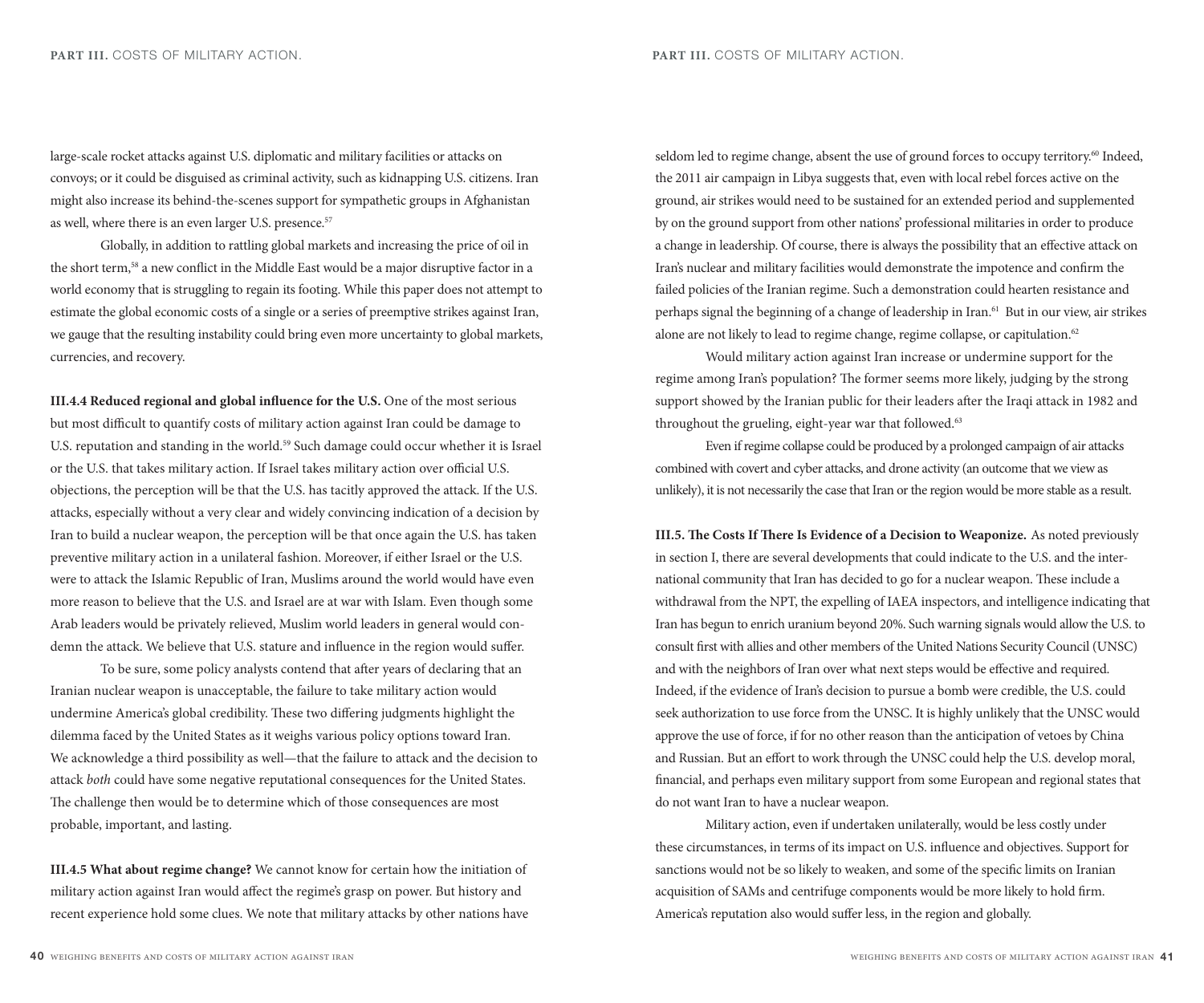large-scale rocket attacks against U.S. diplomatic and military facilities or attacks on convoys; or it could be disguised as criminal activity, such as kidnapping U.S. citizens. Iran might also increase its behind-the-scenes support for sympathetic groups in Afghanistan as well, where there is an even larger U.S. presence.[57]

Globally, in addition to rattling global markets and increasing the price of oil in the short term,[58] a new conflict in the Middle East would be a major disruptive factor in a world economy that is struggling to regain its footing. While this paper does not attempt to estimate the global economic costs of a single or a series of preemptive strikes against Iran, we gauge that the resulting instability could bring even more uncertainty to global markets, currencies, and recovery.

**III.4.4 Reduced regional and global influence for the U.S.** One of the most serious but most difficult to quantify costs of military action against Iran could be damage to U.S. reputation and standing in the world.[59] Such damage could occur whether it is Israel or the U.S. that takes military action. If Israel takes military action over official U.S. objections, the perception will be that the U.S. has tacitly approved the attack. If the U.S. attacks, especially without a very clear and widely convincing indication of a decision by Iran to build a nuclear weapon, the perception will be that once again the U.S. has taken preventive military action in a unilateral fashion. Moreover, if either Israel or the U.S. were to attack the Islamic Republic of Iran, Muslims around the world would have even more reason to believe that the U.S. and Israel are at war with Islam. Even though some Arab leaders would be privately relieved, Muslim world leaders in general would condemn the attack. We believe that U.S. stature and influence in the region would suffer.

To be sure, some policy analysts contend that after years of declaring that an Iranian nuclear weapon is unacceptable, the failure to take military action would undermine America's global credibility. These two differing judgments highlight the dilemma faced by the United States as it weighs various policy options toward Iran. We acknowledge a third possibility as well—that the failure to attack and the decision to attack *both* could have some negative reputational consequences for the United States. The challenge then would be to determine which of those consequences are most probable, important, and lasting.

**III.4.5 What about regime change?** We cannot know for certain how the initiation of military action against Iran would affect the regime's grasp on power. But history and recent experience hold some clues. We note that military attacks by other nations have seldom led to regime change, absent the use of ground forces to occupy territory.[60] Indeed, the 2011 air campaign in Libya suggests that, even with local rebel forces active on the ground, air strikes would need to be sustained for an extended period and supplemented by on the ground support from other nations' professional militaries in order to produce a change in leadership. Of course, there is always the possibility that an effective attack on Iran's nuclear and military facilities would demonstrate the impotence and confirm the failed policies of the Iranian regime. Such a demonstration could hearten resistance and perhaps signal the beginning of a change of leadership in Iran.[61] But in our view, air strikes alone are not likely to lead to regime change, regime collapse, or capitulation.[62]

Would military action against Iran increase or undermine support for the regime among Iran's population? The former seems more likely, judging by the strong support showed by the Iranian public for their leaders after the Iraqi attack in 1982 and throughout the grueling, eight-year war that followed.[63]

Even if regime collapse could be produced by a prolonged campaign of air attacks combined with covert and cyber attacks, and drone activity (an outcome that we view as unlikely), it is not necessarily the case that Iran or the region would be more stable as a result.

**III.5. The Costs If There Is Evidence of a Decision to Weaponize.** As noted previously in section I, there are several developments that could indicate to the U.S. and the international community that Iran has decided to go for a nuclear weapon. These include a withdrawal from the NPT, the expelling of IAEA inspectors, and intelligence indicating that Iran has begun to enrich uranium beyond 20%. Such warning signals would allow the U.S. to consult first with allies and other members of the United Nations Security Council (UNSC) and with the neighbors of Iran over what next steps would be effective and required. Indeed, if the evidence of Iran's decision to pursue a bomb were credible, the U.S. could seek authorization to use force from the UNSC. It is highly unlikely that the UNSC would approve the use of force, if for no other reason than the anticipation of vetoes by China and Russian. But an effort to work through the UNSC could help the U.S. develop moral, financial, and perhaps even military support from some European and regional states that do not want Iran to have a nuclear weapon.

Military action, even if undertaken unilaterally, would be less costly under these circumstances, in terms of its impact on U.S. influence and objectives. Support for sanctions would not be so likely to weaken, and some of the specific limits on Iranian acquisition of SAMs and centrifuge components would be more likely to hold firm. America's reputation also would suffer less, in the region and globally.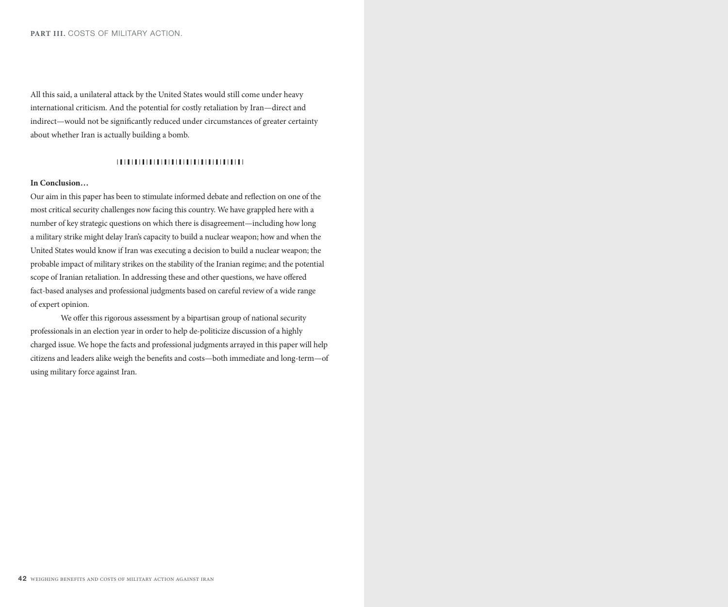All this said, a unilateral attack by the United States would still come under heavy international criticism. And the potential for costly retaliation by Iran—direct and indirect—would not be significantly reduced under circumstances of greater certainty about whether Iran is actually building a bomb.

**In Conclusion…**

Our aim in this paper has been to stimulate informed debate and reflection on one of the most critical security challenges now facing this country. We have grappled here with a number of key strategic questions on which there is disagreement—including how long a military strike might delay Iran's capacity to build a nuclear weapon; how and when the United States would know if Iran was executing a decision to build a nuclear weapon; the probable impact of military strikes on the stability of the Iranian regime; and the potential scope of Iranian retaliation. In addressing these and other questions, we have offered fact-based analyses and professional judgments based on careful review of a wide range of expert opinion.

We offer this rigorous assessment by a bipartisan group of national security professionals in an election year in order to help de-politicize discussion of a highly charged issue. We hope the facts and professional judgments arrayed in this paper will help citizens and leaders alike weigh the benefits and costs—both immediate and long-term—of using military force against Iran.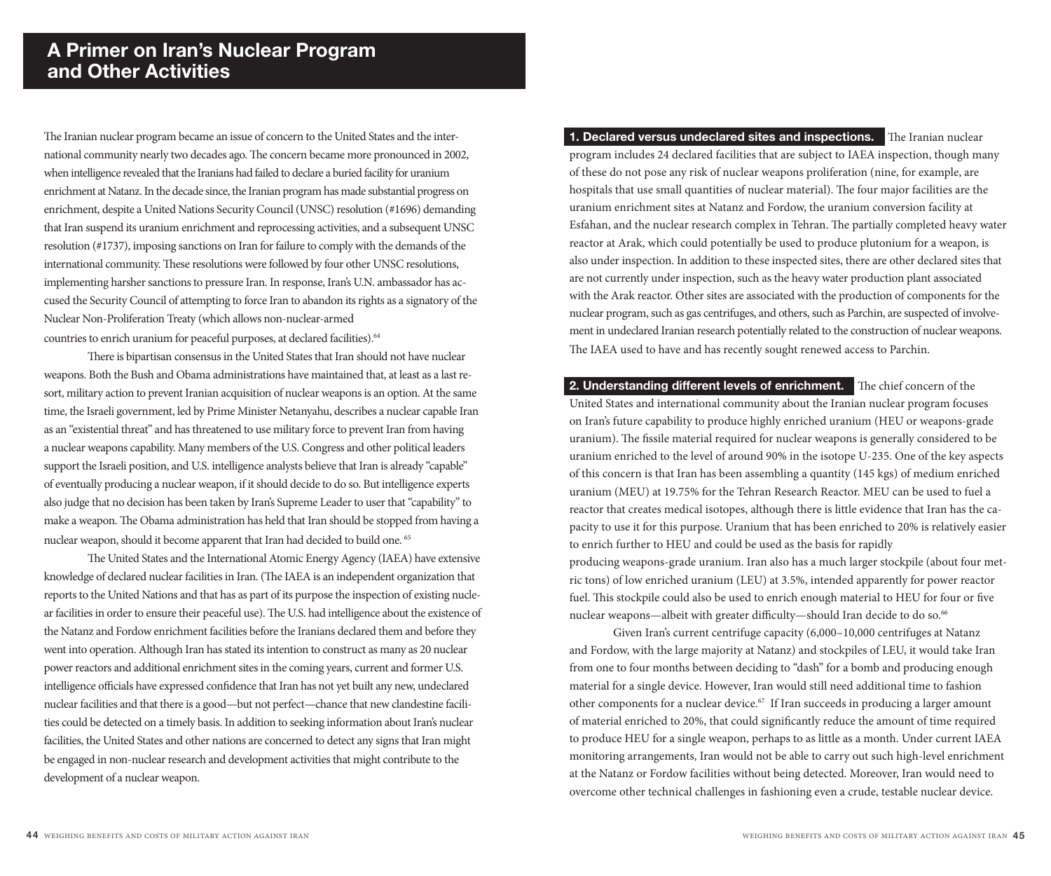# A Primer on Iran's Nuclear Program and Other Activities

The Iranian nuclear program became an issue of concern to the United States and the international community nearly two decades ago. The concern became more pronounced in 2002, when intelligence revealed that the Iranians had failed to declare a buried facility for uranium enrichment at Natanz. In the decade since, the Iranian program has made substantial progress on enrichment, despite a United Nations Security Council (UNSC) resolution (#1696) demanding that Iran suspend its uranium enrichment and reprocessing activities, and a subsequent UNSC resolution (#1737), imposing sanctions on Iran for failure to comply with the demands of the international community. These resolutions were followed by four other UNSC resolutions, implementing harsher sanctions to pressure Iran. In response, Iran's U.N. ambassador has accused the Security Council of attempting to force Iran to abandon its rights as a signatory of the Nuclear Non-Proliferation Treaty (which allows non-nuclear-armed countries to enrich uranium for peaceful purposes, at declared facilities).[64]

There is bipartisan consensus in the United States that Iran should not have nuclear weapons. Both the Bush and Obama administrations have maintained that, at least as a last resort, military action to prevent Iranian acquisition of nuclear weapons is an option. At the same time, the Israeli government, led by Prime Minister Netanyahu, describes a nuclear capable Iran as an "existential threat" and has threatened to use military force to prevent Iran from having a nuclear weapons capability. Many members of the U.S. Congress and other political leaders support the Israeli position, and U.S. intelligence analysts believe that Iran is already "capable" of eventually producing a nuclear weapon, if it should decide to do so. But intelligence experts also judge that no decision has been taken by Iran's Supreme Leader to user that "capability" to make a weapon. The Obama administration has held that Iran should be stopped from having a nuclear weapon, should it become apparent that Iran had decided to build one.[65]

The United States and the International Atomic Energy Agency (IAEA) have extensive knowledge of declared nuclear facilities in Iran. (The IAEA is an independent organization that reports to the United Nations and that has as part of its purpose the inspection of existing nuclear facilities in order to ensure their peaceful use). The U.S. had intelligence about the existence of the Natanz and Fordow enrichment facilities before the Iranians declared them and before they went into operation. Although Iran has stated its intention to construct as many as 20 nuclear power reactors and additional enrichment sites in the coming years, current and former U.S. intelligence officials have expressed confidence that Iran has not yet built any new, undeclared nuclear facilities and that there is a good—but not perfect—chance that new clandestine facilities could be detected on a timely basis. In addition to seeking information about Iran's nuclear facilities, the United States and other nations are concerned to detect any signs that Iran might be engaged in non-nuclear research and development activities that might contribute to the development of a nuclear weapon.

**1. Declared versus undeclared sites and inspections.** The Iranian nuclear program includes 24 declared facilities that are subject to IAEA inspection, though many of these do not pose any risk of nuclear weapons proliferation (nine, for example, are hospitals that use small quantities of nuclear material). The four major facilities are the uranium enrichment sites at Natanz and Fordow, the uranium conversion facility at Esfahan, and the nuclear research complex in Tehran. The partially completed heavy water reactor at Arak, which could potentially be used to produce plutonium for a weapon, is also under inspection. In addition to these inspected sites, there are other declared sites that are not currently under inspection, such as the heavy water production plant associated with the Arak reactor. Other sites are associated with the production of components for the nuclear program, such as gas centrifuges, and others, such as Parchin, are suspected of involvement in undeclared Iranian research potentially related to the construction of nuclear weapons. The IAEA used to have and has recently sought renewed access to Parchin.

**2. Understanding different levels of enrichment.** The chief concern of the United States and international community about the Iranian nuclear program focuses on Iran's future capability to produce highly enriched uranium (HEU or weapons-grade uranium). The fissile material required for nuclear weapons is generally considered to be uranium enriched to the level of around 90% in the isotope U-235. One of the key aspects of this concern is that Iran has been assembling a quantity (145 kgs) of medium enriched uranium (MEU) at 19.75% for the Tehran Research Reactor. MEU can be used to fuel a reactor that creates medical isotopes, although there is little evidence that Iran has the capacity to use it for this purpose. Uranium that has been enriched to 20% is relatively easier to enrich further to HEU and could be used as the basis for rapidly producing weapons-grade uranium. Iran also has a much larger stockpile (about four metric tons) of low enriched uranium (LEU) at 3.5%, intended apparently for power reactor fuel. This stockpile could also be used to enrich enough material to HEU for four or five nuclear weapons—albeit with greater difficulty—should Iran decide to do so.[66]

Given Iran's current centrifuge capacity (6,000–10,000 centrifuges at Natanz and Fordow, with the large majority at Natanz) and stockpiles of LEU, it would take Iran from one to four months between deciding to "dash" for a bomb and producing enough material for a single device. However, Iran would still need additional time to fashion other components for a nuclear device.[67] If Iran succeeds in producing a larger amount of material enriched to 20%, that could significantly reduce the amount of time required to produce HEU for a single weapon, perhaps to as little as a month. Under current IAEA monitoring arrangements, Iran would not be able to carry out such high-level enrichment at the Natanz or Fordow facilities without being detected. Moreover, Iran would need to overcome other technical challenges in fashioning even a crude, testable nuclear device.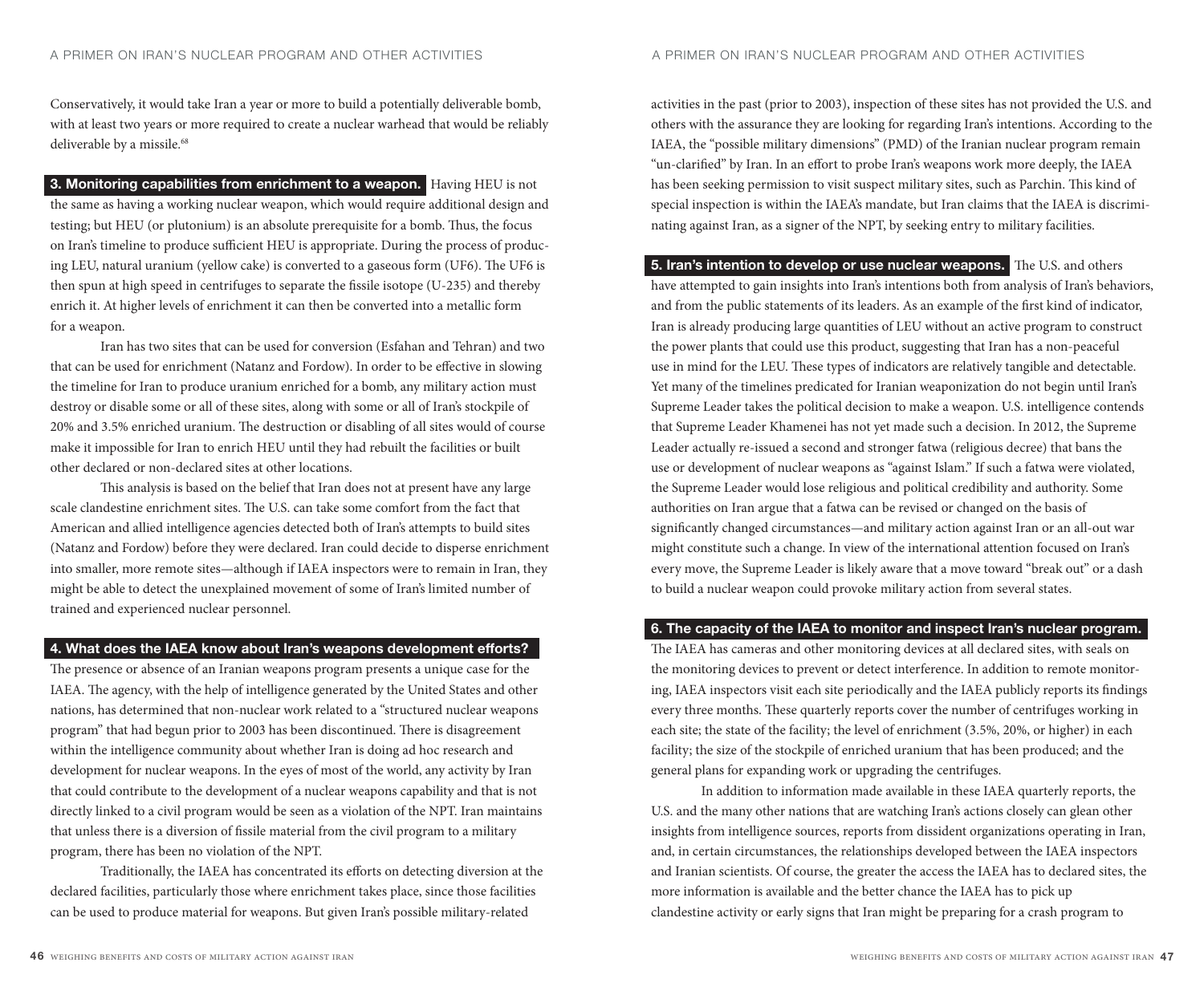Conservatively, it would take Iran a year or more to build a potentially deliverable bomb, with at least two years or more required to create a nuclear warhead that would be reliably deliverable by a missile.[68]

**3. Monitoring capabilities from enrichment to a weapon.** Having HEU is not the same as having a working nuclear weapon, which would require additional design and testing; but HEU (or plutonium) is an absolute prerequisite for a bomb. Thus, the focus on Iran's timeline to produce sufficient HEU is appropriate. During the process of producing LEU, natural uranium (yellow cake) is converted to a gaseous form (UF6). The UF6 is then spun at high speed in centrifuges to separate the fissile isotope (U-235) and thereby enrich it. At higher levels of enrichment it can then be converted into a metallic form for a weapon.

Iran has two sites that can be used for conversion (Esfahan and Tehran) and two that can be used for enrichment (Natanz and Fordow). In order to be effective in slowing the timeline for Iran to produce uranium enriched for a bomb, any military action must destroy or disable some or all of these sites, along with some or all of Iran's stockpile of 20% and 3.5% enriched uranium. The destruction or disabling of all sites would of course make it impossible for Iran to enrich HEU until they had rebuilt the facilities or built other declared or non-declared sites at other locations.

This analysis is based on the belief that Iran does not at present have any large scale clandestine enrichment sites. The U.S. can take some comfort from the fact that American and allied intelligence agencies detected both of Iran's attempts to build sites (Natanz and Fordow) before they were declared. Iran could decide to disperse enrichment into smaller, more remote sites—although if IAEA inspectors were to remain in Iran, they might be able to detect the unexplained movement of some of Iran's limited number of trained and experienced nuclear personnel.

**4. What does the IAEA know about Iran's weapons development efforts?**

The presence or absence of an Iranian weapons program presents a unique case for the IAEA. The agency, with the help of intelligence generated by the United States and other nations, has determined that non-nuclear work related to a "structured nuclear weapons program" that had begun prior to 2003 has been discontinued. There is disagreement within the intelligence community about whether Iran is doing ad hoc research and development for nuclear weapons. In the eyes of most of the world, any activity by Iran that could contribute to the development of a nuclear weapons capability and that is not directly linked to a civil program would be seen as a violation of the NPT. Iran maintains that unless there is a diversion of fissile material from the civil program to a military program, there has been no violation of the NPT.

Traditionally, the IAEA has concentrated its efforts on detecting diversion at the declared facilities, particularly those where enrichment takes place, since those facilities can be used to produce material for weapons. But given Iran's possible military-related activities in the past (prior to 2003), inspection of these sites has not provided the U.S. and others with the assurance they are looking for regarding Iran's intentions. According to the IAEA, the "possible military dimensions" (PMD) of the Iranian nuclear program remain "un-clarified" by Iran. In an effort to probe Iran's weapons work more deeply, the IAEA has been seeking permission to visit suspect military sites, such as Parchin. This kind of special inspection is within the IAEA's mandate, but Iran claims that the IAEA is discriminating against Iran, as a signer of the NPT, by seeking entry to military facilities.

**5. Iran's intention to develop or use nuclear weapons.** The U.S. and others have attempted to gain insights into Iran's intentions both from analysis of Iran's behaviors, and from the public statements of its leaders. As an example of the first kind of indicator, Iran is already producing large quantities of LEU without an active program to construct the power plants that could use this product, suggesting that Iran has a non-peaceful use in mind for the LEU. These types of indicators are relatively tangible and detectable. Yet many of the timelines predicated for Iranian weaponization do not begin until Iran's Supreme Leader takes the political decision to make a weapon. U.S. intelligence contends that Supreme Leader Khamenei has not yet made such a decision. In 2012, the Supreme Leader actually re-issued a second and stronger fatwa (religious decree) that bans the use or development of nuclear weapons as "against Islam." If such a fatwa were violated, the Supreme Leader would lose religious and political credibility and authority. Some authorities on Iran argue that a fatwa can be revised or changed on the basis of significantly changed circumstances—and military action against Iran or an all-out war might constitute such a change. In view of the international attention focused on Iran's every move, the Supreme Leader is likely aware that a move toward "break out" or a dash to build a nuclear weapon could provoke military action from several states.

**6. The capacity of the IAEA to monitor and inspect Iran's nuclear program.**

The IAEA has cameras and other monitoring devices at all declared sites, with seals on the monitoring devices to prevent or detect interference. In addition to remote monitoring, IAEA inspectors visit each site periodically and the IAEA publicly reports its findings every three months. These quarterly reports cover the number of centrifuges working in each site; the state of the facility; the level of enrichment (3.5%, 20%, or higher) in each facility; the size of the stockpile of enriched uranium that has been produced; and the general plans for expanding work or upgrading the centrifuges.

In addition to information made available in these IAEA quarterly reports, the U.S. and the many other nations that are watching Iran's actions closely can glean other insights from intelligence sources, reports from dissident organizations operating in Iran, and, in certain circumstances, the relationships developed between the IAEA inspectors and Iranian scientists. Of course, the greater the access the IAEA has to declared sites, the more information is available and the better chance the IAEA has to pick up clandestine activity or early signs that Iran might be preparing for a crash program to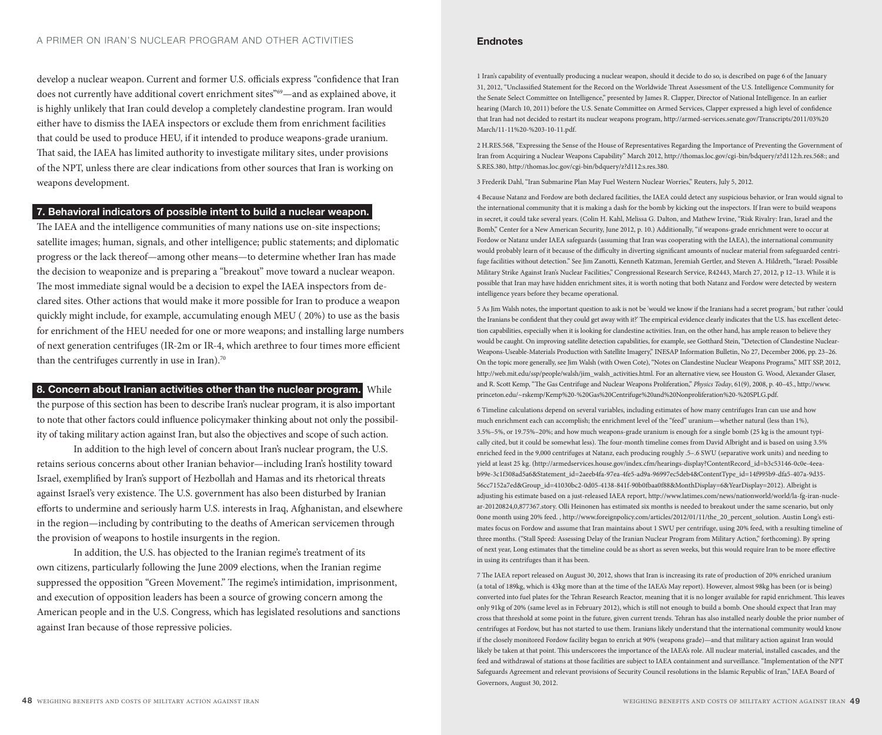develop a nuclear weapon. Current and former U.S. officials express "confidence that Iran does not currently have additional covert enrichment sites"[69]—and as explained above, it is highly unlikely that Iran could develop a completely clandestine program. Iran would either have to dismiss the IAEA inspectors or exclude them from enrichment facilities that could be used to produce HEU, if it intended to produce weapons-grade uranium. That said, the IAEA has limited authority to investigate military sites, under provisions of the NPT, unless there are clear indications from other sources that Iran is working on weapons development.

### 7. Behavioral indicators of possible intent to build a nuclear weapon.

The IAEA and the intelligence communities of many nations use on-site inspections; satellite images; human, signals, and other intelligence; public statements; and diplomatic progress or the lack thereof—among other means—to determine whether Iran has made the decision to weaponize and is preparing a "breakout" move toward a nuclear weapon. The most immediate signal would be a decision to expel the IAEA inspectors from declared sites. Other actions that would make it more possible for Iran to produce a weapon quickly might include, for example, accumulating enough MEU ( 20%) to use as the basis for enrichment of the HEU needed for one or more weapons; and installing large numbers of next generation centrifuges (IR-2m or IR-4, which arethree to four times more efficient than the centrifuges currently in use in Iran).[70]

### 8. Concern about Iranian activities other than the nuclear program.

While the purpose of this section has been to describe Iran's nuclear program, it is also important to note that other factors could influence policymaker thinking about not only the possibility of taking military action against Iran, but also the objectives and scope of such action.

In addition to the high level of concern about Iran's nuclear program, the U.S. retains serious concerns about other Iranian behavior—including Iran's hostility toward Israel, exemplified by Iran's support of Hezbollah and Hamas and its rhetorical threats against Israel's very existence. The U.S. government has also been disturbed by Iranian efforts to undermine and seriously harm U.S. interests in Iraq, Afghanistan, and elsewhere in the region—including by contributing to the deaths of American servicemen through the provision of weapons to hostile insurgents in the region.

In addition, the U.S. has objected to the Iranian regime's treatment of its own citizens, particularly following the June 2009 elections, when the Iranian regime suppressed the opposition "Green Movement." The regime's intimidation, imprisonment, and execution of opposition leaders has been a source of growing concern among the American people and in the U.S. Congress, which has legislated resolutions and sanctions against Iran because of those repressive policies.

## Endnotes

1 Iran's capability of eventually producing a nuclear weapon, should it decide to do so, is described on page 6 of the January 31, 2012, "Unclassified Statement for the Record on the Worldwide Threat Assessment of the U.S. Intelligence Community for the Senate Select Committee on Intelligence," presented by James R. Clapper, Director of National Intelligence. In an earlier hearing (March 10, 2011) before the U.S. Senate Committee on Armed Services, Clapper expressed a high level of confidence that Iran had not decided to restart its nuclear weapons program, http://armed-services.senate.gov/Transcripts/2011/03%20March/11-11%20-%203-10-11.pdf.

2 H.RES.568, "Expressing the Sense of the House of Representatives Regarding the Importance of Preventing the Government of Iran from Acquiring a Nuclear Weapons Capability" March 2012, http://thomas.loc.gov/cgi-bin/bdquery/z?d112:h.res.568:; and S.RES.380, http://thomas.loc.gov/cgi-bin/bdquery/z?d112:s.res.380.

3 Frederik Dahl, "Iran Submarine Plan May Fuel Western Nuclear Worries," Reuters, July 5, 2012.

4 Because Natanz and Fordow are both declared facilities, the IAEA could detect any suspicious behavior, or Iran would signal to the international community that it is making a dash for the bomb by kicking out the inspectors. If Iran were to build weapons in secret, it could take several years. (Colin H. Kahl, Melissa G. Dalton, and Mathew Irvine, "Risk Rivalry: Iran, Israel and the Bomb," Center for a New American Security, June 2012, p. 10.) Additionally, "if weapons-grade enrichment were to occur at Fordow or Natanz under IAEA safeguards (assuming that Iran was cooperating with the IAEA), the international community would probably learn of it because of the difficulty in diverting significant amounts of nuclear material from safeguarded centrifuge facilities without detection." See Jim Zanotti, Kenneth Katzman, Jeremiah Gertler, and Steven A. Hildreth, "Israel: Possible Military Strike Against Iran's Nuclear Facilities," Congressional Research Service, R42443, March 27, 2012, p 12–13. While it is possible that Iran may have hidden enrichment sites, it is worth noting that both Natanz and Fordow were detected by western intelligence years before they became operational.

5 As Jim Walsh notes, the important question to ask is not be 'would we know if the Iranians had a secret program,' but rather 'could the Iranians be confident that they could get away with it?' The empirical evidence clearly indicates that the U.S. has excellent detection capabilities, especially when it is looking for clandestine activities. Iran, on the other hand, has ample reason to believe they would be caught. On improving satellite detection capabilities, for example, see Gotthard Stein, "Detection of Clandestine Nuclear-Weapons-Useable-Materials Production with Satellite Imagery," INESAP Information Bulletin, No 27, December 2006, pp. 23–26. On the topic more generally, see Jim Walsh (with Owen Cote), "Notes on Clandestine Nuclear Weapons Programs," MIT SSP, 2012, http://web.mit.edu/ssp/people/walsh/jim_walsh_activities.html. For an alternative view, see Houston G. Wood, Alexander Glaser, and R. Scott Kemp, "The Gas Centrifuge and Nuclear Weapons Proliferation," *Physics Today*, 61(9), 2008, p. 40–45., http://www.princeton.edu/~rskemp/Kemp%20-%20Gas%20Centrifuge%20and%20Nonproliferation%20-%20SPLG.pdf.

6 Timeline calculations depend on several variables, including estimates of how many centrifuges Iran can use and how much enrichment each can accomplish; the enrichment level of the "feed" uranium—whether natural (less than 1%), 3.5%–5%, or 19.75%–20%; and how much weapons-grade uranium is enough for a single bomb (25 kg is the amount typically cited, but it could be somewhat less). The four-month timeline comes from David Albright and is based on using 3.5% enriched feed in the 9,000 centrifuges at Natanz, each producing roughly .5–.6 SWU (separative work units) and needing to yield at least 25 kg. (http://armedservices.house.gov/index.cfm/hearings-display?ContentRecord_id=b3c53146-0c0e-4eea-b99e-3c1f308ad5a6&Statement_id=2aeeb4fa-97ea-4fe5-ad9a-96997ec5deb4&ContentType_id=14f995b9-dfa5-407a-9d35-56cc7152a7ed&Group_id=41030bc2-0d05-4138-841f-90b0fbaa0f88&MonthDisplay=6&YearDisplay=2012). Albright is adjusting his estimate based on a just-released IAEA report, http://www.latimes.com/news/nationworld/world/la-fg-iran-nuclear-20120824,0,877367.story. Olli Heinonen has estimated six months is needed to breakout under the same scenario, but only 0one month using 20% feed. , http://www.foreignpolicy.com/articles/2012/01/11/the_20_percent_solution. Austin Long's estimates focus on Fordow and assume that Iran maintains about 1 SWU per centrifuge, using 20% feed, with a resulting timeline of three months. ("Stall Speed: Assessing Delay of the Iranian Nuclear Program from Military Action," forthcoming). By spring of next year, Long estimates that the timeline could be as short as seven weeks, but this would require Iran to be more effective in using its centrifuges than it has been.

7 The IAEA report released on August 30, 2012, shows that Iran is increasing its rate of production of 20% enriched uranium (a total of 189kg, which is 43kg more than at the time of the IAEA's May report). However, almost 98kg has been (or is being) converted into fuel plates for the Tehran Research Reactor, meaning that it is no longer available for rapid enrichment. This leaves only 91kg of 20% (same level as in February 2012), which is still not enough to build a bomb. One should expect that Iran may cross that threshold at some point in the future, given current trends. Tehran has also installed nearly double the prior number of centrifuges at Fordow, but has not started to use them. Iranians likely understand that the international community would know if the closely monitored Fordow facility began to enrich at 90% (weapons grade)—and that military action against Iran would likely be taken at that point. This underscores the importance of the IAEA's role. All nuclear material, installed cascades, and the feed and withdrawal of stations at those facilities are subject to IAEA containment and surveillance. "Implementation of the NPT Safeguards Agreement and relevant provisions of Security Council resolutions in the Islamic Republic of Iran," IAEA Board of Governors, August 30, 2012.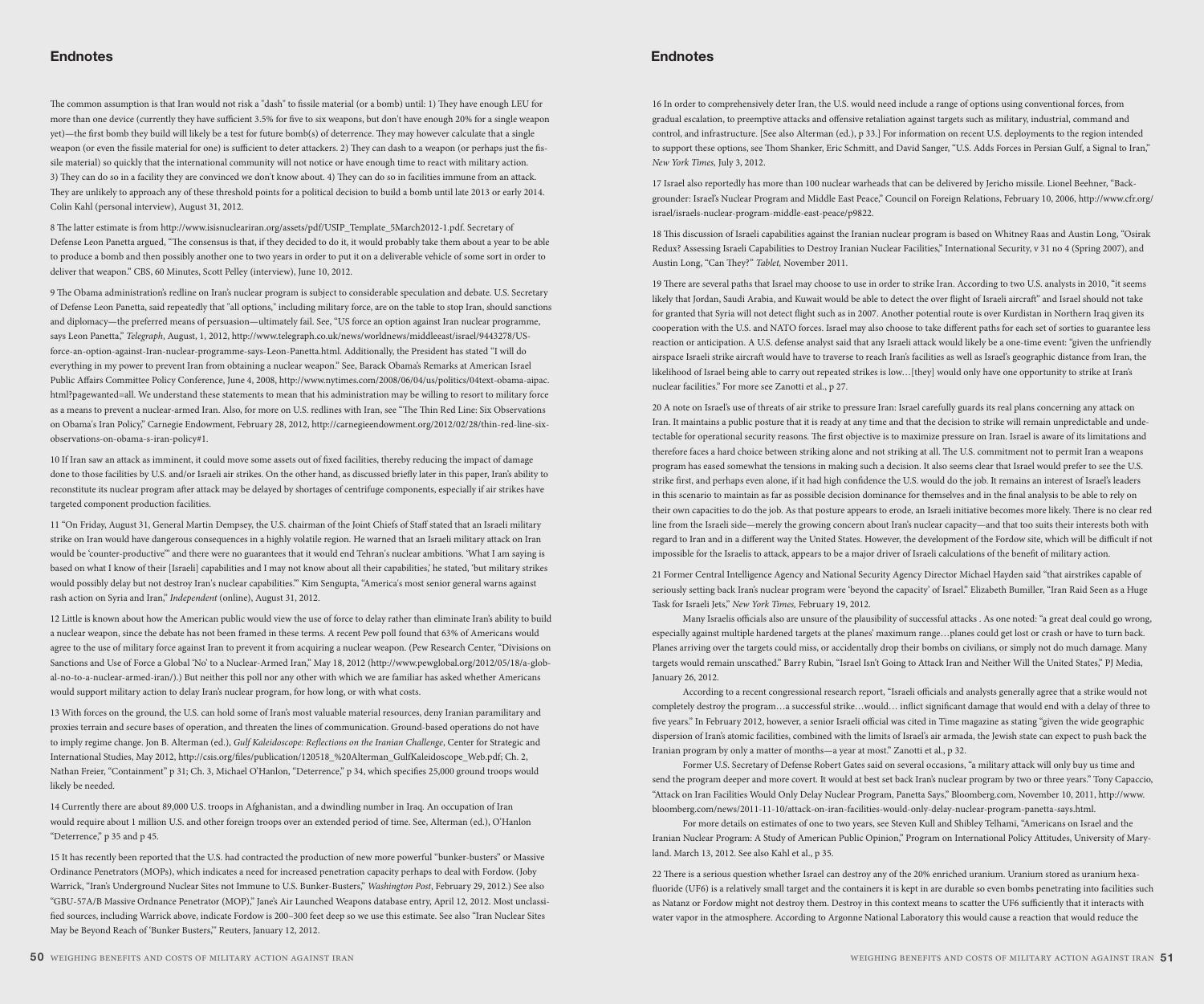## Endnotes

The common assumption is that Iran would not risk a "dash" to fissile material (or a bomb) until: 1) They have enough LEU for more than one device (currently they have sufficient 3.5% for five to six weapons, but don't have enough 20% for a single weapon yet)—the first bomb they build will likely be a test for future bomb(s) of deterrence. They may however calculate that a single weapon (or even the fissile material for one) is sufficient to deter attackers. 2) They can dash to a weapon (or perhaps just the fissile material) so quickly that the international community will not notice or have enough time to react with military action. 3) They can do so in a facility they are convinced we don't know about. 4) They can do so in facilities immune from an attack. They are unlikely to approach any of these threshold points for a political decision to build a bomb until late 2013 or early 2014. Colin Kahl (personal interview), August 31, 2012.

8 The latter estimate is from http://www.isisnucleariran.org/assets/pdf/USIP_Template_5March2012-1.pdf. Secretary of Defense Leon Panetta argued, "The consensus is that, if they decided to do it, it would probably take them about a year to be able to produce a bomb and then possibly another one to two years in order to put it on a deliverable vehicle of some sort in order to deliver that weapon." CBS, 60 Minutes, Scott Pelley (interview), June 10, 2012.

9 The Obama administration's redline on Iran's nuclear program is subject to considerable speculation and debate. U.S. Secretary of Defense Leon Panetta, said repeatedly that "all options," including military force, are on the table to stop Iran, should sanctions and diplomacy—the preferred means of persuasion—ultimately fail. See, "US force an option against Iran nuclear programme, says Leon Panetta," *Telegraph*, August, 1, 2012, http://www.telegraph.co.uk/news/worldnews/middleeast/israel/9443278/US-force-an-option-against-Iran-nuclear-programme-says-Leon-Panetta.html. Additionally, the President has stated "I will do everything in my power to prevent Iran from obtaining a nuclear weapon." See, Barack Obama's Remarks at American Israel Public Affairs Committee Policy Conference, June 4, 2008, http://www.nytimes.com/2008/06/04/us/politics/04text-obama-aipac.html?pagewanted=all. We understand these statements to mean that his administration may be willing to resort to military force as a means to prevent a nuclear-armed Iran. Also, for more on U.S. redlines with Iran, see "The Thin Red Line: Six Observations on Obama's Iran Policy," Carnegie Endowment, February 28, 2012, http://carnegieendowment.org/2012/02/28/thin-red-line-six-observations-on-obama-s-iran-policy#1.

10 If Iran saw an attack as imminent, it could move some assets out of fixed facilities, thereby reducing the impact of damage done to those facilities by U.S. and/or Israeli air strikes. On the other hand, as discussed briefly later in this paper, Iran's ability to reconstitute its nuclear program after attack may be delayed by shortages of centrifuge components, especially if air strikes have targeted component production facilities.

11 "On Friday, August 31, General Martin Dempsey, the U.S. chairman of the Joint Chiefs of Staff stated that an Israeli military strike on Iran would have dangerous consequences in a highly volatile region. He warned that an Israeli military attack on Iran would be 'counter-productive'" and there were no guarantees that it would end Tehran's nuclear ambitions. 'What I am saying is based on what I know of their [Israeli] capabilities and I may not know about all their capabilities,' he stated, 'but military strikes would possibly delay but not destroy Iran's nuclear capabilities.'" Kim Sengupta, "America's most senior general warns against rash action on Syria and Iran," *Independent* (online), August 31, 2012.

12 Little is known about how the American public would view the use of force to delay rather than eliminate Iran's ability to build a nuclear weapon, since the debate has not been framed in these terms. A recent Pew poll found that 63% of Americans would agree to the use of military force against Iran to prevent it from acquiring a nuclear weapon. (Pew Research Center, "Divisions on Sanctions and Use of Force a Global 'No' to a Nuclear-Armed Iran," May 18, 2012 (http://www.pewglobal.org/2012/05/18/a-global-no-to-a-nuclear-armed-iran/).) But neither this poll nor any other with which we are familiar has asked whether Americans would support military action to delay Iran's nuclear program, for how long, or with what costs.

13 With forces on the ground, the U.S. can hold some of Iran's most valuable material resources, deny Iranian paramilitary and proxies terrain and secure bases of operation, and threaten the lines of communication. Ground-based operations do not have to imply regime change. Jon B. Alterman (ed.), *Gulf Kaleidoscope: Reflections on the Iranian Challenge*, Center for Strategic and International Studies, May 2012, http://csis.org/files/publication/120518_%20Alterman_GulfKaleidoscope_Web.pdf; Ch. 2, Nathan Freier, "Containment" p 31; Ch. 3, Michael O'Hanlon, "Deterrence," p 34, which specifies 25,000 ground troops would likely be needed.

14 Currently there are about 89,000 U.S. troops in Afghanistan, and a dwindling number in Iraq. An occupation of Iran would require about 1 million U.S. and other foreign troops over an extended period of time. See, Alterman (ed.), O'Hanlon "Deterrence," p 35 and p 45.

15 It has recently been reported that the U.S. had contracted the production of new more powerful "bunker-busters" or Massive Ordinance Penetrators (MOPs), which indicates a need for increased penetration capacity perhaps to deal with Fordow. (Joby Warrick, "Iran's Underground Nuclear Sites not Immune to U.S. Bunker-Busters," *Washington Post*, February 29, 2012.) See also "GBU-57A/B Massive Ordnance Penetrator (MOP)," Jane's Air Launched Weapons database entry, April 12, 2012. Most unclassified sources, including Warrick above, indicate Fordow is 200–300 feet deep so we use this estimate. See also "Iran Nuclear Sites May be Beyond Reach of 'Bunker Busters,'" Reuters, January 12, 2012.

16 In order to comprehensively deter Iran, the U.S. would need include a range of options using conventional forces, from gradual escalation, to preemptive attacks and offensive retaliation against targets such as military, industrial, command and control, and infrastructure. [See also Alterman (ed.), p 33.] For information on recent U.S. deployments to the region intended to support these options, see Thom Shanker, Eric Schmitt, and David Sanger, "U.S. Adds Forces in Persian Gulf, a Signal to Iran," *New York Times*, July 3, 2012.

17 Israel also reportedly has more than 100 nuclear warheads that can be delivered by Jericho missile. Lionel Beehner, "Backgrounder: Israel's Nuclear Program and Middle East Peace," Council on Foreign Relations, February 10, 2006, http://www.cfr.org/israel/israels-nuclear-program-middle-east-peace/p9822.

18 This discussion of Israeli capabilities against the Iranian nuclear program is based on Whitney Raas and Austin Long, "Osirak Redux? Assessing Israeli Capabilities to Destroy Iranian Nuclear Facilities," International Security, v 31 no 4 (Spring 2007), and Austin Long, "Can They?" *Tablet*, November 2011.

19 There are several paths that Israel may choose to use in order to strike Iran. According to two U.S. analysts in 2010, "it seems likely that Jordan, Saudi Arabia, and Kuwait would be able to detect the over flight of Israeli aircraft" and Israel should not take for granted that Syria will not detect flight such as in 2007. Another potential route is over Kurdistan in Northern Iraq given its cooperation with the U.S. and NATO forces. Israel may also choose to take different paths for each set of sorties to guarantee less reaction or anticipation. A U.S. defense analyst said that any Israeli attack would likely be a one-time event: "given the unfriendly airspace Israeli strike aircraft would have to traverse to reach Iran's facilities as well as Israel's geographic distance from Iran, the likelihood of Israel being able to carry out repeated strikes is low…[they] would only have one opportunity to strike at Iran's nuclear facilities." For more see Zanotti et al., p 27.

20 A note on Israel's use of threats of air strike to pressure Iran: Israel carefully guards its real plans concerning any attack on Iran. It maintains a public posture that it is ready at any time and that the decision to strike will remain unpredictable and undetectable for operational security reasons. The first objective is to maximize pressure on Iran. Israel is aware of its limitations and therefore faces a hard choice between striking alone and not striking at all. The U.S. commitment not to permit Iran a weapons program has eased somewhat the tensions in making such a decision. It also seems clear that Israel would prefer to see the U.S. strike first, and perhaps even alone, if it had high confidence the U.S. would do the job. It remains an interest of Israel's leaders in this scenario to maintain as far as possible decision dominance for themselves and in the final analysis to be able to rely on their own capacities to do the job. As that posture appears to erode, an Israeli initiative becomes more likely. There is no clear red line from the Israeli side—merely the growing concern about Iran's nuclear capacity—and that too suits their interests both with regard to Iran and in a different way the United States. However, the development of the Fordow site, which will be difficult if not impossible for the Israelis to attack, appears to be a major driver of Israeli calculations of the benefit of military action.

21 Former Central Intelligence Agency and National Security Agency Director Michael Hayden said "that airstrikes capable of seriously setting back Iran's nuclear program were 'beyond the capacity' of Israel." Elizabeth Bumiller, "Iran Raid Seen as a Huge Task for Israeli Jets," *New York Times*, February 19, 2012.

Many Israelis officials also are unsure of the plausibility of successful attacks . As one noted: "a great deal could go wrong, especially against multiple hardened targets at the planes' maximum range…planes could get lost or crash or have to turn back. Planes arriving over the targets could miss, or accidentally drop their bombs on civilians, or simply not do much damage. Many targets would remain unscathed." Barry Rubin, "Israel Isn't Going to Attack Iran and Neither Will the United States," PJ Media, January 26, 2012.

According to a recent congressional research report, "Israeli officials and analysts generally agree that a strike would not completely destroy the program…a successful strike…would… inflict significant damage that would end with a delay of three to five years." In February 2012, however, a senior Israeli official was cited in Time magazine as stating "given the wide geographic dispersion of Iran's atomic facilities, combined with the limits of Israel's air armada, the Jewish state can expect to push back the Iranian program by only a matter of months—a year at most." Zanotti et al., p 32.

Former U.S. Secretary of Defense Robert Gates said on several occasions, "a military attack will only buy us time and send the program deeper and more covert. It would at best set back Iran's nuclear program by two or three years." Tony Capaccio, "Attack on Iran Facilities Would Only Delay Nuclear Program, Panetta Says," Bloomberg.com, November 10, 2011, http://www.bloomberg.com/news/2011-11-10/attack-on-iran-facilities-would-only-delay-nuclear-program-panetta-says.html.

For more details on estimates of one to two years, see Steven Kull and Shibley Telhami, "Americans on Israel and the Iranian Nuclear Program: A Study of American Public Opinion," Program on International Policy Attitudes, University of Maryland. March 13, 2012. See also Kahl et al., p 35.

22 There is a serious question whether Israel can destroy any of the 20% enriched uranium. Uranium stored as uranium hexafluoride (UF6) is a relatively small target and the containers it is kept in are durable so even bombs penetrating into facilities such as Natanz or Fordow might not destroy them. Destroy in this context means to scatter the UF6 sufficiently that it interacts with water vapor in the atmosphere. According to Argonne National Laboratory this would cause a reaction that would reduce the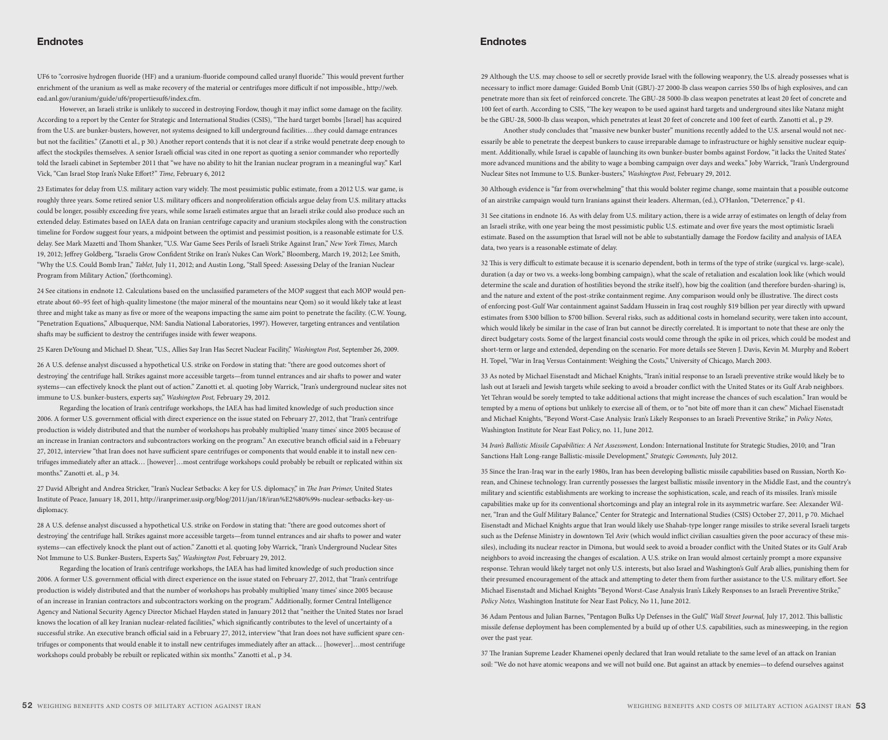## Endnotes

UF6 to "corrosive hydrogen fluoride (HF) and a uranium-fluoride compound called uranyl fluoride." This would prevent further enrichment of the uranium as well as make recovery of the material or centrifuges more difficult if not impossible., http://web.ead.anl.gov/uranium/guide/uf6/propertiesuf6/index.cfm.

However, an Israeli strike is unlikely to succeed in destroying Fordow, though it may inflict some damage on the facility. According to a report by the Center for Strategic and International Studies (CSIS), "The hard target bombs [Israel] has acquired from the U.S. are bunker-busters, however, not systems designed to kill underground facilities….they could damage entrances but not the facilities." (Zanotti et al., p 30.) Another report contends that it is not clear if a strike would penetrate deep enough to affect the stockpiles themselves. A senior Israeli official was cited in one report as quoting a senior commander who reportedly told the Israeli cabinet in September 2011 that "we have no ability to hit the Iranian nuclear program in a meaningful way." Karl Vick, "Can Israel Stop Iran's Nuke Effort?" *Time,* February 6, 2012

23 Estimates for delay from U.S. military action vary widely. The most pessimistic public estimate, from a 2012 U.S. war game, is roughly three years. Some retired senior U.S. military officers and nonproliferation officials argue delay from U.S. military attacks could be longer, possibly exceeding five years, while some Israeli estimates argue that an Israeli strike could also produce such an extended delay. Estimates based on IAEA data on Iranian centrifuge capacity and uranium stockpiles along with the construction timeline for Fordow suggest four years, a midpoint between the optimist and pessimist position, is a reasonable estimate for U.S. delay. See Mark Mazetti and Thom Shanker, "U.S. War Game Sees Perils of Israeli Strike Against Iran," *New York Times,* March 19, 2012; Jeffrey Goldberg, "Israelis Grow Confident Strike on Iran's Nukes Can Work," Bloomberg, March 19, 2012; Lee Smith, "Why the U.S. Could Bomb Iran," *Tablet,* July 11, 2012; and Austin Long, "Stall Speed: Assessing Delay of the Iranian Nuclear Program from Military Action," (forthcoming).

24 See citations in endnote 12. Calculations based on the unclassified parameters of the MOP suggest that each MOP would penetrate about 60–95 feet of high-quality limestone (the major mineral of the mountains near Qom) so it would likely take at least three and might take as many as five or more of the weapons impacting the same aim point to penetrate the facility. (C.W. Young, "Penetration Equations," Albuquerque, NM: Sandia National Laboratories, 1997). However, targeting entrances and ventilation shafts may be sufficient to destroy the centrifuges inside with fewer weapons.

25 Karen DeYoung and Michael D. Shear, "U.S., Allies Say Iran Has Secret Nuclear Facility," *Washington Post,* September 26, 2009.

26 A U.S. defense analyst discussed a hypothetical U.S. strike on Fordow in stating that: "there are good outcomes short of destroying' the centrifuge hall. Strikes against more accessible targets—from tunnel entrances and air shafts to power and water systems—can effectively knock the plant out of action." Zanotti et. al. quoting Joby Warrick, "Iran's underground nuclear sites not immune to U.S. bunker-busters, experts say," *Washington Post,* February 29, 2012.

Regarding the location of Iran's centrifuge workshops, the IAEA has had limited knowledge of such production since 2006. A former U.S. government official with direct experience on the issue stated on February 27, 2012, that "Iran's centrifuge production is widely distributed and that the number of workshops has probably multiplied 'many times' since 2005 because of an increase in Iranian contractors and subcontractors working on the program." An executive branch official said in a February 27, 2012, interview "that Iran does not have sufficient spare centrifuges or components that would enable it to install new centrifuges immediately after an attack… [however]…most centrifuge workshops could probably be rebuilt or replicated within six months." Zanotti et. al., p 34.

27 David Albright and Andrea Stricker, "Iran's Nuclear Setbacks: A key for U.S. diplomacy," in *The Iran Primer,* United States Institute of Peace, January 18, 2011, http://iranprimer.usip.org/blog/2011/jan/18/iran%E2%80%99s-nuclear-setbacks-key-us-diplomacy.

28 A U.S. defense analyst discussed a hypothetical U.S. strike on Fordow in stating that: "there are good outcomes short of destroying' the centrifuge hall. Strikes against more accessible targets—from tunnel entrances and air shafts to power and water systems—can effectively knock the plant out of action." Zanotti et al. quoting Joby Warrick, "Iran's Underground Nuclear Sites Not Immune to U.S. Bunker-Busters, Experts Say," *Washington Post,* February 29, 2012.

Regarding the location of Iran's centrifuge workshops, the IAEA has had limited knowledge of such production since 2006. A former U.S. government official with direct experience on the issue stated on February 27, 2012, that "Iran's centrifuge production is widely distributed and that the number of workshops has probably multiplied 'many times' since 2005 because of an increase in Iranian contractors and subcontractors working on the program." Additionally, former Central Intelligence Agency and National Security Agency Director Michael Hayden stated in January 2012 that "neither the United States nor Israel knows the location of all key Iranian nuclear-related facilities," which significantly contributes to the level of uncertainty of a successful strike. An executive branch official said in a February 27, 2012, interview "that Iran does not have sufficient spare centrifuges or components that would enable it to install new centrifuges immediately after an attack… [however]…most centrifuge workshops could probably be rebuilt or replicated within six months." Zanotti et al., p 34.

29 Although the U.S. may choose to sell or secretly provide Israel with the following weaponry, the U.S. already possesses what is necessary to inflict more damage: Guided Bomb Unit (GBU)-27 2000-lb class weapon carries 550 lbs of high explosives, and can penetrate more than six feet of reinforced concrete. The GBU-28 5000-lb class weapon penetrates at least 20 feet of concrete and 100 feet of earth. According to CSIS, "The key weapon to be used against hard targets and underground sites like Natanz might be the GBU-28, 5000-lb class weapon, which penetrates at least 20 feet of concrete and 100 feet of earth. Zanotti et al., p 29.

Another study concludes that "massive new bunker buster" munitions recently added to the U.S. arsenal would not necessarily be able to penetrate the deepest bunkers to cause irreparable damage to infrastructure or highly sensitive nuclear equipment. Additionally, while Israel is capable of launching its own bunker-buster bombs against Fordow, "it lacks the United States' more advanced munitions and the ability to wage a bombing campaign over days and weeks." Joby Warrick, "Iran's Underground Nuclear Sites not Immune to U.S. Bunker-busters," *Washington Post,* February 29, 2012.

30 Although evidence is "far from overwhelming" that this would bolster regime change, some maintain that a possible outcome of an airstrike campaign would turn Iranians against their leaders. Alterman, (ed.), O'Hanlon, "Deterrence," p 41.

31 See citations in endnote 16. As with delay from U.S. military action, there is a wide array of estimates on length of delay from an Israeli strike, with one year being the most pessimistic public U.S. estimate and over five years the most optimistic Israeli estimate. Based on the assumption that Israel will not be able to substantially damage the Fordow facility and analysis of IAEA data, two years is a reasonable estimate of delay.

32 This is very difficult to estimate because it is scenario dependent, both in terms of the type of strike (surgical vs. large-scale), duration (a day or two vs. a weeks-long bombing campaign), what the scale of retaliation and escalation look like (which would determine the scale and duration of hostilities beyond the strike itself), how big the coalition (and therefore burden-sharing) is, and the nature and extent of the post-strike containment regime. Any comparison would only be illustrative. The direct costs of enforcing post-Gulf War containment against Saddam Hussein in Iraq cost roughly $19 billion per year directly with upward estimates from $300 billion to $700 billion. Several risks, such as additional costs in homeland security, were taken into account, which would likely be similar in the case of Iran but cannot be directly correlated. It is important to note that these are only the direct budgetary costs. Some of the largest financial costs would come through the spike in oil prices, which could be modest and short-term or large and extended, depending on the scenario. For more details see Steven J. Davis, Kevin M. Murphy and Robert H. Topel, "War in Iraq Versus Containment: Weighing the Costs," University of Chicago, March 2003.

33 As noted by Michael Eisenstadt and Michael Knights, "Iran's initial response to an Israeli preventive strike would likely be to lash out at Israeli and Jewish targets while seeking to avoid a broader conflict with the United States or its Gulf Arab neighbors. Yet Tehran would be sorely tempted to take additional actions that might increase the chances of such escalation." Iran would be tempted by a menu of options but unlikely to exercise all of them, or to "not bite off more than it can chew." Michael Eisenstadt and Michael Knights, "Beyond Worst-Case Analysis: Iran's Likely Responses to an Israeli Preventive Strike," in *Policy Notes,* Washington Institute for Near East Policy, no. 11, June 2012.

34 *Iran's Ballistic Missile Capabilities: A Net Assessment,* London: International Institute for Strategic Studies, 2010; and "Iran Sanctions Halt Long-range Ballistic-missile Development," *Strategic Comments,* July 2012.

35 Since the Iran-Iraq war in the early 1980s, Iran has been developing ballistic missile capabilities based on Russian, North Korean, and Chinese technology. Iran currently possesses the largest ballistic missile inventory in the Middle East, and the country's military and scientific establishments are working to increase the sophistication, scale, and reach of its missiles. Iran's missile capabilities make up for its conventional shortcomings and play an integral role in its asymmetric warfare. See: Alexander Wilner, "Iran and the Gulf Military Balance," Center for Strategic and International Studies (CSIS) October 27, 2011, p 70. Michael Eisenstadt and Michael Knights argue that Iran would likely use Shahab-type longer range missiles to strike several Israeli targets such as the Defense Ministry in downtown Tel Aviv (which would inflict civilian casualties given the poor accuracy of these missiles), including its nuclear reactor in Dimona, but would seek to avoid a broader conflict with the United States or its Gulf Arab neighbors to avoid increasing the changes of escalation. A U.S. strike on Iran would almost certainly prompt a more expansive response. Tehran would likely target not only U.S. interests, but also Israel and Washington's Gulf Arab allies, punishing them for their presumed encouragement of the attack and attempting to deter them from further assistance to the U.S. military effort. See Michael Eisenstadt and Michael Knights "Beyond Worst-Case Analysis Iran's Likely Responses to an Israeli Preventive Strike," *Policy Notes,* Washington Institute for Near East Policy, No 11, June 2012.

36 Adam Pentous and Julian Barnes, "Pentagon Bulks Up Defenses in the Gulf," *Wall Street Journal,* July 17, 2012. This ballistic missile defense deployment has been complemented by a build up of other U.S. capabilities, such as minesweeping, in the region over the past year.

37 The Iranian Supreme Leader Khamenei openly declared that Iran would retaliate to the same level of an attack on Iranian soil: "We do not have atomic weapons and we will not build one. But against an attack by enemies—to defend ourselves against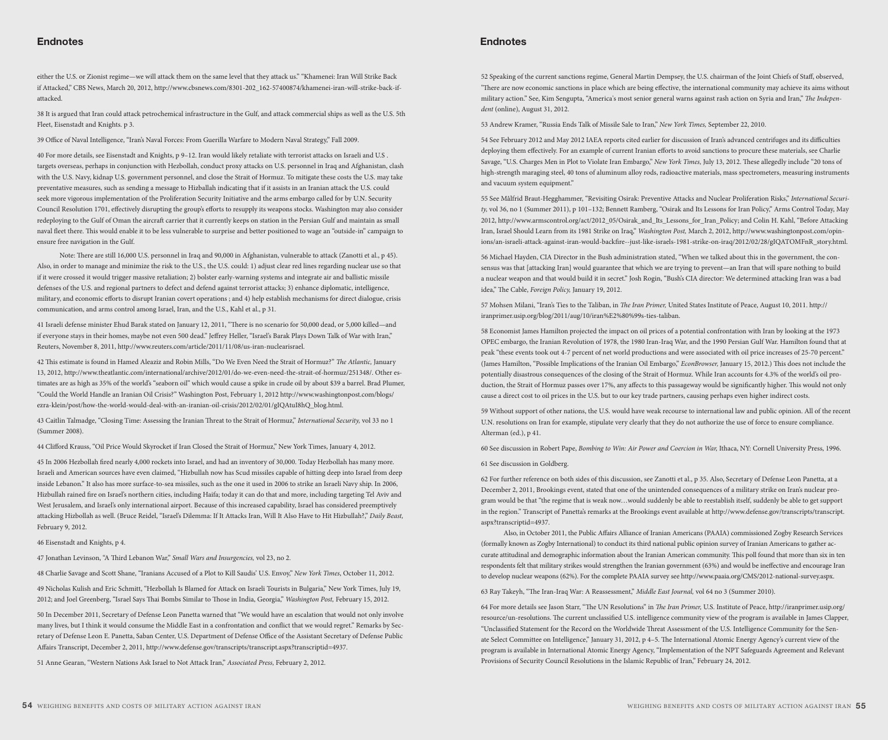## Endnotes

either the U.S. or Zionist regime—we will attack them on the same level that they attack us." "Khamenei: Iran Will Strike Back if Attacked," CBS News, March 20, 2012, http://www.cbsnews.com/8301-202_162-57400874/khamenei-iran-will-strike-back-if-attacked.

38 It is argued that Iran could attack petrochemical infrastructure in the Gulf, and attack commercial ships as well as the U.S. 5th Fleet, Eisenstadt and Knights. p 3.

39 Office of Naval Intelligence, "Iran's Naval Forces: From Guerilla Warfare to Modern Naval Strategy," Fall 2009.

40 For more details, see Eisenstadt and Knights, p 9–12. Iran would likely retaliate with terrorist attacks on Israeli and U.S . targets overseas, perhaps in conjunction with Hezbollah, conduct proxy attacks on U.S. personnel in Iraq and Afghanistan, clash with the U.S. Navy, kidnap U.S. government personnel, and close the Strait of Hormuz. To mitigate these costs the U.S. may take preventative measures, such as sending a message to Hizballah indicating that if it assists in an Iranian attack the U.S. could seek more vigorous implementation of the Proliferation Security Initiative and the arms embargo called for by U.N. Security Council Resolution 1701, effectively disrupting the group's efforts to resupply its weapons stocks. Washington may also consider redeploying to the Gulf of Oman the aircraft carrier that it currently keeps on station in the Persian Gulf and maintain as small naval fleet there. This would enable it to be less vulnerable to surprise and better positioned to wage an "outside-in" campaign to ensure free navigation in the Gulf.

Note: There are still 16,000 U.S. personnel in Iraq and 90,000 in Afghanistan, vulnerable to attack (Zanotti et al., p 45). Also, in order to manage and minimize the risk to the U.S., the U.S. could: 1) adjust clear red lines regarding nuclear use so that if it were crossed it would trigger massive retaliation; 2) bolster early-warning systems and integrate air and ballistic missile defenses of the U.S. and regional partners to defect and defend against terrorist attacks; 3) enhance diplomatic, intelligence, military, and economic efforts to disrupt Iranian covert operations ; and 4) help establish mechanisms for direct dialogue, crisis communication, and arms control among Israel, Iran, and the U.S., Kahl et al., p 31.

41 Israeli defense minister Ehud Barak stated on January 12, 2011, "There is no scenario for 50,000 dead, or 5,000 killed—and if everyone stays in their homes, maybe not even 500 dead." Jeffrey Heller, "Israel's Barak Plays Down Talk of War with Iran," Reuters, November 8, 2011, http://www.reuters.com/article/2011/11/08/us-iran-nuclearisrael.

42 This estimate is found in Hamed Aleaziz and Robin Mills, "Do We Even Need the Strait of Hormuz?" *The Atlantic,* January 13, 2012, http://www.theatlantic.com/international/archive/2012/01/do-we-even-need-the-strait-of-hormuz/251348/. Other estimates are as high as 35% of the world's "seaborn oil" which would cause a spike in crude oil by about $39 a barrel. Brad Plumer, "Could the World Handle an Iranian Oil Crisis?" Washington Post, February 1, 2012 http://www.washingtonpost.com/blogs/ezra-klein/post/how-the-world-would-deal-with-an-iranian-oil-crisis/2012/02/01/gIQAtuI8hQ_blog.html.

43 Caitlin Talmadge, "Closing Time: Assessing the Iranian Threat to the Strait of Hormuz," *International Security,* vol 33 no 1 (Summer 2008).

44 Clifford Krauss, "Oil Price Would Skyrocket if Iran Closed the Strait of Hormuz," New York Times, January 4, 2012.

45 In 2006 Hezbollah fired nearly 4,000 rockets into Israel, and had an inventory of 30,000. Today Hezbollah has many more. Israeli and American sources have even claimed, "Hizbullah now has Scud missiles capable of hitting deep into Israel from deep inside Lebanon." It also has more surface-to-sea missiles, such as the one it used in 2006 to strike an Israeli Navy ship. In 2006, Hizbullah rained fire on Israel's northern cities, including Haifa; today it can do that and more, including targeting Tel Aviv and West Jerusalem, and Israel's only international airport. Because of this increased capability, Israel has considered preemptively attacking Hizbullah as well. (Bruce Reidel, "Israel's Dilemma: If It Attacks Iran, Will It Also Have to Hit Hizbullah?," *Daily Beast,* February 9, 2012.

46 Eisenstadt and Knights, p 4.

47 Jonathan Levinson, "A Third Lebanon War," *Small Wars and Insurgencies,* vol 23, no 2.

48 Charlie Savage and Scott Shane, "Iranians Accused of a Plot to Kill Saudis' U.S. Envoy," *New York Times*, October 11, 2012.

49 Nicholas Kulish and Eric Schmitt, "Hezbollah Is Blamed for Attack on Israeli Tourists in Bulgaria," New York Times, July 19, 2012; and Joel Greenberg, "Israel Says Thai Bombs Similar to Those in India, Georgia," *Washington Post,* February 15, 2012.

50 In December 2011, Secretary of Defense Leon Panetta warned that "We would have an escalation that would not only involve many lives, but I think it would consume the Middle East in a confrontation and conflict that we would regret." Remarks by Secretary of Defense Leon E. Panetta, Saban Center, U.S. Department of Defense Office of the Assistant Secretary of Defense Public Affairs Transcript, December 2, 2011, http://www.defense.gov/transcripts/transcript.aspx?transcriptid=4937.

51 Anne Gearan, "Western Nations Ask Israel to Not Attack Iran," *Associated Press,* February 2, 2012.

52 Speaking of the current sanctions regime, General Martin Dempsey, the U.S. chairman of the Joint Chiefs of Staff, observed, "There are now economic sanctions in place which are being effective, the international community may achieve its aims without military action." See, Kim Sengupta, "America's most senior general warns against rash action on Syria and Iran," *The Independent* (online), August 31, 2012.

53 Andrew Kramer, "Russia Ends Talk of Missile Sale to Iran," *New York Times,* September 22, 2010.

54 See February 2012 and May 2012 IAEA reports cited earlier for discussion of Iran's advanced centrifuges and its difficulties deploying them effectively. For an example of current Iranian efforts to avoid sanctions to procure these materials, see Charlie Savage, "U.S. Charges Men in Plot to Violate Iran Embargo," *New York Times,* July 13, 2012. These allegedly include "20 tons of high-strength maraging steel, 40 tons of aluminum alloy rods, radioactive materials, mass spectrometers, measuring instruments and vacuum system equipment."

55 See Målfrid Braut-Hegghammer, "Revisiting Osirak: Preventive Attacks and Nuclear Proliferation Risks," *International Security,* vol 36, no 1 (Summer 2011), p 101–132; Bennett Ramberg, "Osirak and Its Lessons for Iran Policy," Arms Control Today, May 2012, http://www.armscontrol.org/act/2012_05/Osirak_and_Its_Lessons_for_Iran_Policy; and Colin H. Kahl, "Before Attacking Iran, Israel Should Learn from its 1981 Strike on Iraq," *Washington Post,* March 2, 2012, http://www.washingtonpost.com/opinions/an-israeli-attack-against-iran-would-backfire--just-like-israels-1981-strike-on-iraq/2012/02/28/gIQATOMFnR_story.html.

56 Michael Hayden, CIA Director in the Bush administration stated, "When we talked about this in the government, the consensus was that [attacking Iran] would guarantee that which we are trying to prevent—an Iran that will spare nothing to build a nuclear weapon and that would build it in secret." Josh Rogin, "Bush's CIA director: We determined attacking Iran was a bad idea," The Cable, *Foreign Policy,* January 19, 2012.

57 Mohsen Milani, "Iran's Ties to the Taliban, in *The Iran Primer,* United States Institute of Peace, August 10, 2011. http://iranprimer.usip.org/blog/2011/aug/10/iran%E2%80%99s-ties-taliban.

58 Economist James Hamilton projected the impact on oil prices of a potential confrontation with Iran by looking at the 1973 OPEC embargo, the Iranian Revolution of 1978, the 1980 Iran-Iraq War, and the 1990 Persian Gulf War. Hamilton found that at peak "these events took out 4-7 percent of net world productions and were associated with oil price increases of 25-70 percent." (James Hamilton, "Possible Implications of the Iranian Oil Embargo," *EconBrowser,* January 15, 2012.) This does not include the potentially disastrous consequences of the closing of the Strait of Hormuz. While Iran accounts for 4.3% of the world's oil production, the Strait of Hormuz passes over 17%, any affects to this passageway would be significantly higher. This would not only cause a direct cost to oil prices in the U.S. but to our key trade partners, causing perhaps even higher indirect costs.

59 Without support of other nations, the U.S. would have weak recourse to international law and public opinion. All of the recent U.N. resolutions on Iran for example, stipulate very clearly that they do not authorize the use of force to ensure compliance. Alterman (ed.), p 41.

60 See discussion in Robert Pape, *Bombing to Win: Air Power and Coercion in War,* Ithaca, NY: Cornell University Press, 1996.

61 See discussion in Goldberg.

62 For further reference on both sides of this discussion, see Zanotti et al., p 35. Also, Secretary of Defense Leon Panetta, at a December 2, 2011, Brookings event, stated that one of the unintended consequences of a military strike on Iran's nuclear program would be that "the regime that is weak now…would suddenly be able to reestablish itself, suddenly be able to get support in the region." Transcript of Panetta's remarks at the Brookings event available at http://www.defense.gov/transcripts/transcript.aspx?transcriptid=4937.

Also, in October 2011, the Public Affairs Alliance of Iranian Americans (PAAIA) commissioned Zogby Research Services (formally known as Zogby International) to conduct its third national public opinion survey of Iranian Americans to gather accurate attitudinal and demographic information about the Iranian American community. This poll found that more than six in ten respondents felt that military strikes would strengthen the Iranian government (63%) and would be ineffective and encourage Iran to develop nuclear weapons (62%). For the complete PAAIA survey see http://www.paaia.org/CMS/2012-national-survey.aspx.

63 Ray Takeyh, "The Iran-Iraq War: A Reassessment," *Middle East Journal,* vol 64 no 3 (Summer 2010).

64 For more details see Jason Starr, "The UN Resolutions" in *The Iran Primer,* U.S. Institute of Peace, http://iranprimer.usip.org/resource/un-resolutions. The current unclassified U.S. intelligence community view of the program is available in James Clapper, "Unclassified Statement for the Record on the Worldwide Threat Assessment of the U.S. Intelligence Community for the Senate Select Committee on Intelligence," January 31, 2012, p 4–5. The International Atomic Energy Agency's current view of the program is available in International Atomic Energy Agency, "Implementation of the NPT Safeguards Agreement and Relevant Provisions of Security Council Resolutions in the Islamic Republic of Iran," February 24, 2012.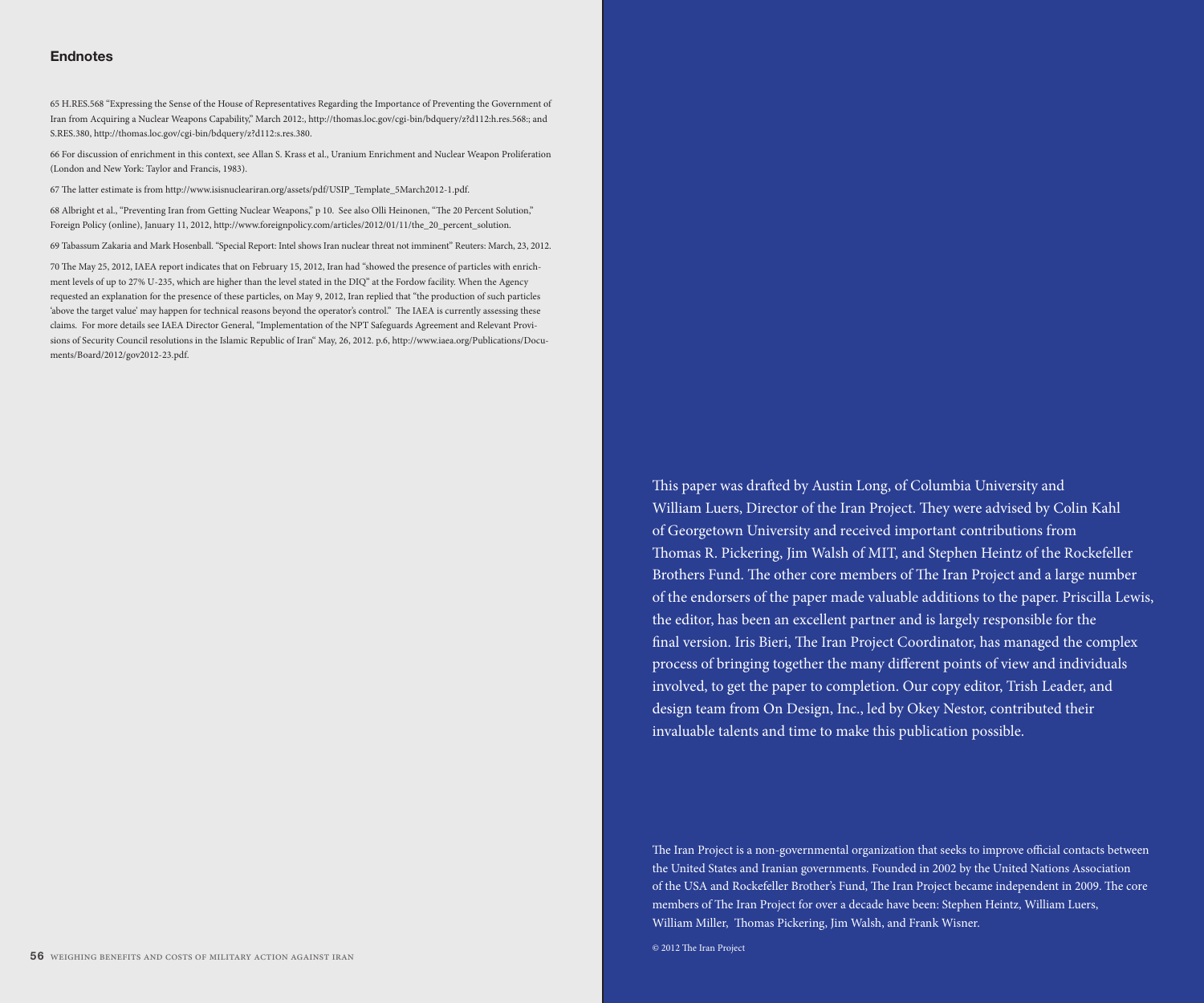## Endnotes

65 H.RES.568 "Expressing the Sense of the House of Representatives Regarding the Importance of Preventing the Government of Iran from Acquiring a Nuclear Weapons Capability," March 2012:, http://thomas.loc.gov/cgi-bin/bdquery/z?d112:h.res.568:; and S.RES.380, http://thomas.loc.gov/cgi-bin/bdquery/z?d112:s.res.380.

66 For discussion of enrichment in this context, see Allan S. Krass et al., Uranium Enrichment and Nuclear Weapon Proliferation (London and New York: Taylor and Francis, 1983).

67 The latter estimate is from http://www.isisnucleariran.org/assets/pdf/USIP_Template_5March2012-1.pdf.

68 Albright et al., "Preventing Iran from Getting Nuclear Weapons," p 10. See also Olli Heinonen, "The 20 Percent Solution," Foreign Policy (online), January 11, 2012, http://www.foreignpolicy.com/articles/2012/01/11/the_20_percent_solution.

69 Tabassum Zakaria and Mark Hosenball. "Special Report: Intel shows Iran nuclear threat not imminent" Reuters: March, 23, 2012.

70 The May 25, 2012, IAEA report indicates that on February 15, 2012, Iran had "showed the presence of particles with enrichment levels of up to 27% U-235, which are higher than the level stated in the DIQ" at the Fordow facility. When the Agency requested an explanation for the presence of these particles, on May 9, 2012, Iran replied that "the production of such particles 'above the target value' may happen for technical reasons beyond the operator's control." The IAEA is currently assessing these claims. For more details see IAEA Director General, "Implementation of the NPT Safeguards Agreement and Relevant Provisions of Security Council resolutions in the Islamic Republic of Iran" May, 26, 2012. p.6, http://www.iaea.org/Publications/Documents/Board/2012/gov2012-23.pdf.

This paper was drafted by Austin Long, of Columbia University and William Luers, Director of the Iran Project. They were advised by Colin Kahl of Georgetown University and received important contributions from Thomas R. Pickering, Jim Walsh of MIT, and Stephen Heintz of the Rockefeller Brothers Fund. The other core members of The Iran Project and a large number of the endorsers of the paper made valuable additions to the paper. Priscilla Lewis, the editor, has been an excellent partner and is largely responsible for the final version. Iris Bieri, The Iran Project Coordinator, has managed the complex process of bringing together the many different points of view and individuals involved, to get the paper to completion. Our copy editor, Trish Leader, and design team from On Design, Inc., led by Okey Nestor, contributed their invaluable talents and time to make this publication possible.

The Iran Project is a non-governmental organization that seeks to improve official contacts between the United States and Iranian governments. Founded in 2002 by the United Nations Association of the USA and Rockefeller Brother's Fund, The Iran Project became independent in 2009. The core members of The Iran Project for over a decade have been: Stephen Heintz, William Luers, William Miller, Thomas Pickering, Jim Walsh, and Frank Wisner.

© 2012 The Iran Project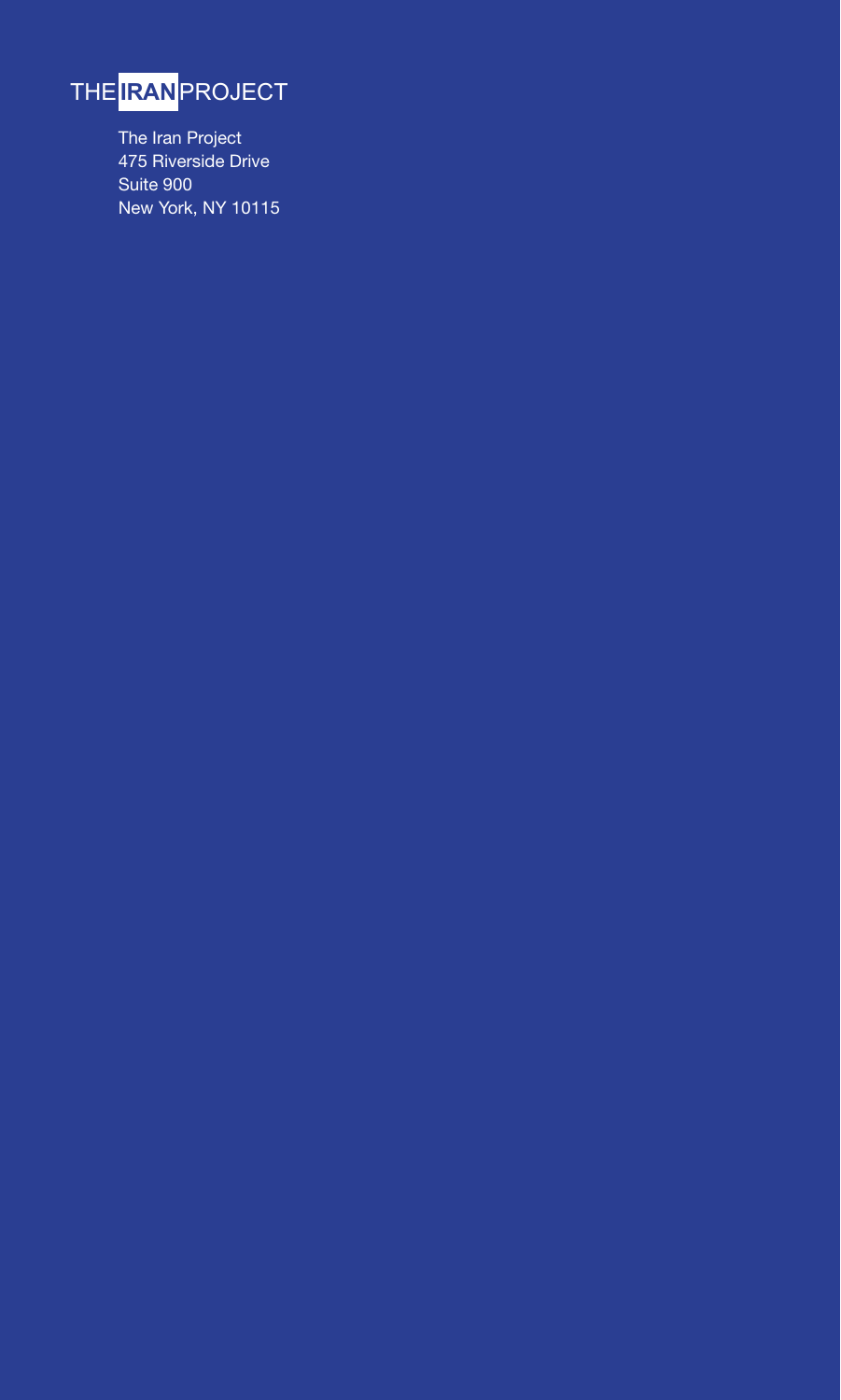THE IRAN PROJECT

The Iran Project
475 Riverside Drive
Suite 900
New York, NY 10115